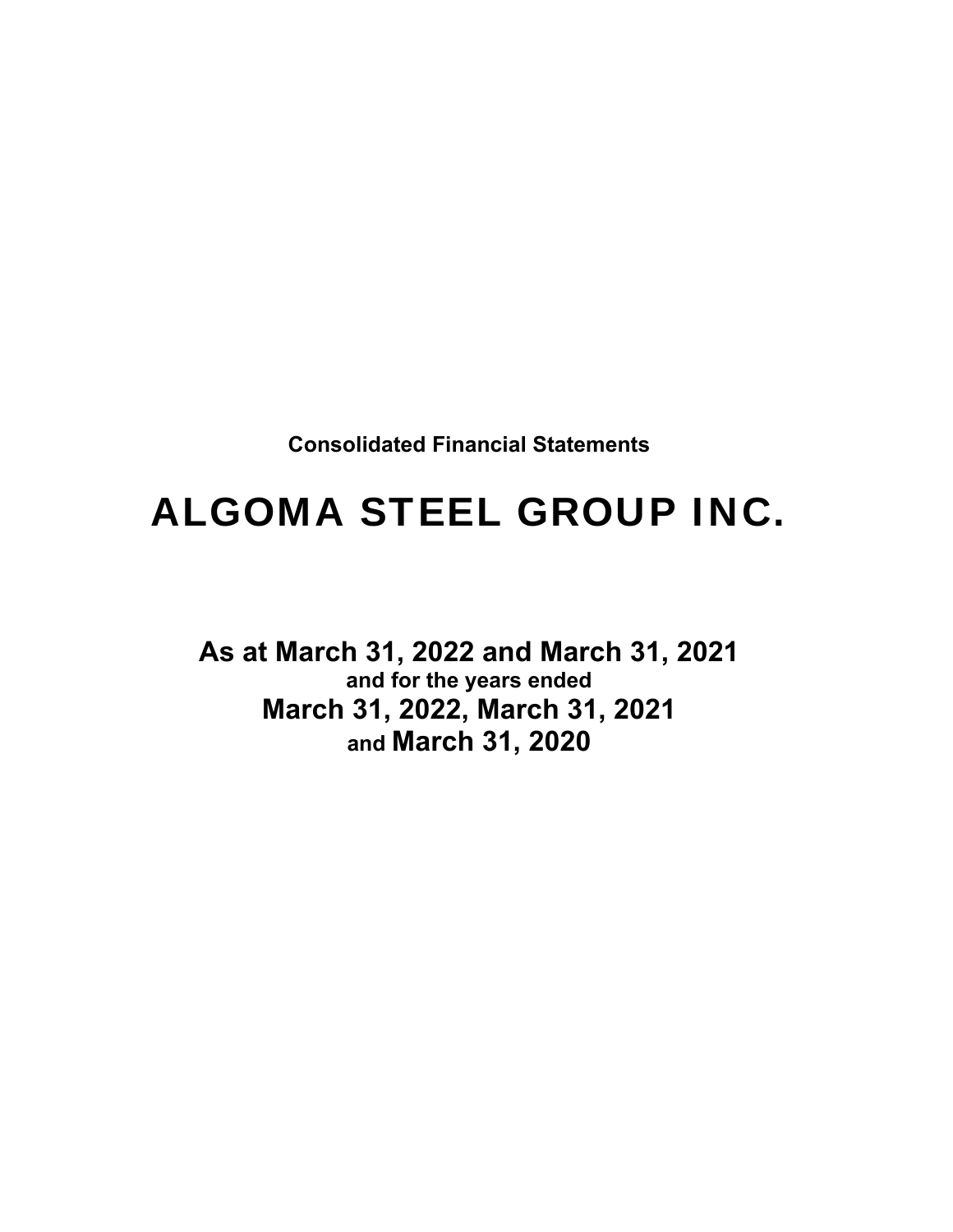**Consolidated Financial Statements**

# ALGOMA STEEL GROUP INC.

## As at March 31, 2022 and March 31, 2021

**and for the years ended**

## March 31, 2022, March 31, 2021

**and March 31, 2020**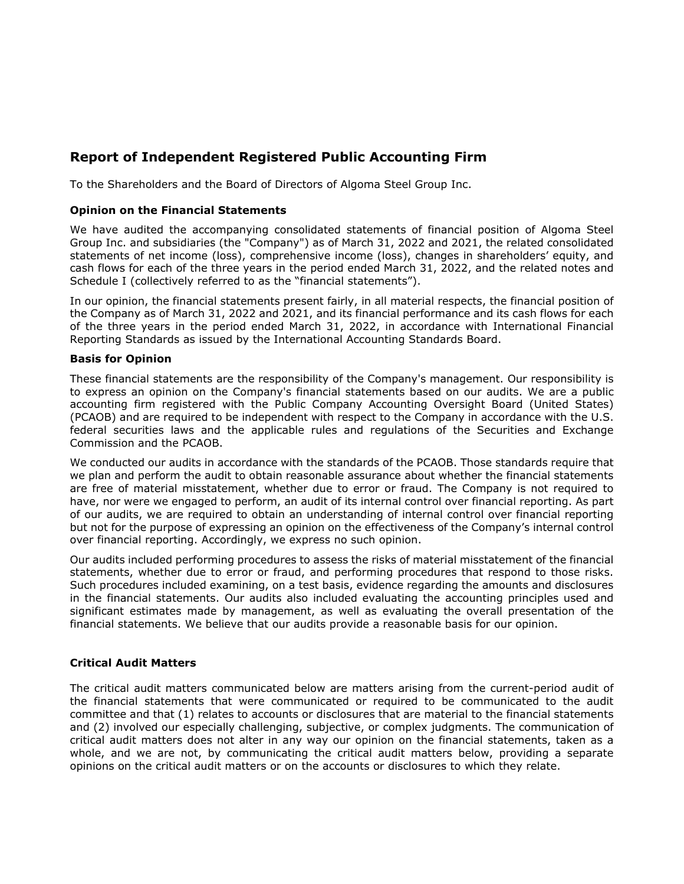## Report of Independent Registered Public Accounting Firm

To the Shareholders and the Board of Directors of Algoma Steel Group Inc.

### Opinion on the Financial Statements

We have audited the accompanying consolidated statements of financial position of Algoma Steel Group Inc. and subsidiaries (the "Company") as of March 31, 2022 and 2021, the related consolidated statements of net income (loss), comprehensive income (loss), changes in shareholders' equity, and cash flows for each of the three years in the period ended March 31, 2022, and the related notes and Schedule I (collectively referred to as the "financial statements").

In our opinion, the financial statements present fairly, in all material respects, the financial position of the Company as of March 31, 2022 and 2021, and its financial performance and its cash flows for each of the three years in the period ended March 31, 2022, in accordance with International Financial Reporting Standards as issued by the International Accounting Standards Board.

### Basis for Opinion

These financial statements are the responsibility of the Company's management. Our responsibility is to express an opinion on the Company's financial statements based on our audits. We are a public accounting firm registered with the Public Company Accounting Oversight Board (United States) (PCAOB) and are required to be independent with respect to the Company in accordance with the U.S. federal securities laws and the applicable rules and regulations of the Securities and Exchange Commission and the PCAOB.

We conducted our audits in accordance with the standards of the PCAOB. Those standards require that we plan and perform the audit to obtain reasonable assurance about whether the financial statements are free of material misstatement, whether due to error or fraud. The Company is not required to have, nor were we engaged to perform, an audit of its internal control over financial reporting. As part of our audits, we are required to obtain an understanding of internal control over financial reporting but not for the purpose of expressing an opinion on the effectiveness of the Company's internal control over financial reporting. Accordingly, we express no such opinion.

Our audits included performing procedures to assess the risks of material misstatement of the financial statements, whether due to error or fraud, and performing procedures that respond to those risks. Such procedures included examining, on a test basis, evidence regarding the amounts and disclosures in the financial statements. Our audits also included evaluating the accounting principles used and significant estimates made by management, as well as evaluating the overall presentation of the financial statements. We believe that our audits provide a reasonable basis for our opinion.

### Critical Audit Matters

The critical audit matters communicated below are matters arising from the current-period audit of the financial statements that were communicated or required to be communicated to the audit committee and that (1) relates to accounts or disclosures that are material to the financial statements and (2) involved our especially challenging, subjective, or complex judgments. The communication of critical audit matters does not alter in any way our opinion on the financial statements, taken as a whole, and we are not, by communicating the critical audit matters below, providing a separate opinions on the critical audit matters or on the accounts or disclosures to which they relate.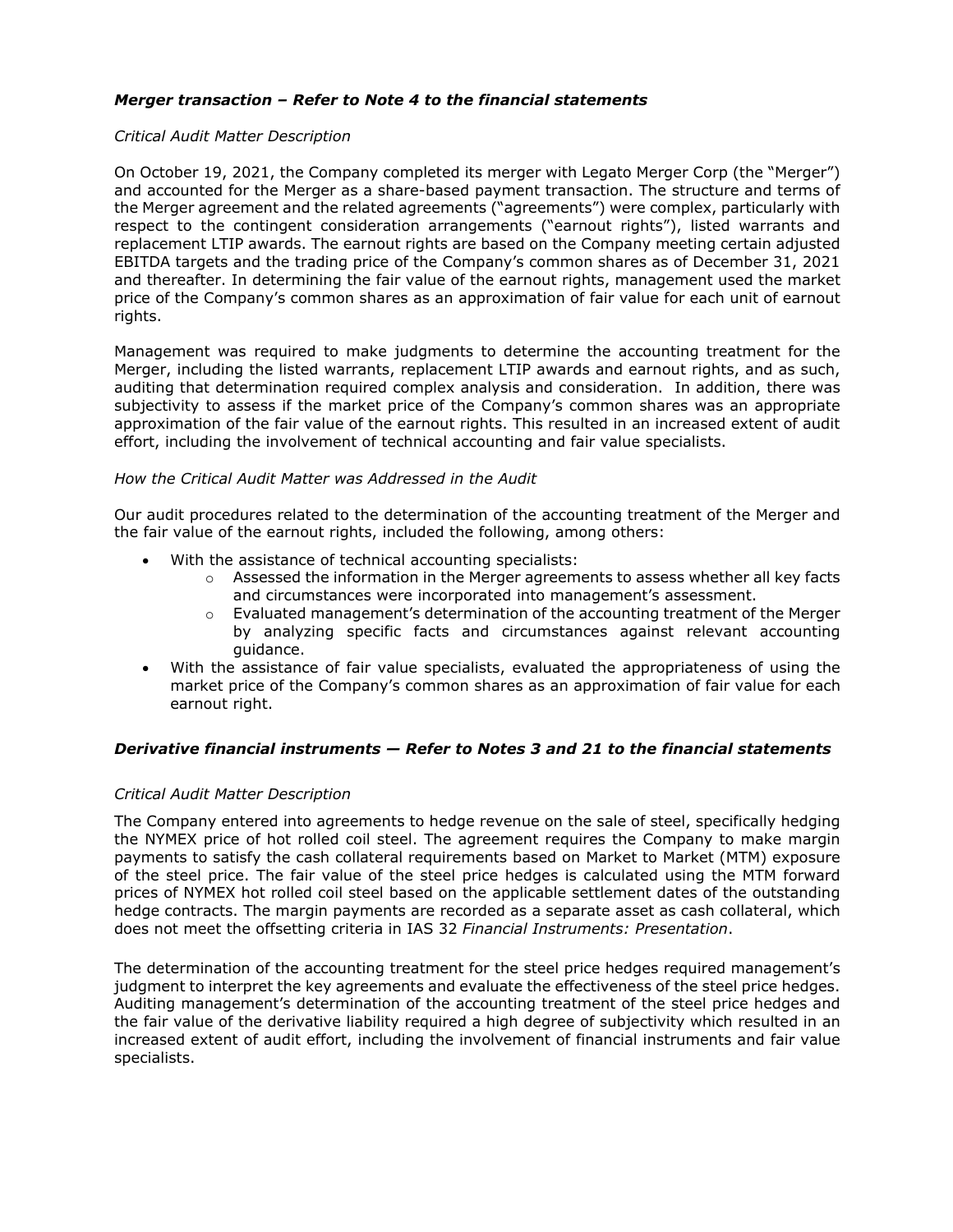### *Merger transaction – Refer to Note 4 to the financial statements*

*Critical Audit Matter Description*

On October 19, 2021, the Company completed its merger with Legato Merger Corp (the "Merger") and accounted for the Merger as a share-based payment transaction. The structure and terms of the Merger agreement and the related agreements ("agreements") were complex, particularly with respect to the contingent consideration arrangements ("earnout rights"), listed warrants and replacement LTIP awards. The earnout rights are based on the Company meeting certain adjusted EBITDA targets and the trading price of the Company's common shares as of December 31, 2021 and thereafter. In determining the fair value of the earnout rights, management used the market price of the Company's common shares as an approximation of fair value for each unit of earnout rights.

Management was required to make judgments to determine the accounting treatment for the Merger, including the listed warrants, replacement LTIP awards and earnout rights, and as such, auditing that determination required complex analysis and consideration. In addition, there was subjectivity to assess if the market price of the Company's common shares was an appropriate approximation of the fair value of the earnout rights. This resulted in an increased extent of audit effort, including the involvement of technical accounting and fair value specialists.

*How the Critical Audit Matter was Addressed in the Audit*

Our audit procedures related to the determination of the accounting treatment of the Merger and the fair value of the earnout rights, included the following, among others:

- With the assistance of technical accounting specialists:
  - Assessed the information in the Merger agreements to assess whether all key facts and circumstances were incorporated into management's assessment.
  - Evaluated management's determination of the accounting treatment of the Merger by analyzing specific facts and circumstances against relevant accounting guidance.
- With the assistance of fair value specialists, evaluated the appropriateness of using the market price of the Company's common shares as an approximation of fair value for each earnout right.

### *Derivative financial instruments — Refer to Notes 3 and 21 to the financial statements*

*Critical Audit Matter Description*

The Company entered into agreements to hedge revenue on the sale of steel, specifically hedging the NYMEX price of hot rolled coil steel. The agreement requires the Company to make margin payments to satisfy the cash collateral requirements based on Market to Market (MTM) exposure of the steel price. The fair value of the steel price hedges is calculated using the MTM forward prices of NYMEX hot rolled coil steel based on the applicable settlement dates of the outstanding hedge contracts. The margin payments are recorded as a separate asset as cash collateral, which does not meet the offsetting criteria in IAS 32 *Financial Instruments: Presentation*.

The determination of the accounting treatment for the steel price hedges required management's judgment to interpret the key agreements and evaluate the effectiveness of the steel price hedges. Auditing management's determination of the accounting treatment of the steel price hedges and the fair value of the derivative liability required a high degree of subjectivity which resulted in an increased extent of audit effort, including the involvement of financial instruments and fair value specialists.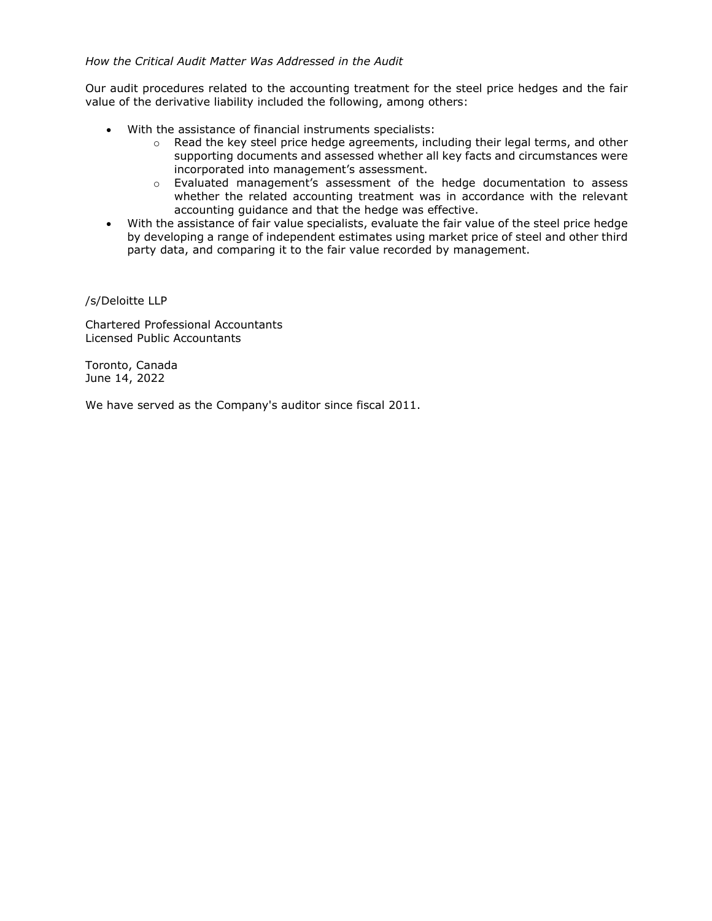*How the Critical Audit Matter Was Addressed in the Audit*

Our audit procedures related to the accounting treatment for the steel price hedges and the fair value of the derivative liability included the following, among others:

- With the assistance of financial instruments specialists:
  - Read the key steel price hedge agreements, including their legal terms, and other supporting documents and assessed whether all key facts and circumstances were incorporated into management's assessment.
  - Evaluated management's assessment of the hedge documentation to assess whether the related accounting treatment was in accordance with the relevant accounting guidance and that the hedge was effective.
- With the assistance of fair value specialists, evaluate the fair value of the steel price hedge by developing a range of independent estimates using market price of steel and other third party data, and comparing it to the fair value recorded by management.

/s/Deloitte LLP

Chartered Professional Accountants
Licensed Public Accountants

Toronto, Canada
June 14, 2022

We have served as the Company's auditor since fiscal 2011.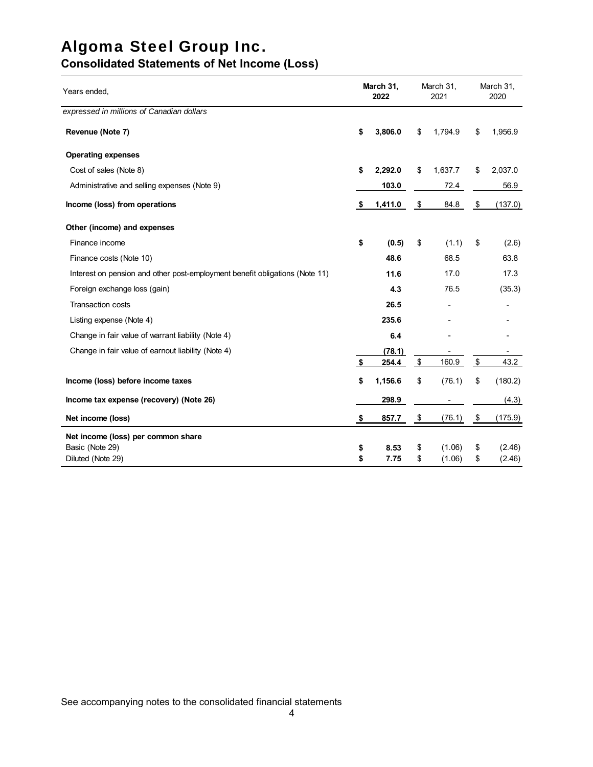# Algoma Steel Group Inc.

## Consolidated Statements of Net Income (Loss)

| Years ended, | March 31, 2022 | March 31, 2021 | March 31, 2020 |
|---|---|---|---|
| *expressed in millions of Canadian dollars* | | | |
| **Revenue (Note 7)** | **$ 3,806.0** | $ 1,794.9 | $ 1,956.9 |
| **Operating expenses** | | | |
| Cost of sales (Note 8) | **$ 2,292.0** | $ 1,637.7 | $ 2,037.0 |
| Administrative and selling expenses (Note 9) | **103.0** | 72.4 | 56.9 |
| **Income (loss) from operations** | **$ 1,411.0** | $ 84.8 | $ (137.0) |
| **Other (income) and expenses** | | | |
| Finance income | **$ (0.5)** | $ (1.1) | $ (2.6) |
| Finance costs (Note 10) | **48.6** | 68.5 | 63.8 |
| Interest on pension and other post-employment benefit obligations (Note 11) | **11.6** | 17.0 | 17.3 |
| Foreign exchange loss (gain) | **4.3** | 76.5 | (35.3) |
| Transaction costs | **26.5** | - | - |
| Listing expense (Note 4) | **235.6** | - | - |
| Change in fair value of warrant liability (Note 4) | **6.4** | - | - |
| Change in fair value of earnout liability (Note 4) | **(78.1)** | - | - |
| | **$ 254.4** | $ 160.9 | $ 43.2 |
| **Income (loss) before income taxes** | **$ 1,156.6** | $ (76.1) | $ (180.2) |
| **Income tax expense (recovery) (Note 26)** | **298.9** | - | (4.3) |
| **Net income (loss)** | **$ 857.7** | $ (76.1) | $ (175.9) |
| **Net income (loss) per common share** | | | |
| Basic (Note 29) | **$ 8.53** | $ (1.06) | $ (2.46) |
| Diluted (Note 29) | **$ 7.75** | $ (1.06) | $ (2.46) |

See accompanying notes to the consolidated financial statements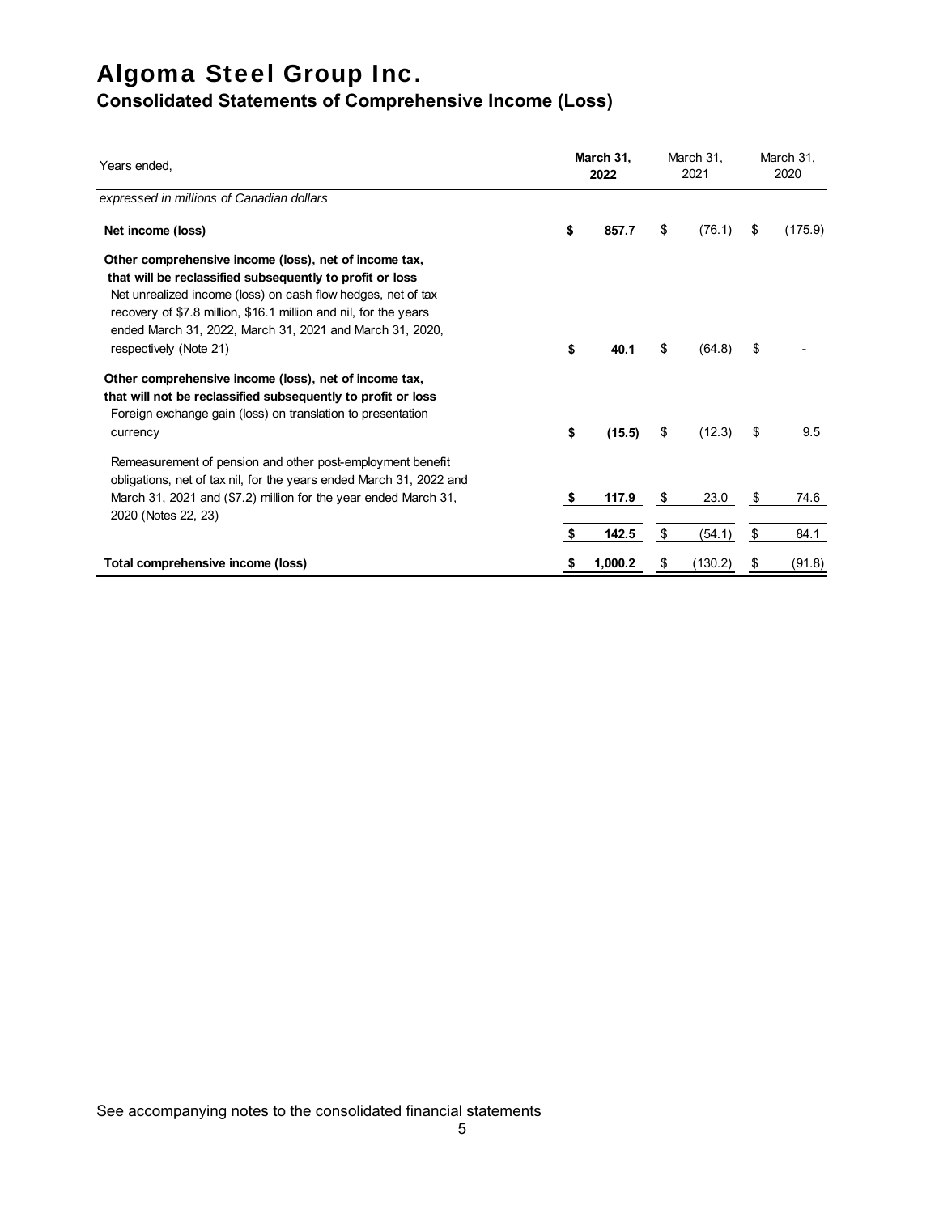# Algoma Steel Group Inc.

## Consolidated Statements of Comprehensive Income (Loss)

| Years ended, | | March 31, 2022 | | March 31, 2021 | | March 31, 2020 |
|---|---|---|---|---|---|---|
| *expressed in millions of Canadian dollars* | | | | | | |
| **Net income (loss)** | **$** | **857.7** | $ | (76.1) | $ | (175.9) |
| **Other comprehensive income (loss), net of income tax, that will be reclassified subsequently to profit or loss** | | | | | | |
| Net unrealized income (loss) on cash flow hedges, net of tax recovery of $7.8 million, $16.1 million and nil, for the years ended March 31, 2022, March 31, 2021 and March 31, 2020, respectively (Note 21) | **$** | **40.1** | $ | (64.8) | $ | - |
| **Other comprehensive income (loss), net of income tax, that will not be reclassified subsequently to profit or loss** | | | | | | |
| Foreign exchange gain (loss) on translation to presentation currency | **$** | **(15.5)** | $ | (12.3) | $ | 9.5 |
| Remeasurement of pension and other post-employment benefit obligations, net of tax nil, for the years ended March 31, 2022 and March 31, 2021 and ($7.2) million for the year ended March 31, 2020 (Notes 22, 23) | **$** | **117.9** | $ | 23.0 | $ | 74.6 |
| | **$** | **142.5** | $ | (54.1) | $ | 84.1 |
| **Total comprehensive income (loss)** | **$** | **1,000.2** | $ | (130.2) | $ | (91.8) |

See accompanying notes to the consolidated financial statements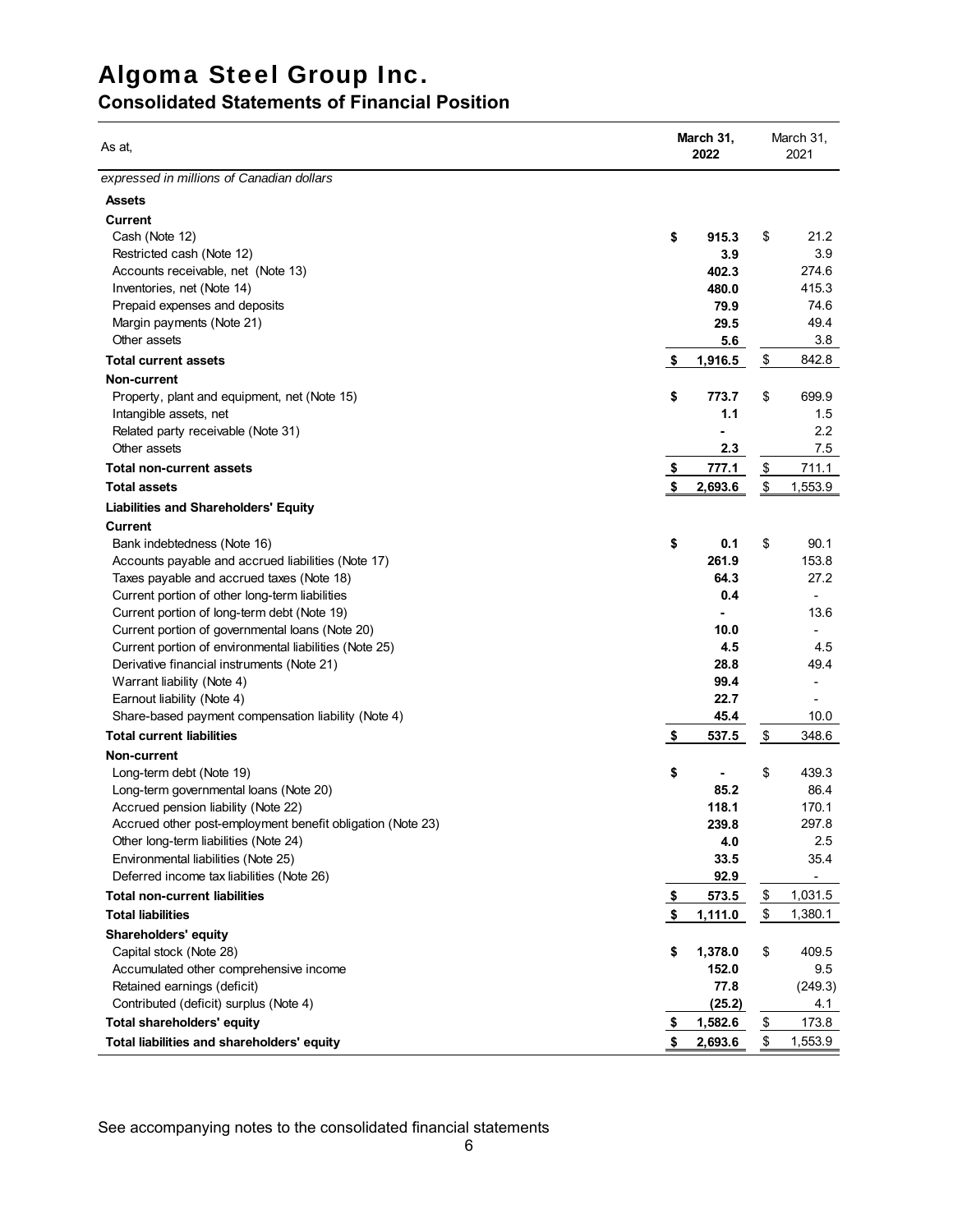# Algoma Steel Group Inc.

## Consolidated Statements of Financial Position

| As at, | March 31, 2022 | March 31, 2021 |
|---|---|---|
| *expressed in millions of Canadian dollars* | | |
| **Assets** | | |
| **Current** | | |
| Cash (Note 12) | **$ 915.3** | $ 21.2 |
| Restricted cash (Note 12) | **3.9** | 3.9 |
| Accounts receivable, net (Note 13) | **402.3** | 274.6 |
| Inventories, net (Note 14) | **480.0** | 415.3 |
| Prepaid expenses and deposits | **79.9** | 74.6 |
| Margin payments (Note 21) | **29.5** | 49.4 |
| Other assets | **5.6** | 3.8 |
| **Total current assets** | **$ 1,916.5** | $ 842.8 |
| **Non-current** | | |
| Property, plant and equipment, net (Note 15) | **$ 773.7** | $ 699.9 |
| Intangible assets, net | **1.1** | 1.5 |
| Related party receivable (Note 31) | **-** | 2.2 |
| Other assets | **2.3** | 7.5 |
| **Total non-current assets** | **$ 777.1** | $ 711.1 |
| **Total assets** | **$ 2,693.6** | $ 1,553.9 |
| **Liabilities and Shareholders' Equity** | | |
| **Current** | | |
| Bank indebtedness (Note 16) | **$ 0.1** | $ 90.1 |
| Accounts payable and accrued liabilities (Note 17) | **261.9** | 153.8 |
| Taxes payable and accrued taxes (Note 18) | **64.3** | 27.2 |
| Current portion of other long-term liabilities | **0.4** | - |
| Current portion of long-term debt (Note 19) | **-** | 13.6 |
| Current portion of governmental loans (Note 20) | **10.0** | - |
| Current portion of environmental liabilities (Note 25) | **4.5** | 4.5 |
| Derivative financial instruments (Note 21) | **28.8** | 49.4 |
| Warrant liability (Note 4) | **99.4** | - |
| Earnout liability (Note 4) | **22.7** | - |
| Share-based payment compensation liability (Note 4) | **45.4** | 10.0 |
| **Total current liabilities** | **$ 537.5** | $ 348.6 |
| **Non-current** | | |
| Long-term debt (Note 19) | **$ -** | $ 439.3 |
| Long-term governmental loans (Note 20) | **85.2** | 86.4 |
| Accrued pension liability (Note 22) | **118.1** | 170.1 |
| Accrued other post-employment benefit obligation (Note 23) | **239.8** | 297.8 |
| Other long-term liabilities (Note 24) | **4.0** | 2.5 |
| Environmental liabilities (Note 25) | **33.5** | 35.4 |
| Deferred income tax liabilities (Note 26) | **92.9** | - |
| **Total non-current liabilities** | **$ 573.5** | $ 1,031.5 |
| **Total liabilities** | **$ 1,111.0** | $ 1,380.1 |
| **Shareholders' equity** | | |
| Capital stock (Note 28) | **$ 1,378.0** | $ 409.5 |
| Accumulated other comprehensive income | **152.0** | 9.5 |
| Retained earnings (deficit) | **77.8** | (249.3) |
| Contributed (deficit) surplus (Note 4) | **(25.2)** | 4.1 |
| **Total shareholders' equity** | **$ 1,582.6** | $ 173.8 |
| **Total liabilities and shareholders' equity** | **$ 2,693.6** | $ 1,553.9 |

See accompanying notes to the consolidated financial statements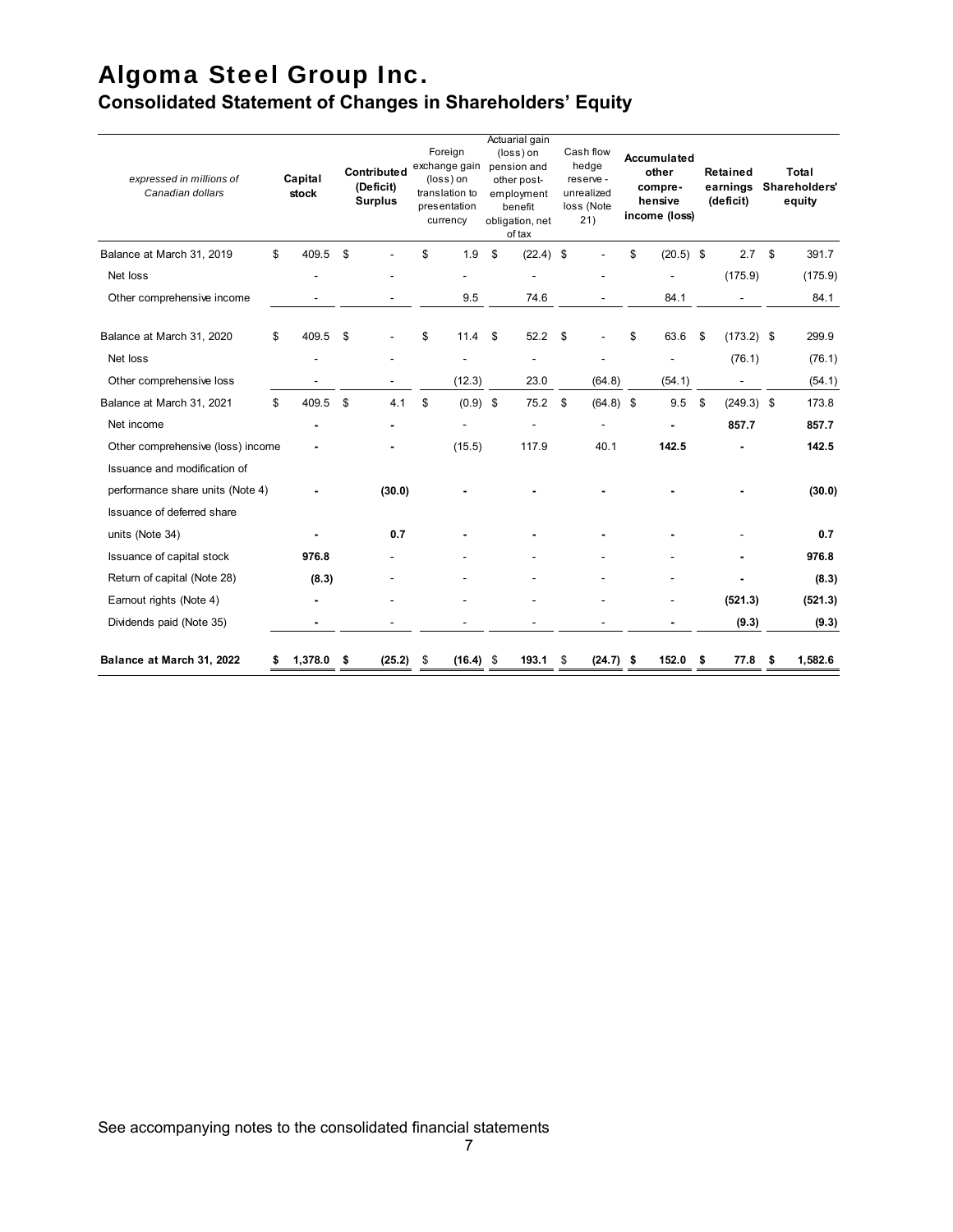# Algoma Steel Group Inc.

## Consolidated Statement of Changes in Shareholders' Equity

| *expressed in millions of Canadian dollars* | **Capital stock** | **Contributed (Deficit) Surplus** | Foreign exchange gain (loss) on translation to presentation currency | Actuarial gain (loss) on pension and other post-employment benefit obligation, net of tax | Cash flow hedge reserve - unrealized loss (Note 21) | **Accumulated other compre-hensive income (loss)** | **Retained earnings (deficit)** | **Total Shareholders' equity** |
|---|---|---|---|---|---|---|---|---|
| Balance at March 31, 2019 | $ 409.5 | $ - | $ 1.9 | $ (22.4) | $ - | $ (20.5) | $ 2.7 | $ 391.7 |
| Net loss | - | - | - | - | - | - | (175.9) | (175.9) |
| Other comprehensive income | - | - | 9.5 | 74.6 | - | 84.1 | - | 84.1 |
| Balance at March 31, 2020 | $ 409.5 | $ - | $ 11.4 | $ 52.2 | $ - | $ 63.6 | $ (173.2) | $ 299.9 |
| Net loss | - | - | - | - | - | - | (76.1) | (76.1) |
| Other comprehensive loss | - | - | (12.3) | 23.0 | (64.8) | (54.1) | - | (54.1) |
| Balance at March 31, 2021 | $ 409.5 | $ 4.1 | $ (0.9) | $ 75.2 | $ (64.8) | $ 9.5 | $ (249.3) | $ 173.8 |
| Net income | **-** | **-** | - | - | - | **-** | **857.7** | **857.7** |
| Other comprehensive (loss) income | **-** | **-** | (15.5) | 117.9 | 40.1 | **142.5** | **-** | **142.5** |
| Issuance and modification of performance share units (Note 4) | **-** | **(30.0)** | **-** | **-** | **-** | **-** | **-** | **(30.0)** |
| Issuance of deferred share units (Note 34) | **-** | **0.7** | **-** | **-** | **-** | **-** | - | **0.7** |
| Issuance of capital stock | **976.8** | - | - | - | - | - | **-** | **976.8** |
| Return of capital (Note 28) | **(8.3)** | - | - | - | - | - | **-** | **(8.3)** |
| Earnout rights (Note 4) | **-** | - | - | - | - | - | **(521.3)** | **(521.3)** |
| Dividends paid (Note 35) | **-** | - | - | - | - | **-** | **(9.3)** | **(9.3)** |
| **Balance at March 31, 2022** | **$ 1,378.0** | **$ (25.2)** | **$ (16.4)** | **$ 193.1** | **$ (24.7)** | **$ 152.0** | **$ 77.8** | **$ 1,582.6** |

See accompanying notes to the consolidated financial statements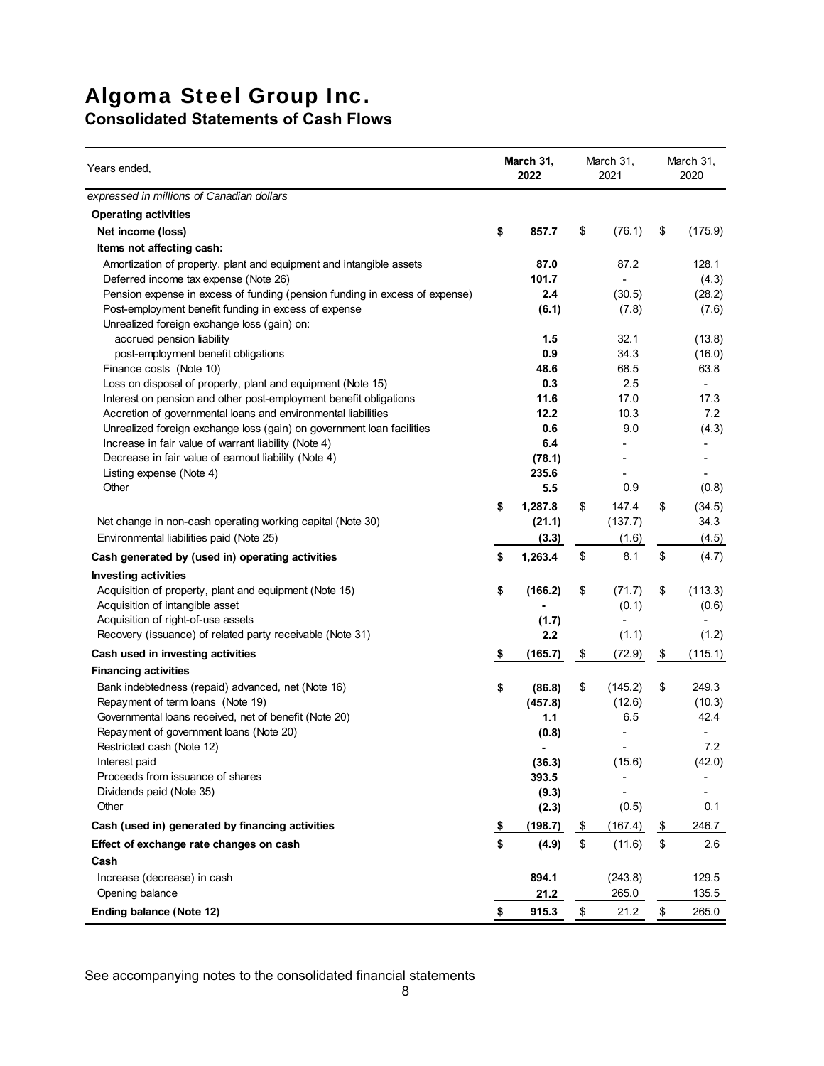# Algoma Steel Group Inc.

## Consolidated Statements of Cash Flows

| Years ended, | March 31, 2022 | March 31, 2021 | March 31, 2020 |
|---|---|---|---|
| *expressed in millions of Canadian dollars* | | | |
| **Operating activities** | | | |
| **Net income (loss)** | **$ 857.7** | $ (76.1) | $ (175.9) |
| **Items not affecting cash:** | | | |
| Amortization of property, plant and equipment and intangible assets | **87.0** | 87.2 | 128.1 |
| Deferred income tax expense (Note 26) | **101.7** | - | (4.3) |
| Pension expense in excess of funding (pension funding in excess of expense) | **2.4** | (30.5) | (28.2) |
| Post-employment benefit funding in excess of expense | **(6.1)** | (7.8) | (7.6) |
| Unrealized foreign exchange loss (gain) on: | | | |
| accrued pension liability | **1.5** | 32.1 | (13.8) |
| post-employment benefit obligations | **0.9** | 34.3 | (16.0) |
| Finance costs (Note 10) | **48.6** | 68.5 | 63.8 |
| Loss on disposal of property, plant and equipment (Note 15) | **0.3** | 2.5 | - |
| Interest on pension and other post-employment benefit obligations | **11.6** | 17.0 | 17.3 |
| Accretion of governmental loans and environmental liabilities | **12.2** | 10.3 | 7.2 |
| Unrealized foreign exchange loss (gain) on government loan facilities | **0.6** | 9.0 | (4.3) |
| Increase in fair value of warrant liability (Note 4) | **6.4** | - | - |
| Decrease in fair value of earnout liability (Note 4) | **(78.1)** | - | - |
| Listing expense (Note 4) | **235.6** | - | - |
| Other | **5.5** | 0.9 | (0.8) |
| | **$ 1,287.8** | $ 147.4 | $ (34.5) |
| Net change in non-cash operating working capital (Note 30) | **(21.1)** | (137.7) | 34.3 |
| Environmental liabilities paid (Note 25) | **(3.3)** | (1.6) | (4.5) |
| **Cash generated by (used in) operating activities** | **$ 1,263.4** | $ 8.1 | $ (4.7) |
| **Investing activities** | | | |
| Acquisition of property, plant and equipment (Note 15) | **$ (166.2)** | $ (71.7) | $ (113.3) |
| Acquisition of intangible asset | **-** | (0.1) | (0.6) |
| Acquisition of right-of-use assets | **(1.7)** | - | - |
| Recovery (issuance) of related party receivable (Note 31) | **2.2** | (1.1) | (1.2) |
| **Cash used in investing activities** | **$ (165.7)** | $ (72.9) | $ (115.1) |
| **Financing activities** | | | |
| Bank indebtedness (repaid) advanced, net (Note 16) | **$ (86.8)** | $ (145.2) | $ 249.3 |
| Repayment of term loans (Note 19) | **(457.8)** | (12.6) | (10.3) |
| Governmental loans received, net of benefit (Note 20) | **1.1** | 6.5 | 42.4 |
| Repayment of government loans (Note 20) | **(0.8)** | - | - |
| Restricted cash (Note 12) | **-** | - | 7.2 |
| Interest paid | **(36.3)** | (15.6) | (42.0) |
| Proceeds from issuance of shares | **393.5** | - | - |
| Dividends paid (Note 35) | **(9.3)** | - | - |
| Other | **(2.3)** | (0.5) | 0.1 |
| **Cash (used in) generated by financing activities** | **$ (198.7)** | $ (167.4) | $ 246.7 |
| **Effect of exchange rate changes on cash** | **$ (4.9)** | $ (11.6) | $ 2.6 |
| **Cash** | | | |
| Increase (decrease) in cash | **894.1** | (243.8) | 129.5 |
| Opening balance | **21.2** | 265.0 | 135.5 |
| **Ending balance (Note 12)** | **$ 915.3** | $ 21.2 | $ 265.0 |

See accompanying notes to the consolidated financial statements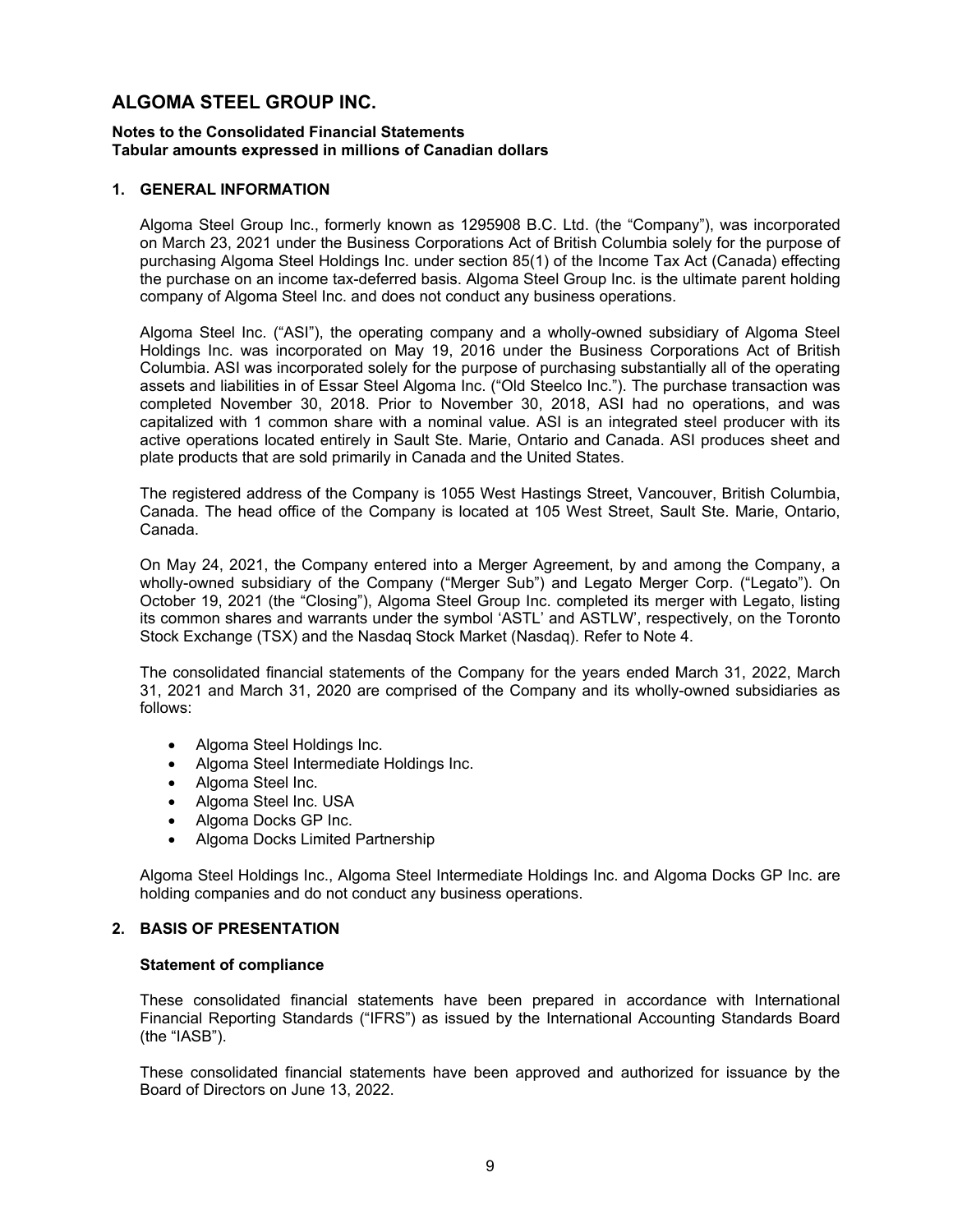# ALGOMA STEEL GROUP INC.

**Notes to the Consolidated Financial Statements**
**Tabular amounts expressed in millions of Canadian dollars**

## 1. GENERAL INFORMATION

Algoma Steel Group Inc., formerly known as 1295908 B.C. Ltd. (the "Company"), was incorporated on March 23, 2021 under the Business Corporations Act of British Columbia solely for the purpose of purchasing Algoma Steel Holdings Inc. under section 85(1) of the Income Tax Act (Canada) effecting the purchase on an income tax-deferred basis. Algoma Steel Group Inc. is the ultimate parent holding company of Algoma Steel Inc. and does not conduct any business operations.

Algoma Steel Inc. ("ASI"), the operating company and a wholly-owned subsidiary of Algoma Steel Holdings Inc. was incorporated on May 19, 2016 under the Business Corporations Act of British Columbia. ASI was incorporated solely for the purpose of purchasing substantially all of the operating assets and liabilities in of Essar Steel Algoma Inc. ("Old Steelco Inc."). The purchase transaction was completed November 30, 2018. Prior to November 30, 2018, ASI had no operations, and was capitalized with 1 common share with a nominal value. ASI is an integrated steel producer with its active operations located entirely in Sault Ste. Marie, Ontario and Canada. ASI produces sheet and plate products that are sold primarily in Canada and the United States.

The registered address of the Company is 1055 West Hastings Street, Vancouver, British Columbia, Canada. The head office of the Company is located at 105 West Street, Sault Ste. Marie, Ontario, Canada.

On May 24, 2021, the Company entered into a Merger Agreement, by and among the Company, a wholly-owned subsidiary of the Company ("Merger Sub") and Legato Merger Corp. ("Legato"). On October 19, 2021 (the "Closing"), Algoma Steel Group Inc. completed its merger with Legato, listing its common shares and warrants under the symbol 'ASTL' and ASTLW', respectively, on the Toronto Stock Exchange (TSX) and the Nasdaq Stock Market (Nasdaq). Refer to Note 4.

The consolidated financial statements of the Company for the years ended March 31, 2022, March 31, 2021 and March 31, 2020 are comprised of the Company and its wholly-owned subsidiaries as follows:

- Algoma Steel Holdings Inc.
- Algoma Steel Intermediate Holdings Inc.
- Algoma Steel Inc.
- Algoma Steel Inc. USA
- Algoma Docks GP Inc.
- Algoma Docks Limited Partnership

Algoma Steel Holdings Inc., Algoma Steel Intermediate Holdings Inc. and Algoma Docks GP Inc. are holding companies and do not conduct any business operations.

## 2. BASIS OF PRESENTATION

### Statement of compliance

These consolidated financial statements have been prepared in accordance with International Financial Reporting Standards ("IFRS") as issued by the International Accounting Standards Board (the "IASB").

These consolidated financial statements have been approved and authorized for issuance by the Board of Directors on June 13, 2022.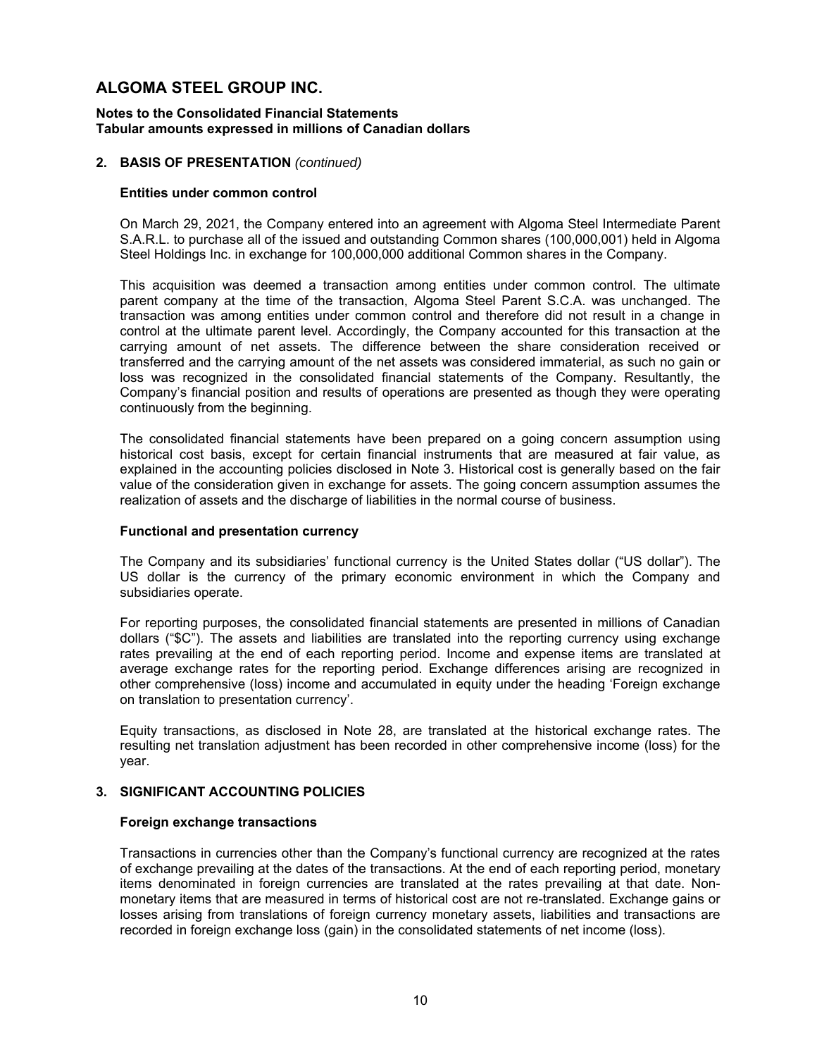# ALGOMA STEEL GROUP INC.

**Notes to the Consolidated Financial Statements**
**Tabular amounts expressed in millions of Canadian dollars**

## 2. BASIS OF PRESENTATION *(continued)*

### Entities under common control

On March 29, 2021, the Company entered into an agreement with Algoma Steel Intermediate Parent S.A.R.L. to purchase all of the issued and outstanding Common shares (100,000,001) held in Algoma Steel Holdings Inc. in exchange for 100,000,000 additional Common shares in the Company.

This acquisition was deemed a transaction among entities under common control. The ultimate parent company at the time of the transaction, Algoma Steel Parent S.C.A. was unchanged. The transaction was among entities under common control and therefore did not result in a change in control at the ultimate parent level. Accordingly, the Company accounted for this transaction at the carrying amount of net assets. The difference between the share consideration received or transferred and the carrying amount of the net assets was considered immaterial, as such no gain or loss was recognized in the consolidated financial statements of the Company. Resultantly, the Company's financial position and results of operations are presented as though they were operating continuously from the beginning.

The consolidated financial statements have been prepared on a going concern assumption using historical cost basis, except for certain financial instruments that are measured at fair value, as explained in the accounting policies disclosed in Note 3. Historical cost is generally based on the fair value of the consideration given in exchange for assets. The going concern assumption assumes the realization of assets and the discharge of liabilities in the normal course of business.

### Functional and presentation currency

The Company and its subsidiaries' functional currency is the United States dollar ("US dollar"). The US dollar is the currency of the primary economic environment in which the Company and subsidiaries operate.

For reporting purposes, the consolidated financial statements are presented in millions of Canadian dollars ("$C"). The assets and liabilities are translated into the reporting currency using exchange rates prevailing at the end of each reporting period. Income and expense items are translated at average exchange rates for the reporting period. Exchange differences arising are recognized in other comprehensive (loss) income and accumulated in equity under the heading 'Foreign exchange on translation to presentation currency'.

Equity transactions, as disclosed in Note 28, are translated at the historical exchange rates. The resulting net translation adjustment has been recorded in other comprehensive income (loss) for the year.

## 3. SIGNIFICANT ACCOUNTING POLICIES

### Foreign exchange transactions

Transactions in currencies other than the Company's functional currency are recognized at the rates of exchange prevailing at the dates of the transactions. At the end of each reporting period, monetary items denominated in foreign currencies are translated at the rates prevailing at that date. Non-monetary items that are measured in terms of historical cost are not re-translated. Exchange gains or losses arising from translations of foreign currency monetary assets, liabilities and transactions are recorded in foreign exchange loss (gain) in the consolidated statements of net income (loss).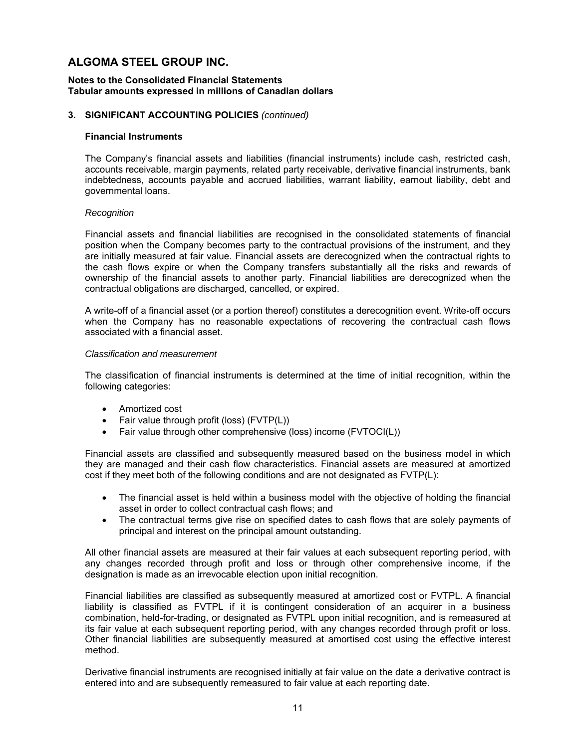# ALGOMA STEEL GROUP INC.

**Notes to the Consolidated Financial Statements**
**Tabular amounts expressed in millions of Canadian dollars**

**3. SIGNIFICANT ACCOUNTING POLICIES** *(continued)*

**Financial Instruments**

The Company's financial assets and liabilities (financial instruments) include cash, restricted cash, accounts receivable, margin payments, related party receivable, derivative financial instruments, bank indebtedness, accounts payable and accrued liabilities, warrant liability, earnout liability, debt and governmental loans.

*Recognition*

Financial assets and financial liabilities are recognised in the consolidated statements of financial position when the Company becomes party to the contractual provisions of the instrument, and they are initially measured at fair value. Financial assets are derecognized when the contractual rights to the cash flows expire or when the Company transfers substantially all the risks and rewards of ownership of the financial assets to another party. Financial liabilities are derecognized when the contractual obligations are discharged, cancelled, or expired.

A write-off of a financial asset (or a portion thereof) constitutes a derecognition event. Write-off occurs when the Company has no reasonable expectations of recovering the contractual cash flows associated with a financial asset.

*Classification and measurement*

The classification of financial instruments is determined at the time of initial recognition, within the following categories:

- Amortized cost
- Fair value through profit (loss) (FVTP(L))
- Fair value through other comprehensive (loss) income (FVTOCI(L))

Financial assets are classified and subsequently measured based on the business model in which they are managed and their cash flow characteristics. Financial assets are measured at amortized cost if they meet both of the following conditions and are not designated as FVTP(L):

- The financial asset is held within a business model with the objective of holding the financial asset in order to collect contractual cash flows; and
- The contractual terms give rise on specified dates to cash flows that are solely payments of principal and interest on the principal amount outstanding.

All other financial assets are measured at their fair values at each subsequent reporting period, with any changes recorded through profit and loss or through other comprehensive income, if the designation is made as an irrevocable election upon initial recognition.

Financial liabilities are classified as subsequently measured at amortized cost or FVTPL. A financial liability is classified as FVTPL if it is contingent consideration of an acquirer in a business combination, held-for-trading, or designated as FVTPL upon initial recognition, and is remeasured at its fair value at each subsequent reporting period, with any changes recorded through profit or loss. Other financial liabilities are subsequently measured at amortised cost using the effective interest method.

Derivative financial instruments are recognised initially at fair value on the date a derivative contract is entered into and are subsequently remeasured to fair value at each reporting date.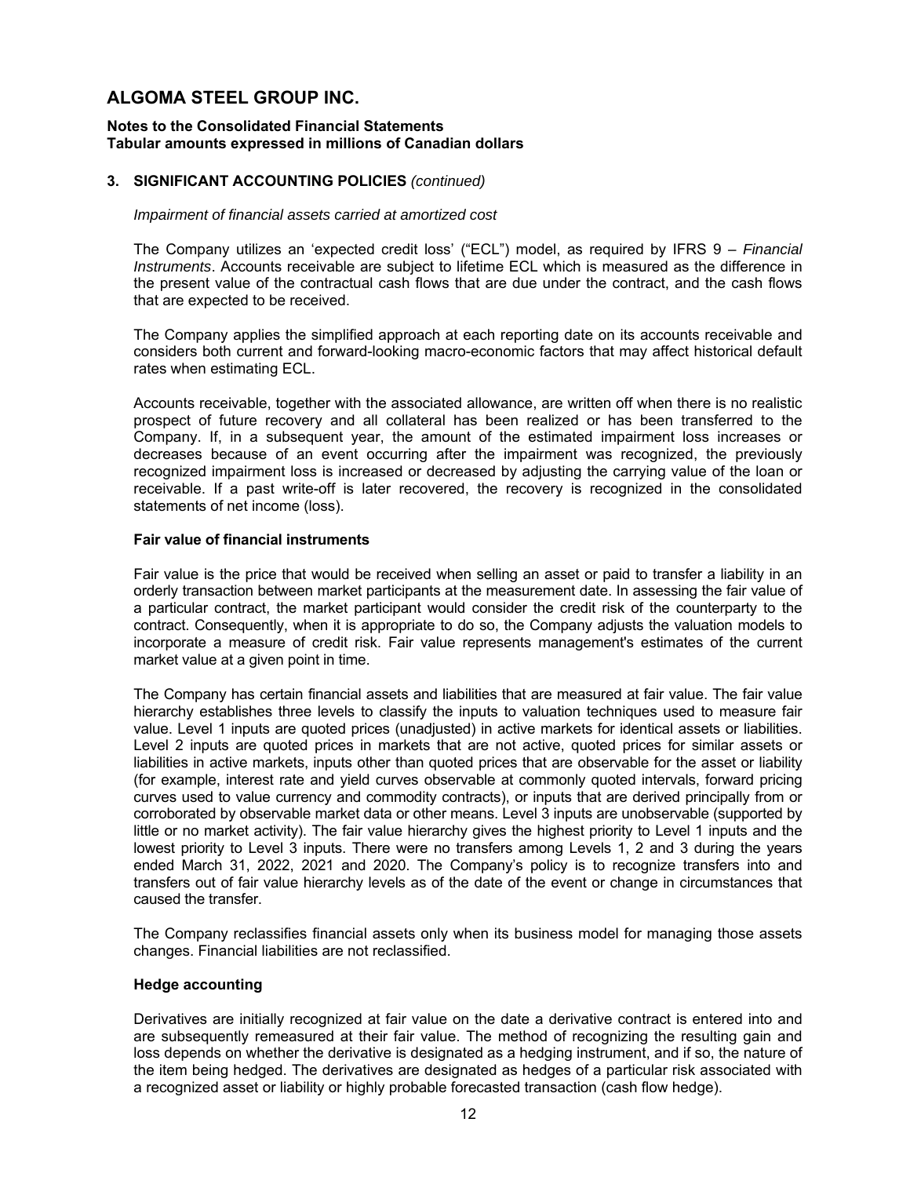# ALGOMA STEEL GROUP INC.

**Notes to the Consolidated Financial Statements**
**Tabular amounts expressed in millions of Canadian dollars**

## 3. SIGNIFICANT ACCOUNTING POLICIES *(continued)*

*Impairment of financial assets carried at amortized cost*

The Company utilizes an 'expected credit loss' ("ECL") model, as required by IFRS 9 – *Financial Instruments*. Accounts receivable are subject to lifetime ECL which is measured as the difference in the present value of the contractual cash flows that are due under the contract, and the cash flows that are expected to be received.

The Company applies the simplified approach at each reporting date on its accounts receivable and considers both current and forward-looking macro-economic factors that may affect historical default rates when estimating ECL.

Accounts receivable, together with the associated allowance, are written off when there is no realistic prospect of future recovery and all collateral has been realized or has been transferred to the Company. If, in a subsequent year, the amount of the estimated impairment loss increases or decreases because of an event occurring after the impairment was recognized, the previously recognized impairment loss is increased or decreased by adjusting the carrying value of the loan or receivable. If a past write-off is later recovered, the recovery is recognized in the consolidated statements of net income (loss).

### Fair value of financial instruments

Fair value is the price that would be received when selling an asset or paid to transfer a liability in an orderly transaction between market participants at the measurement date. In assessing the fair value of a particular contract, the market participant would consider the credit risk of the counterparty to the contract. Consequently, when it is appropriate to do so, the Company adjusts the valuation models to incorporate a measure of credit risk. Fair value represents management's estimates of the current market value at a given point in time.

The Company has certain financial assets and liabilities that are measured at fair value. The fair value hierarchy establishes three levels to classify the inputs to valuation techniques used to measure fair value. Level 1 inputs are quoted prices (unadjusted) in active markets for identical assets or liabilities. Level 2 inputs are quoted prices in markets that are not active, quoted prices for similar assets or liabilities in active markets, inputs other than quoted prices that are observable for the asset or liability (for example, interest rate and yield curves observable at commonly quoted intervals, forward pricing curves used to value currency and commodity contracts), or inputs that are derived principally from or corroborated by observable market data or other means. Level 3 inputs are unobservable (supported by little or no market activity). The fair value hierarchy gives the highest priority to Level 1 inputs and the lowest priority to Level 3 inputs. There were no transfers among Levels 1, 2 and 3 during the years ended March 31, 2022, 2021 and 2020. The Company's policy is to recognize transfers into and transfers out of fair value hierarchy levels as of the date of the event or change in circumstances that caused the transfer.

The Company reclassifies financial assets only when its business model for managing those assets changes. Financial liabilities are not reclassified.

### Hedge accounting

Derivatives are initially recognized at fair value on the date a derivative contract is entered into and are subsequently remeasured at their fair value. The method of recognizing the resulting gain and loss depends on whether the derivative is designated as a hedging instrument, and if so, the nature of the item being hedged. The derivatives are designated as hedges of a particular risk associated with a recognized asset or liability or highly probable forecasted transaction (cash flow hedge).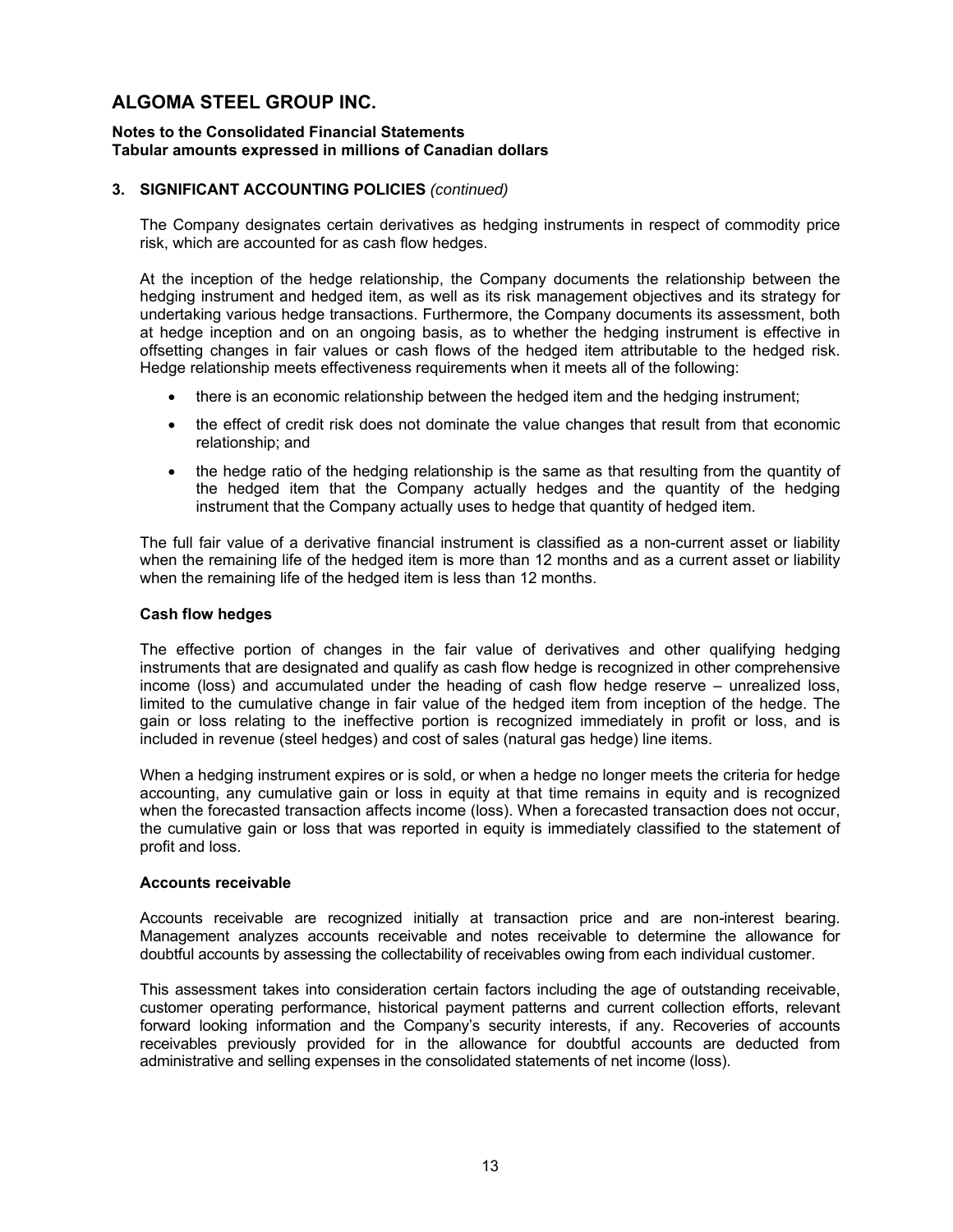# ALGOMA STEEL GROUP INC.

**Notes to the Consolidated Financial Statements**
**Tabular amounts expressed in millions of Canadian dollars**

## 3. SIGNIFICANT ACCOUNTING POLICIES *(continued)*

The Company designates certain derivatives as hedging instruments in respect of commodity price risk, which are accounted for as cash flow hedges.

At the inception of the hedge relationship, the Company documents the relationship between the hedging instrument and hedged item, as well as its risk management objectives and its strategy for undertaking various hedge transactions. Furthermore, the Company documents its assessment, both at hedge inception and on an ongoing basis, as to whether the hedging instrument is effective in offsetting changes in fair values or cash flows of the hedged item attributable to the hedged risk. Hedge relationship meets effectiveness requirements when it meets all of the following:

- there is an economic relationship between the hedged item and the hedging instrument;
- the effect of credit risk does not dominate the value changes that result from that economic relationship; and
- the hedge ratio of the hedging relationship is the same as that resulting from the quantity of the hedged item that the Company actually hedges and the quantity of the hedging instrument that the Company actually uses to hedge that quantity of hedged item.

The full fair value of a derivative financial instrument is classified as a non-current asset or liability when the remaining life of the hedged item is more than 12 months and as a current asset or liability when the remaining life of the hedged item is less than 12 months.

**Cash flow hedges**

The effective portion of changes in the fair value of derivatives and other qualifying hedging instruments that are designated and qualify as cash flow hedge is recognized in other comprehensive income (loss) and accumulated under the heading of cash flow hedge reserve – unrealized loss, limited to the cumulative change in fair value of the hedged item from inception of the hedge. The gain or loss relating to the ineffective portion is recognized immediately in profit or loss, and is included in revenue (steel hedges) and cost of sales (natural gas hedge) line items.

When a hedging instrument expires or is sold, or when a hedge no longer meets the criteria for hedge accounting, any cumulative gain or loss in equity at that time remains in equity and is recognized when the forecasted transaction affects income (loss). When a forecasted transaction does not occur, the cumulative gain or loss that was reported in equity is immediately classified to the statement of profit and loss.

**Accounts receivable**

Accounts receivable are recognized initially at transaction price and are non-interest bearing. Management analyzes accounts receivable and notes receivable to determine the allowance for doubtful accounts by assessing the collectability of receivables owing from each individual customer.

This assessment takes into consideration certain factors including the age of outstanding receivable, customer operating performance, historical payment patterns and current collection efforts, relevant forward looking information and the Company's security interests, if any. Recoveries of accounts receivables previously provided for in the allowance for doubtful accounts are deducted from administrative and selling expenses in the consolidated statements of net income (loss).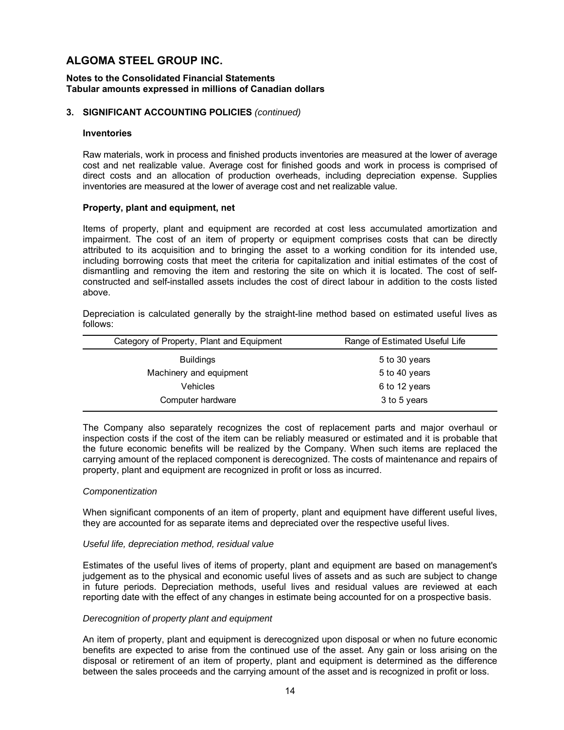# ALGOMA STEEL GROUP INC.

**Notes to the Consolidated Financial Statements**
**Tabular amounts expressed in millions of Canadian dollars**

## 3. SIGNIFICANT ACCOUNTING POLICIES *(continued)*

### Inventories

Raw materials, work in process and finished products inventories are measured at the lower of average cost and net realizable value. Average cost for finished goods and work in process is comprised of direct costs and an allocation of production overheads, including depreciation expense. Supplies inventories are measured at the lower of average cost and net realizable value.

### Property, plant and equipment, net

Items of property, plant and equipment are recorded at cost less accumulated amortization and impairment. The cost of an item of property or equipment comprises costs that can be directly attributed to its acquisition and to bringing the asset to a working condition for its intended use, including borrowing costs that meet the criteria for capitalization and initial estimates of the cost of dismantling and removing the item and restoring the site on which it is located. The cost of self-constructed and self-installed assets includes the cost of direct labour in addition to the costs listed above.

Depreciation is calculated generally by the straight-line method based on estimated useful lives as follows:

| Category of Property, Plant and Equipment | Range of Estimated Useful Life |
|---|---|
| Buildings | 5 to 30 years |
| Machinery and equipment | 5 to 40 years |
| Vehicles | 6 to 12 years |
| Computer hardware | 3 to 5 years |

The Company also separately recognizes the cost of replacement parts and major overhaul or inspection costs if the cost of the item can be reliably measured or estimated and it is probable that the future economic benefits will be realized by the Company. When such items are replaced the carrying amount of the replaced component is derecognized. The costs of maintenance and repairs of property, plant and equipment are recognized in profit or loss as incurred.

*Componentization*

When significant components of an item of property, plant and equipment have different useful lives, they are accounted for as separate items and depreciated over the respective useful lives.

*Useful life, depreciation method, residual value*

Estimates of the useful lives of items of property, plant and equipment are based on management's judgement as to the physical and economic useful lives of assets and as such are subject to change in future periods. Depreciation methods, useful lives and residual values are reviewed at each reporting date with the effect of any changes in estimate being accounted for on a prospective basis.

*Derecognition of property plant and equipment*

An item of property, plant and equipment is derecognized upon disposal or when no future economic benefits are expected to arise from the continued use of the asset. Any gain or loss arising on the disposal or retirement of an item of property, plant and equipment is determined as the difference between the sales proceeds and the carrying amount of the asset and is recognized in profit or loss.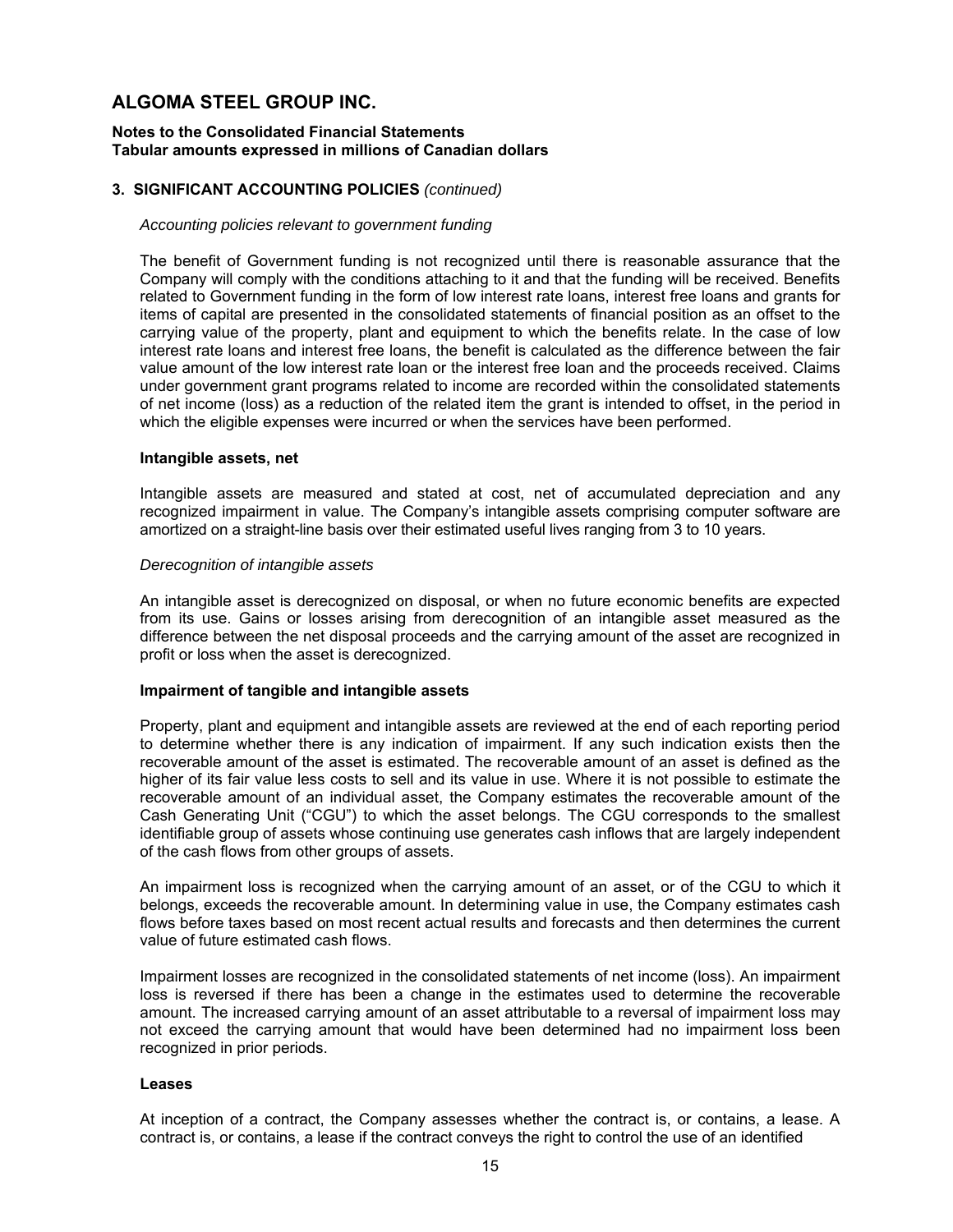# ALGOMA STEEL GROUP INC.

**Notes to the Consolidated Financial Statements**
**Tabular amounts expressed in millions of Canadian dollars**

**3. SIGNIFICANT ACCOUNTING POLICIES** *(continued)*

*Accounting policies relevant to government funding*

The benefit of Government funding is not recognized until there is reasonable assurance that the Company will comply with the conditions attaching to it and that the funding will be received. Benefits related to Government funding in the form of low interest rate loans, interest free loans and grants for items of capital are presented in the consolidated statements of financial position as an offset to the carrying value of the property, plant and equipment to which the benefits relate. In the case of low interest rate loans and interest free loans, the benefit is calculated as the difference between the fair value amount of the low interest rate loan or the interest free loan and the proceeds received. Claims under government grant programs related to income are recorded within the consolidated statements of net income (loss) as a reduction of the related item the grant is intended to offset, in the period in which the eligible expenses were incurred or when the services have been performed.

**Intangible assets, net**

Intangible assets are measured and stated at cost, net of accumulated depreciation and any recognized impairment in value. The Company's intangible assets comprising computer software are amortized on a straight-line basis over their estimated useful lives ranging from 3 to 10 years.

*Derecognition of intangible assets*

An intangible asset is derecognized on disposal, or when no future economic benefits are expected from its use. Gains or losses arising from derecognition of an intangible asset measured as the difference between the net disposal proceeds and the carrying amount of the asset are recognized in profit or loss when the asset is derecognized.

**Impairment of tangible and intangible assets**

Property, plant and equipment and intangible assets are reviewed at the end of each reporting period to determine whether there is any indication of impairment. If any such indication exists then the recoverable amount of the asset is estimated. The recoverable amount of an asset is defined as the higher of its fair value less costs to sell and its value in use. Where it is not possible to estimate the recoverable amount of an individual asset, the Company estimates the recoverable amount of the Cash Generating Unit ("CGU") to which the asset belongs. The CGU corresponds to the smallest identifiable group of assets whose continuing use generates cash inflows that are largely independent of the cash flows from other groups of assets.

An impairment loss is recognized when the carrying amount of an asset, or of the CGU to which it belongs, exceeds the recoverable amount. In determining value in use, the Company estimates cash flows before taxes based on most recent actual results and forecasts and then determines the current value of future estimated cash flows.

Impairment losses are recognized in the consolidated statements of net income (loss). An impairment loss is reversed if there has been a change in the estimates used to determine the recoverable amount. The increased carrying amount of an asset attributable to a reversal of impairment loss may not exceed the carrying amount that would have been determined had no impairment loss been recognized in prior periods.

**Leases**

At inception of a contract, the Company assesses whether the contract is, or contains, a lease. A contract is, or contains, a lease if the contract conveys the right to control the use of an identified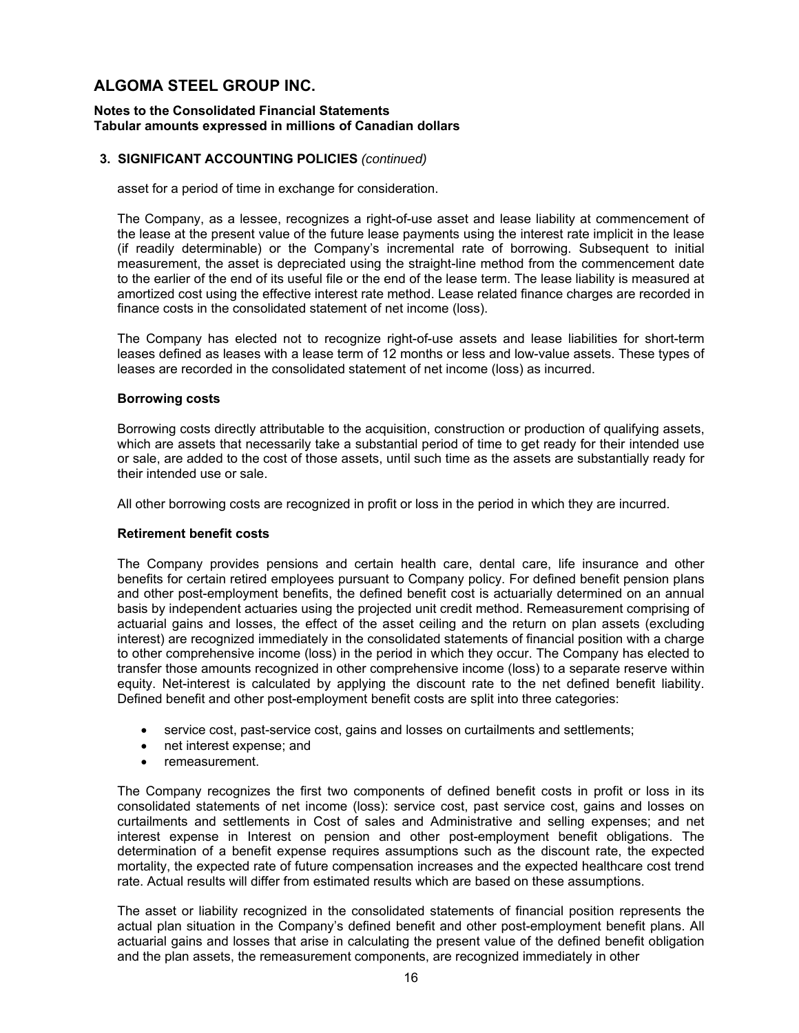# ALGOMA STEEL GROUP INC.

**Notes to the Consolidated Financial Statements**
**Tabular amounts expressed in millions of Canadian dollars**

**3. SIGNIFICANT ACCOUNTING POLICIES** *(continued)*

asset for a period of time in exchange for consideration.

The Company, as a lessee, recognizes a right-of-use asset and lease liability at commencement of the lease at the present value of the future lease payments using the interest rate implicit in the lease (if readily determinable) or the Company's incremental rate of borrowing. Subsequent to initial measurement, the asset is depreciated using the straight-line method from the commencement date to the earlier of the end of its useful file or the end of the lease term. The lease liability is measured at amortized cost using the effective interest rate method. Lease related finance charges are recorded in finance costs in the consolidated statement of net income (loss).

The Company has elected not to recognize right-of-use assets and lease liabilities for short-term leases defined as leases with a lease term of 12 months or less and low-value assets. These types of leases are recorded in the consolidated statement of net income (loss) as incurred.

**Borrowing costs**

Borrowing costs directly attributable to the acquisition, construction or production of qualifying assets, which are assets that necessarily take a substantial period of time to get ready for their intended use or sale, are added to the cost of those assets, until such time as the assets are substantially ready for their intended use or sale.

All other borrowing costs are recognized in profit or loss in the period in which they are incurred.

**Retirement benefit costs**

The Company provides pensions and certain health care, dental care, life insurance and other benefits for certain retired employees pursuant to Company policy. For defined benefit pension plans and other post-employment benefits, the defined benefit cost is actuarially determined on an annual basis by independent actuaries using the projected unit credit method. Remeasurement comprising of actuarial gains and losses, the effect of the asset ceiling and the return on plan assets (excluding interest) are recognized immediately in the consolidated statements of financial position with a charge to other comprehensive income (loss) in the period in which they occur. The Company has elected to transfer those amounts recognized in other comprehensive income (loss) to a separate reserve within equity. Net-interest is calculated by applying the discount rate to the net defined benefit liability. Defined benefit and other post-employment benefit costs are split into three categories:

- service cost, past-service cost, gains and losses on curtailments and settlements;
- net interest expense; and
- remeasurement.

The Company recognizes the first two components of defined benefit costs in profit or loss in its consolidated statements of net income (loss): service cost, past service cost, gains and losses on curtailments and settlements in Cost of sales and Administrative and selling expenses; and net interest expense in Interest on pension and other post-employment benefit obligations. The determination of a benefit expense requires assumptions such as the discount rate, the expected mortality, the expected rate of future compensation increases and the expected healthcare cost trend rate. Actual results will differ from estimated results which are based on these assumptions.

The asset or liability recognized in the consolidated statements of financial position represents the actual plan situation in the Company's defined benefit and other post-employment benefit plans. All actuarial gains and losses that arise in calculating the present value of the defined benefit obligation and the plan assets, the remeasurement components, are recognized immediately in other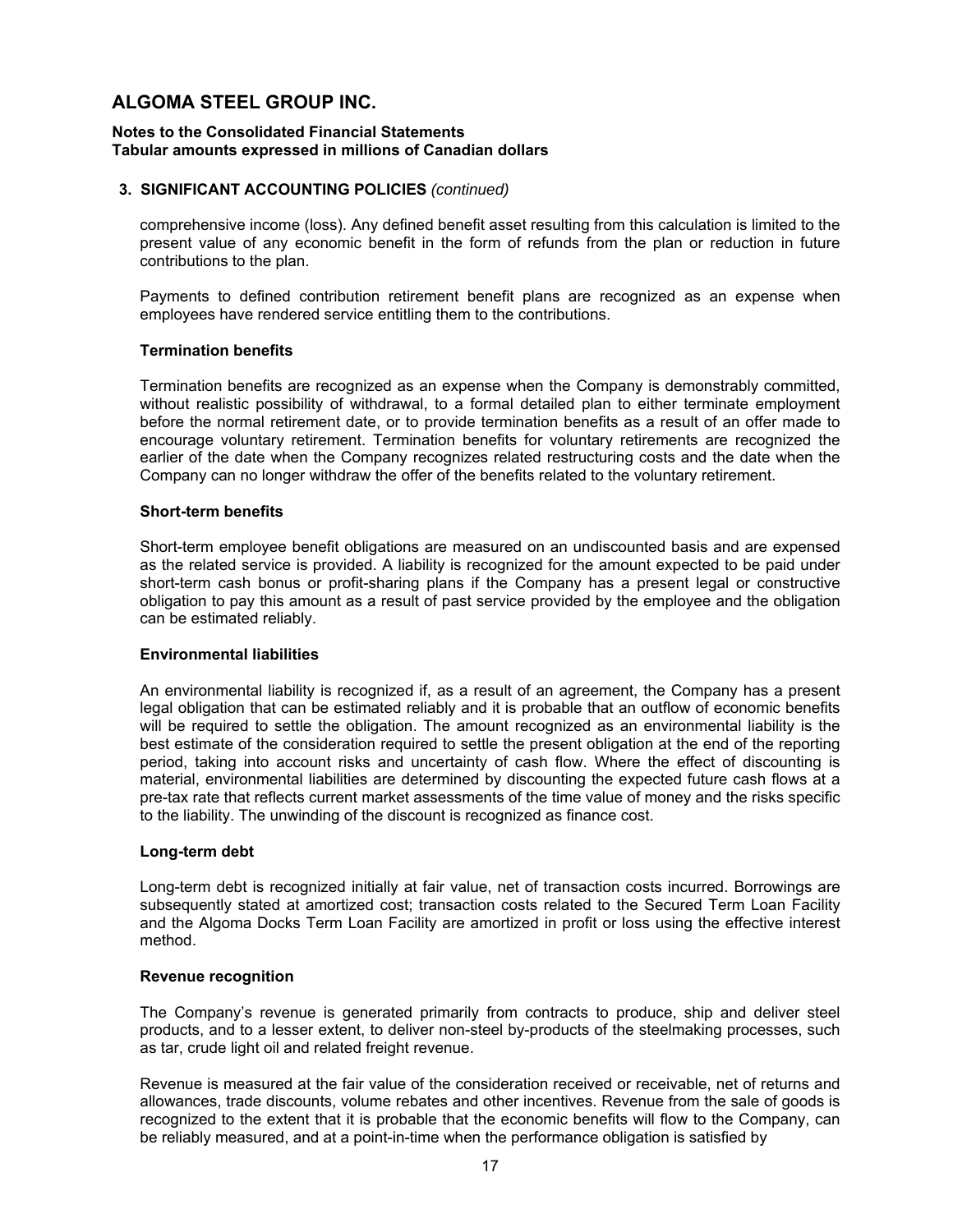### 3. SIGNIFICANT ACCOUNTING POLICIES *(continued)*

comprehensive income (loss). Any defined benefit asset resulting from this calculation is limited to the present value of any economic benefit in the form of refunds from the plan or reduction in future contributions to the plan.

Payments to defined contribution retirement benefit plans are recognized as an expense when employees have rendered service entitling them to the contributions.

#### Termination benefits

Termination benefits are recognized as an expense when the Company is demonstrably committed, without realistic possibility of withdrawal, to a formal detailed plan to either terminate employment before the normal retirement date, or to provide termination benefits as a result of an offer made to encourage voluntary retirement. Termination benefits for voluntary retirements are recognized the earlier of the date when the Company recognizes related restructuring costs and the date when the Company can no longer withdraw the offer of the benefits related to the voluntary retirement.

#### Short-term benefits

Short-term employee benefit obligations are measured on an undiscounted basis and are expensed as the related service is provided. A liability is recognized for the amount expected to be paid under short-term cash bonus or profit-sharing plans if the Company has a present legal or constructive obligation to pay this amount as a result of past service provided by the employee and the obligation can be estimated reliably.

#### Environmental liabilities

An environmental liability is recognized if, as a result of an agreement, the Company has a present legal obligation that can be estimated reliably and it is probable that an outflow of economic benefits will be required to settle the obligation. The amount recognized as an environmental liability is the best estimate of the consideration required to settle the present obligation at the end of the reporting period, taking into account risks and uncertainty of cash flow. Where the effect of discounting is material, environmental liabilities are determined by discounting the expected future cash flows at a pre-tax rate that reflects current market assessments of the time value of money and the risks specific to the liability. The unwinding of the discount is recognized as finance cost.

#### Long-term debt

Long-term debt is recognized initially at fair value, net of transaction costs incurred. Borrowings are subsequently stated at amortized cost; transaction costs related to the Secured Term Loan Facility and the Algoma Docks Term Loan Facility are amortized in profit or loss using the effective interest method.

#### Revenue recognition

The Company's revenue is generated primarily from contracts to produce, ship and deliver steel products, and to a lesser extent, to deliver non-steel by-products of the steelmaking processes, such as tar, crude light oil and related freight revenue.

Revenue is measured at the fair value of the consideration received or receivable, net of returns and allowances, trade discounts, volume rebates and other incentives. Revenue from the sale of goods is recognized to the extent that it is probable that the economic benefits will flow to the Company, can be reliably measured, and at a point-in-time when the performance obligation is satisfied by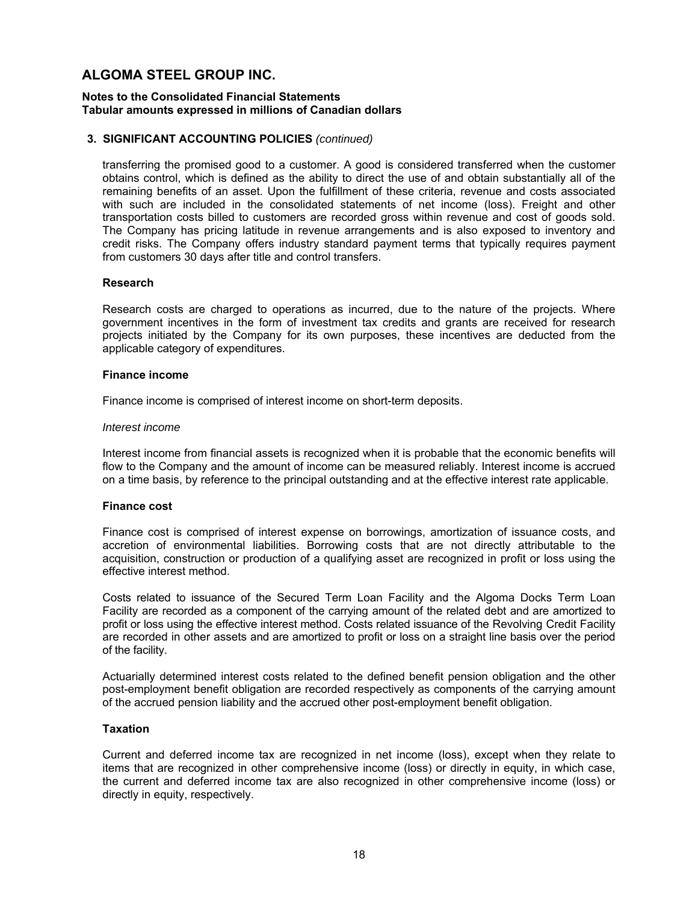### 3. SIGNIFICANT ACCOUNTING POLICIES *(continued)*

transferring the promised good to a customer. A good is considered transferred when the customer obtains control, which is defined as the ability to direct the use of and obtain substantially all of the remaining benefits of an asset. Upon the fulfillment of these criteria, revenue and costs associated with such are included in the consolidated statements of net income (loss). Freight and other transportation costs billed to customers are recorded gross within revenue and cost of goods sold. The Company has pricing latitude in revenue arrangements and is also exposed to inventory and credit risks. The Company offers industry standard payment terms that typically requires payment from customers 30 days after title and control transfers.

**Research**

Research costs are charged to operations as incurred, due to the nature of the projects. Where government incentives in the form of investment tax credits and grants are received for research projects initiated by the Company for its own purposes, these incentives are deducted from the applicable category of expenditures.

**Finance income**

Finance income is comprised of interest income on short-term deposits.

*Interest income*

Interest income from financial assets is recognized when it is probable that the economic benefits will flow to the Company and the amount of income can be measured reliably. Interest income is accrued on a time basis, by reference to the principal outstanding and at the effective interest rate applicable.

**Finance cost**

Finance cost is comprised of interest expense on borrowings, amortization of issuance costs, and accretion of environmental liabilities. Borrowing costs that are not directly attributable to the acquisition, construction or production of a qualifying asset are recognized in profit or loss using the effective interest method.

Costs related to issuance of the Secured Term Loan Facility and the Algoma Docks Term Loan Facility are recorded as a component of the carrying amount of the related debt and are amortized to profit or loss using the effective interest method. Costs related issuance of the Revolving Credit Facility are recorded in other assets and are amortized to profit or loss on a straight line basis over the period of the facility.

Actuarially determined interest costs related to the defined benefit pension obligation and the other post-employment benefit obligation are recorded respectively as components of the carrying amount of the accrued pension liability and the accrued other post-employment benefit obligation.

**Taxation**

Current and deferred income tax are recognized in net income (loss), except when they relate to items that are recognized in other comprehensive income (loss) or directly in equity, in which case, the current and deferred income tax are also recognized in other comprehensive income (loss) or directly in equity, respectively.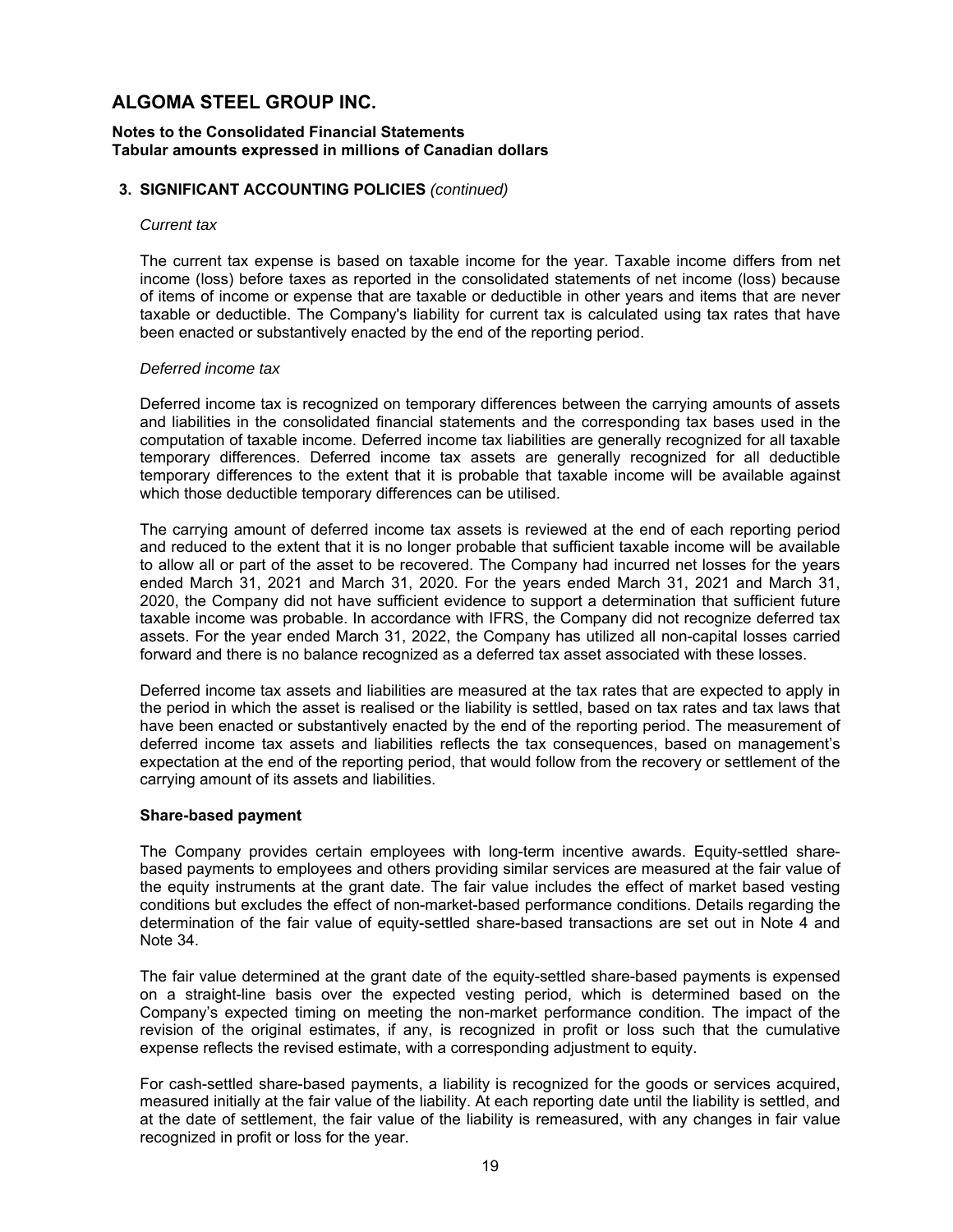# ALGOMA STEEL GROUP INC.

**Notes to the Consolidated Financial Statements**
**Tabular amounts expressed in millions of Canadian dollars**

## 3. SIGNIFICANT ACCOUNTING POLICIES *(continued)*

*Current tax*

The current tax expense is based on taxable income for the year. Taxable income differs from net income (loss) before taxes as reported in the consolidated statements of net income (loss) because of items of income or expense that are taxable or deductible in other years and items that are never taxable or deductible. The Company's liability for current tax is calculated using tax rates that have been enacted or substantively enacted by the end of the reporting period.

*Deferred income tax*

Deferred income tax is recognized on temporary differences between the carrying amounts of assets and liabilities in the consolidated financial statements and the corresponding tax bases used in the computation of taxable income. Deferred income tax liabilities are generally recognized for all taxable temporary differences. Deferred income tax assets are generally recognized for all deductible temporary differences to the extent that it is probable that taxable income will be available against which those deductible temporary differences can be utilised.

The carrying amount of deferred income tax assets is reviewed at the end of each reporting period and reduced to the extent that it is no longer probable that sufficient taxable income will be available to allow all or part of the asset to be recovered. The Company had incurred net losses for the years ended March 31, 2021 and March 31, 2020. For the years ended March 31, 2021 and March 31, 2020, the Company did not have sufficient evidence to support a determination that sufficient future taxable income was probable. In accordance with IFRS, the Company did not recognize deferred tax assets. For the year ended March 31, 2022, the Company has utilized all non-capital losses carried forward and there is no balance recognized as a deferred tax asset associated with these losses.

Deferred income tax assets and liabilities are measured at the tax rates that are expected to apply in the period in which the asset is realised or the liability is settled, based on tax rates and tax laws that have been enacted or substantively enacted by the end of the reporting period. The measurement of deferred income tax assets and liabilities reflects the tax consequences, based on management's expectation at the end of the reporting period, that would follow from the recovery or settlement of the carrying amount of its assets and liabilities.

**Share-based payment**

The Company provides certain employees with long-term incentive awards. Equity-settled share-based payments to employees and others providing similar services are measured at the fair value of the equity instruments at the grant date. The fair value includes the effect of market based vesting conditions but excludes the effect of non-market-based performance conditions. Details regarding the determination of the fair value of equity-settled share-based transactions are set out in Note 4 and Note 34.

The fair value determined at the grant date of the equity-settled share-based payments is expensed on a straight-line basis over the expected vesting period, which is determined based on the Company's expected timing on meeting the non-market performance condition. The impact of the revision of the original estimates, if any, is recognized in profit or loss such that the cumulative expense reflects the revised estimate, with a corresponding adjustment to equity.

For cash-settled share-based payments, a liability is recognized for the goods or services acquired, measured initially at the fair value of the liability. At each reporting date until the liability is settled, and at the date of settlement, the fair value of the liability is remeasured, with any changes in fair value recognized in profit or loss for the year.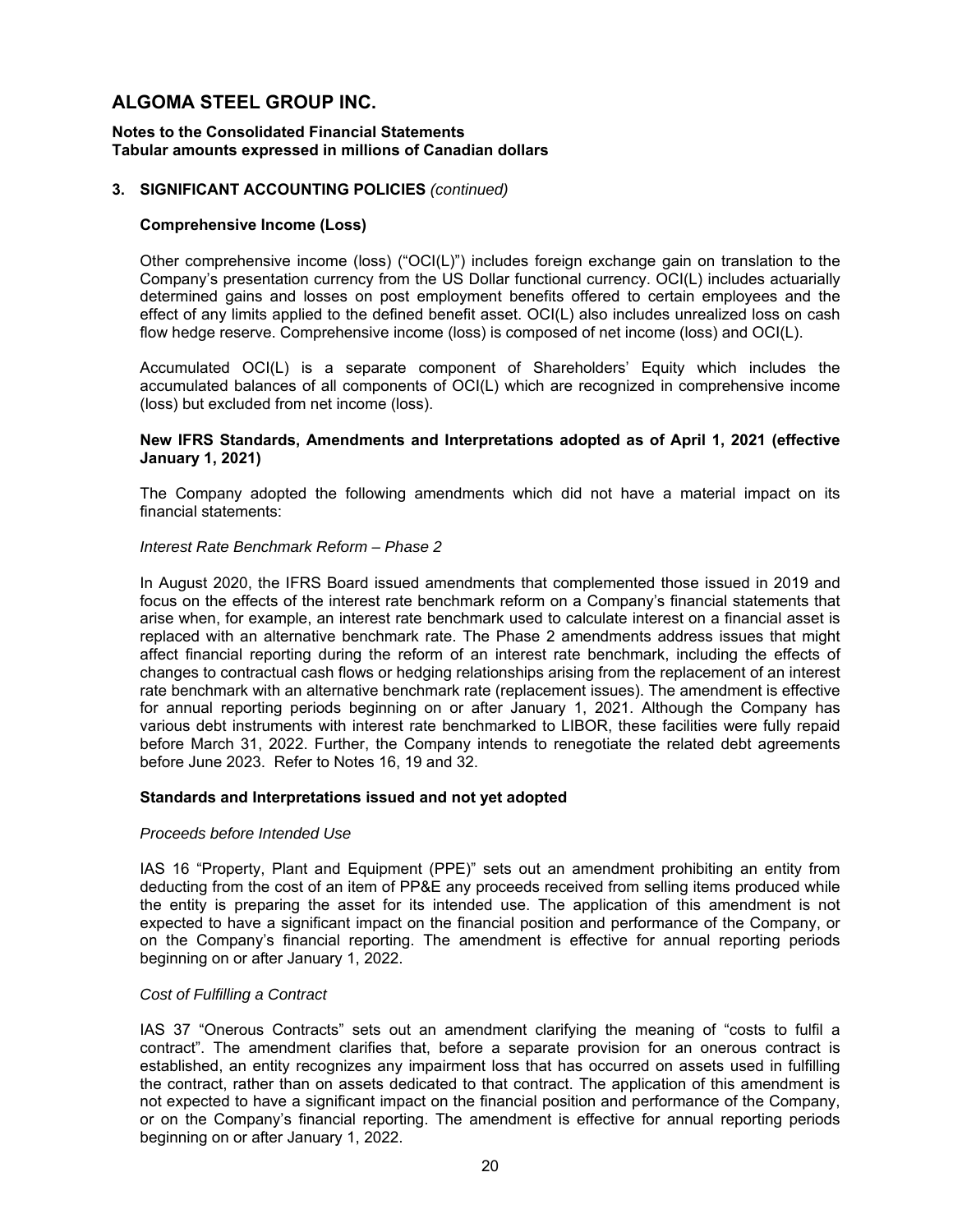# ALGOMA STEEL GROUP INC.

**Notes to the Consolidated Financial Statements**
**Tabular amounts expressed in millions of Canadian dollars**

## 3. SIGNIFICANT ACCOUNTING POLICIES *(continued)*

### Comprehensive Income (Loss)

Other comprehensive income (loss) ("OCI(L)") includes foreign exchange gain on translation to the Company's presentation currency from the US Dollar functional currency. OCI(L) includes actuarially determined gains and losses on post employment benefits offered to certain employees and the effect of any limits applied to the defined benefit asset. OCI(L) also includes unrealized loss on cash flow hedge reserve. Comprehensive income (loss) is composed of net income (loss) and OCI(L).

Accumulated OCI(L) is a separate component of Shareholders' Equity which includes the accumulated balances of all components of OCI(L) which are recognized in comprehensive income (loss) but excluded from net income (loss).

### New IFRS Standards, Amendments and Interpretations adopted as of April 1, 2021 (effective January 1, 2021)

The Company adopted the following amendments which did not have a material impact on its financial statements:

*Interest Rate Benchmark Reform – Phase 2*

In August 2020, the IFRS Board issued amendments that complemented those issued in 2019 and focus on the effects of the interest rate benchmark reform on a Company's financial statements that arise when, for example, an interest rate benchmark used to calculate interest on a financial asset is replaced with an alternative benchmark rate. The Phase 2 amendments address issues that might affect financial reporting during the reform of an interest rate benchmark, including the effects of changes to contractual cash flows or hedging relationships arising from the replacement of an interest rate benchmark with an alternative benchmark rate (replacement issues). The amendment is effective for annual reporting periods beginning on or after January 1, 2021. Although the Company has various debt instruments with interest rate benchmarked to LIBOR, these facilities were fully repaid before March 31, 2022. Further, the Company intends to renegotiate the related debt agreements before June 2023. Refer to Notes 16, 19 and 32.

### Standards and Interpretations issued and not yet adopted

*Proceeds before Intended Use*

IAS 16 "Property, Plant and Equipment (PPE)" sets out an amendment prohibiting an entity from deducting from the cost of an item of PP&E any proceeds received from selling items produced while the entity is preparing the asset for its intended use. The application of this amendment is not expected to have a significant impact on the financial position and performance of the Company, or on the Company's financial reporting. The amendment is effective for annual reporting periods beginning on or after January 1, 2022.

*Cost of Fulfilling a Contract*

IAS 37 "Onerous Contracts" sets out an amendment clarifying the meaning of "costs to fulfil a contract". The amendment clarifies that, before a separate provision for an onerous contract is established, an entity recognizes any impairment loss that has occurred on assets used in fulfilling the contract, rather than on assets dedicated to that contract. The application of this amendment is not expected to have a significant impact on the financial position and performance of the Company, or on the Company's financial reporting. The amendment is effective for annual reporting periods beginning on or after January 1, 2022.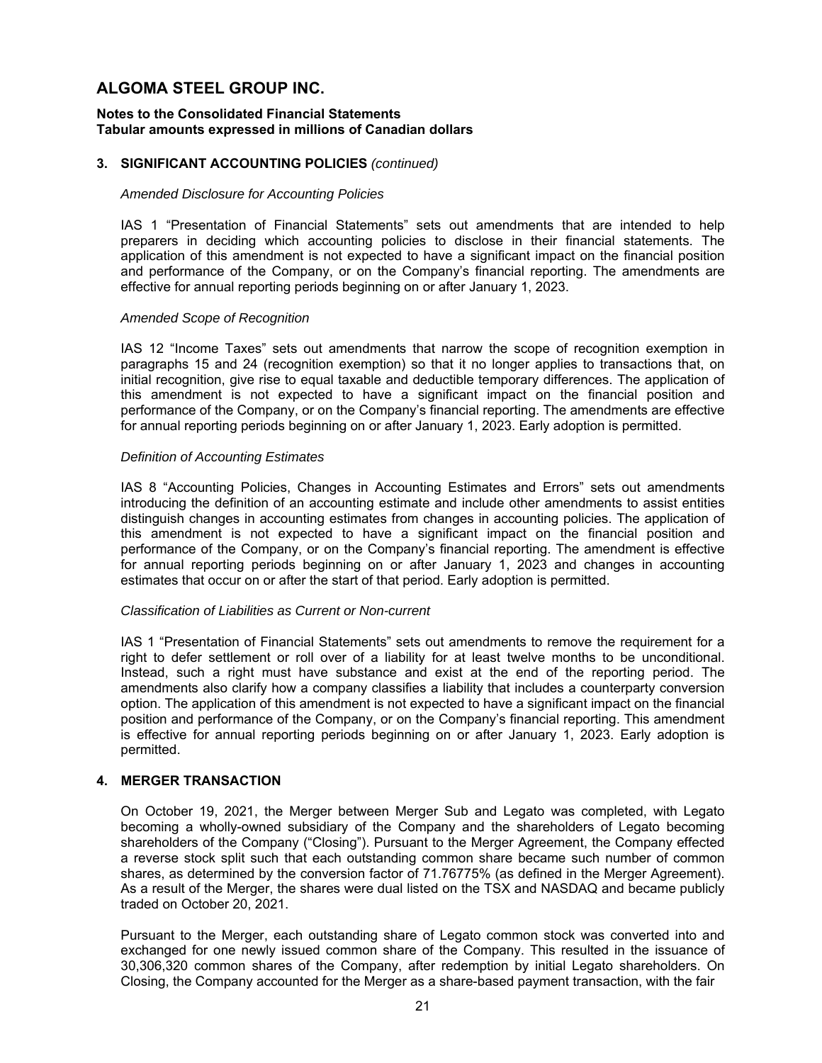# ALGOMA STEEL GROUP INC.

**Notes to the Consolidated Financial Statements**
**Tabular amounts expressed in millions of Canadian dollars**

## 3. SIGNIFICANT ACCOUNTING POLICIES *(continued)*

*Amended Disclosure for Accounting Policies*

IAS 1 "Presentation of Financial Statements" sets out amendments that are intended to help preparers in deciding which accounting policies to disclose in their financial statements. The application of this amendment is not expected to have a significant impact on the financial position and performance of the Company, or on the Company's financial reporting. The amendments are effective for annual reporting periods beginning on or after January 1, 2023.

*Amended Scope of Recognition*

IAS 12 "Income Taxes" sets out amendments that narrow the scope of recognition exemption in paragraphs 15 and 24 (recognition exemption) so that it no longer applies to transactions that, on initial recognition, give rise to equal taxable and deductible temporary differences. The application of this amendment is not expected to have a significant impact on the financial position and performance of the Company, or on the Company's financial reporting. The amendments are effective for annual reporting periods beginning on or after January 1, 2023. Early adoption is permitted.

*Definition of Accounting Estimates*

IAS 8 "Accounting Policies, Changes in Accounting Estimates and Errors" sets out amendments introducing the definition of an accounting estimate and include other amendments to assist entities distinguish changes in accounting estimates from changes in accounting policies. The application of this amendment is not expected to have a significant impact on the financial position and performance of the Company, or on the Company's financial reporting. The amendment is effective for annual reporting periods beginning on or after January 1, 2023 and changes in accounting estimates that occur on or after the start of that period. Early adoption is permitted.

*Classification of Liabilities as Current or Non-current*

IAS 1 "Presentation of Financial Statements" sets out amendments to remove the requirement for a right to defer settlement or roll over of a liability for at least twelve months to be unconditional. Instead, such a right must have substance and exist at the end of the reporting period. The amendments also clarify how a company classifies a liability that includes a counterparty conversion option. The application of this amendment is not expected to have a significant impact on the financial position and performance of the Company, or on the Company's financial reporting. This amendment is effective for annual reporting periods beginning on or after January 1, 2023. Early adoption is permitted.

## 4. MERGER TRANSACTION

On October 19, 2021, the Merger between Merger Sub and Legato was completed, with Legato becoming a wholly-owned subsidiary of the Company and the shareholders of Legato becoming shareholders of the Company ("Closing"). Pursuant to the Merger Agreement, the Company effected a reverse stock split such that each outstanding common share became such number of common shares, as determined by the conversion factor of 71.76775% (as defined in the Merger Agreement). As a result of the Merger, the shares were dual listed on the TSX and NASDAQ and became publicly traded on October 20, 2021.

Pursuant to the Merger, each outstanding share of Legato common stock was converted into and exchanged for one newly issued common share of the Company. This resulted in the issuance of 30,306,320 common shares of the Company, after redemption by initial Legato shareholders. On Closing, the Company accounted for the Merger as a share-based payment transaction, with the fair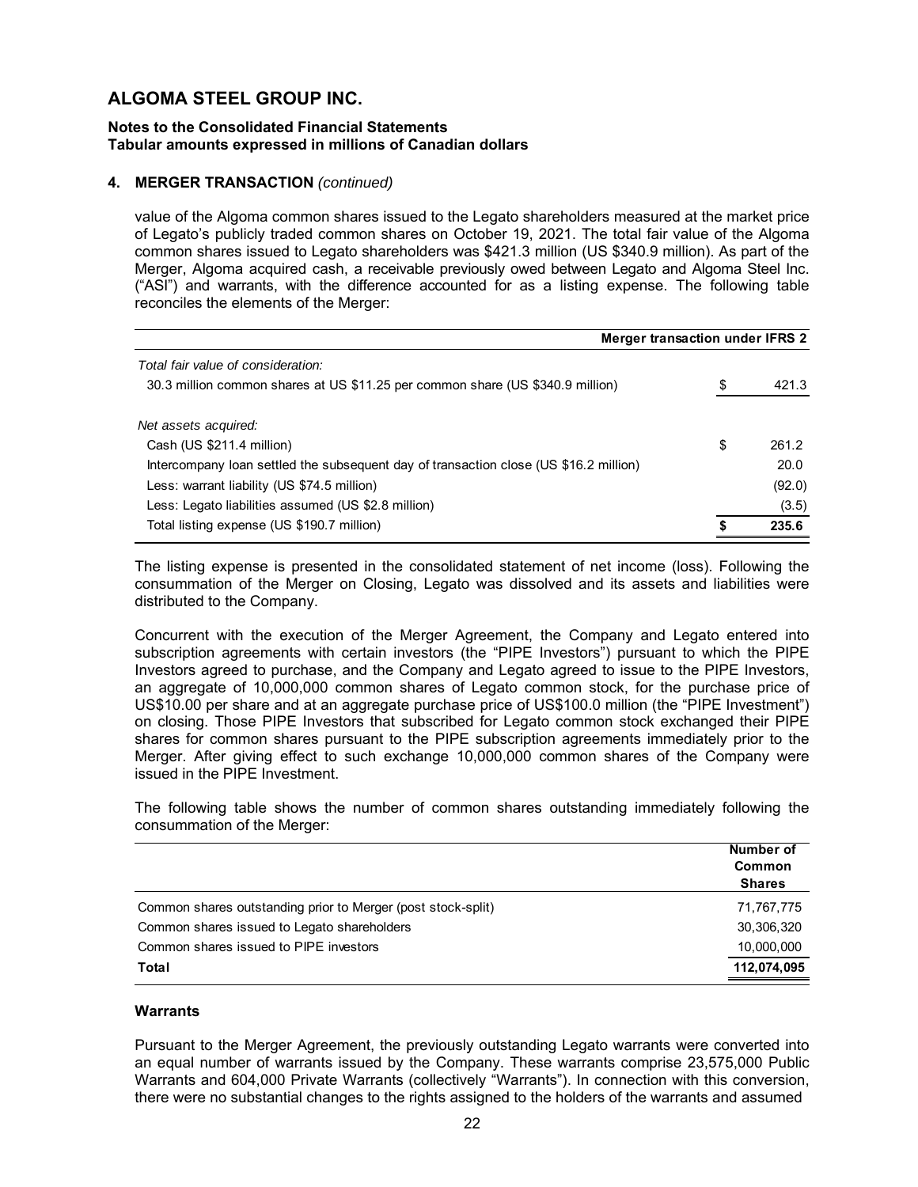# ALGOMA STEEL GROUP INC.

**Notes to the Consolidated Financial Statements**
**Tabular amounts expressed in millions of Canadian dollars**

**4. MERGER TRANSACTION** *(continued)*

value of the Algoma common shares issued to the Legato shareholders measured at the market price of Legato's publicly traded common shares on October 19, 2021. The total fair value of the Algoma common shares issued to Legato shareholders was $421.3 million (US $340.9 million). As part of the Merger, Algoma acquired cash, a receivable previously owed between Legato and Algoma Steel Inc. ("ASI") and warrants, with the difference accounted for as a listing expense. The following table reconciles the elements of the Merger:

| | Merger transaction under IFRS 2 |
|---|---|
| *Total fair value of consideration:* | |
| 30.3 million common shares at US $11.25 per common share (US $340.9 million) | $ 421.3 |
| *Net assets acquired:* | |
| Cash (US $211.4 million) | $ 261.2 |
| Intercompany loan settled the subsequent day of transaction close (US $16.2 million) | 20.0 |
| Less: warrant liability (US $74.5 million) | (92.0) |
| Less: Legato liabilities assumed (US $2.8 million) | (3.5) |
| Total listing expense (US $190.7 million) | **$ 235.6** |

The listing expense is presented in the consolidated statement of net income (loss). Following the consummation of the Merger on Closing, Legato was dissolved and its assets and liabilities were distributed to the Company.

Concurrent with the execution of the Merger Agreement, the Company and Legato entered into subscription agreements with certain investors (the "PIPE Investors") pursuant to which the PIPE Investors agreed to purchase, and the Company and Legato agreed to issue to the PIPE Investors, an aggregate of 10,000,000 common shares of Legato common stock, for the purchase price of US$10.00 per share and at an aggregate purchase price of US$100.0 million (the "PIPE Investment") on closing. Those PIPE Investors that subscribed for Legato common stock exchanged their PIPE shares for common shares pursuant to the PIPE subscription agreements immediately prior to the Merger. After giving effect to such exchange 10,000,000 common shares of the Company were issued in the PIPE Investment.

The following table shows the number of common shares outstanding immediately following the consummation of the Merger:

| | Number of Common Shares |
|---|---|
| Common shares outstanding prior to Merger (post stock-split) | 71,767,775 |
| Common shares issued to Legato shareholders | 30,306,320 |
| Common shares issued to PIPE investors | 10,000,000 |
| **Total** | **112,074,095** |

**Warrants**

Pursuant to the Merger Agreement, the previously outstanding Legato warrants were converted into an equal number of warrants issued by the Company. These warrants comprise 23,575,000 Public Warrants and 604,000 Private Warrants (collectively "Warrants"). In connection with this conversion, there were no substantial changes to the rights assigned to the holders of the warrants and assumed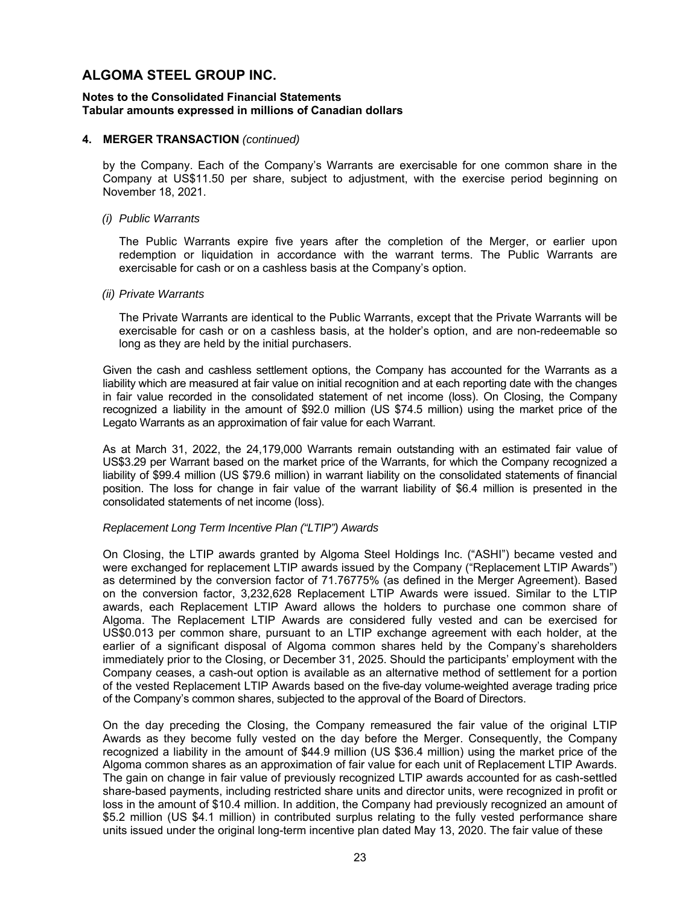## 4. MERGER TRANSACTION *(continued)*

by the Company. Each of the Company's Warrants are exercisable for one common share in the Company at US$11.50 per share, subject to adjustment, with the exercise period beginning on November 18, 2021.

*(i) Public Warrants*

The Public Warrants expire five years after the completion of the Merger, or earlier upon redemption or liquidation in accordance with the warrant terms. The Public Warrants are exercisable for cash or on a cashless basis at the Company's option.

*(ii) Private Warrants*

The Private Warrants are identical to the Public Warrants, except that the Private Warrants will be exercisable for cash or on a cashless basis, at the holder's option, and are non-redeemable so long as they are held by the initial purchasers.

Given the cash and cashless settlement options, the Company has accounted for the Warrants as a liability which are measured at fair value on initial recognition and at each reporting date with the changes in fair value recorded in the consolidated statement of net income (loss). On Closing, the Company recognized a liability in the amount of $92.0 million (US $74.5 million) using the market price of the Legato Warrants as an approximation of fair value for each Warrant.

As at March 31, 2022, the 24,179,000 Warrants remain outstanding with an estimated fair value of US$3.29 per Warrant based on the market price of the Warrants, for which the Company recognized a liability of $99.4 million (US $79.6 million) in warrant liability on the consolidated statements of financial position. The loss for change in fair value of the warrant liability of $6.4 million is presented in the consolidated statements of net income (loss).

*Replacement Long Term Incentive Plan ("LTIP") Awards*

On Closing, the LTIP awards granted by Algoma Steel Holdings Inc. ("ASHI") became vested and were exchanged for replacement LTIP awards issued by the Company ("Replacement LTIP Awards") as determined by the conversion factor of 71.76775% (as defined in the Merger Agreement). Based on the conversion factor, 3,232,628 Replacement LTIP Awards were issued. Similar to the LTIP awards, each Replacement LTIP Award allows the holders to purchase one common share of Algoma. The Replacement LTIP Awards are considered fully vested and can be exercised for US$0.013 per common share, pursuant to an LTIP exchange agreement with each holder, at the earlier of a significant disposal of Algoma common shares held by the Company's shareholders immediately prior to the Closing, or December 31, 2025. Should the participants' employment with the Company ceases, a cash-out option is available as an alternative method of settlement for a portion of the vested Replacement LTIP Awards based on the five-day volume-weighted average trading price of the Company's common shares, subjected to the approval of the Board of Directors.

On the day preceding the Closing, the Company remeasured the fair value of the original LTIP Awards as they become fully vested on the day before the Merger. Consequently, the Company recognized a liability in the amount of $44.9 million (US $36.4 million) using the market price of the Algoma common shares as an approximation of fair value for each unit of Replacement LTIP Awards. The gain on change in fair value of previously recognized LTIP awards accounted for as cash-settled share-based payments, including restricted share units and director units, were recognized in profit or loss in the amount of $10.4 million. In addition, the Company had previously recognized an amount of $5.2 million (US $4.1 million) in contributed surplus relating to the fully vested performance share units issued under the original long-term incentive plan dated May 13, 2020. The fair value of these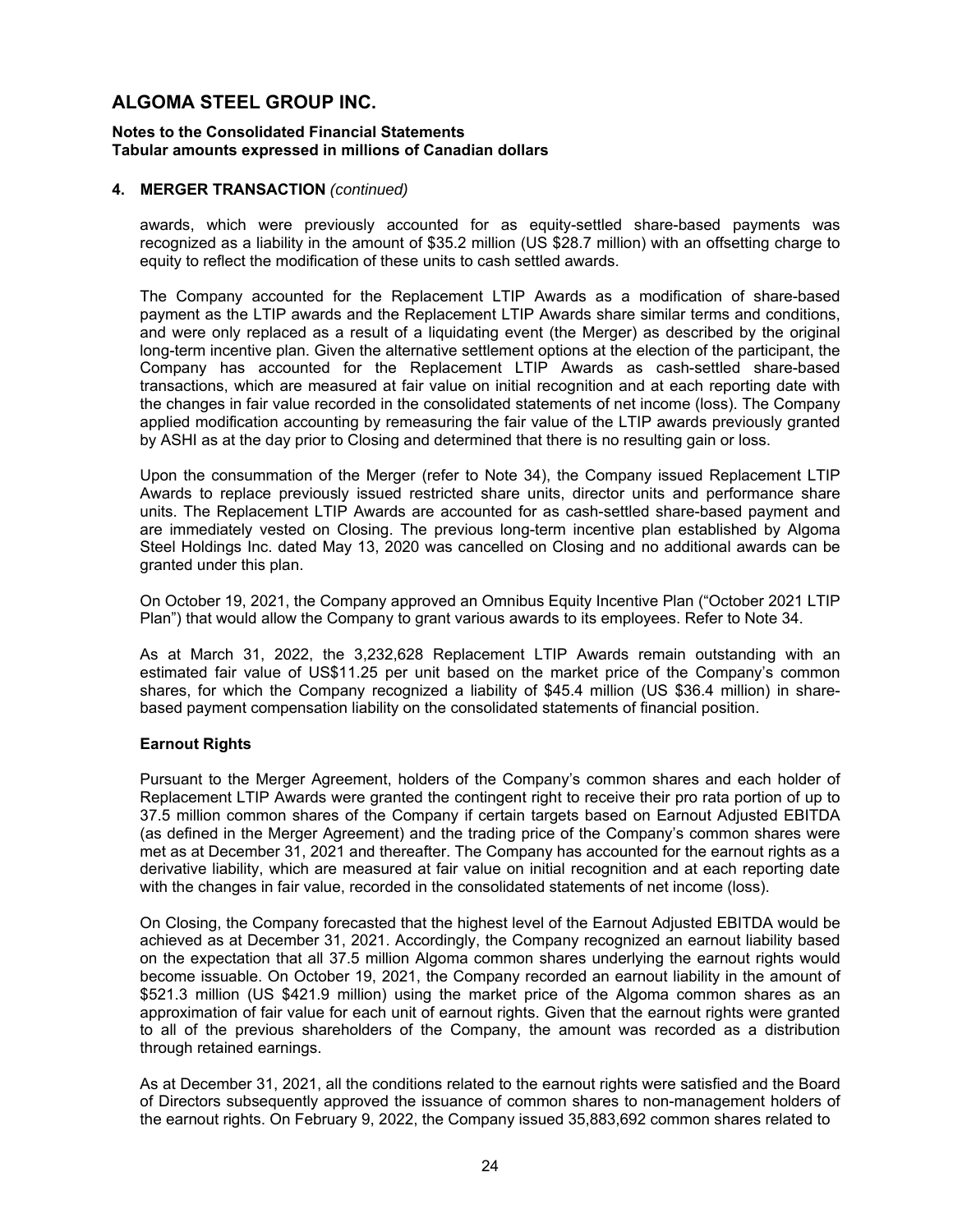# ALGOMA STEEL GROUP INC.

**Notes to the Consolidated Financial Statements**
**Tabular amounts expressed in millions of Canadian dollars**

**4. MERGER TRANSACTION** *(continued)*

awards, which were previously accounted for as equity-settled share-based payments was recognized as a liability in the amount of $35.2 million (US $28.7 million) with an offsetting charge to equity to reflect the modification of these units to cash settled awards.

The Company accounted for the Replacement LTIP Awards as a modification of share-based payment as the LTIP awards and the Replacement LTIP Awards share similar terms and conditions, and were only replaced as a result of a liquidating event (the Merger) as described by the original long-term incentive plan. Given the alternative settlement options at the election of the participant, the Company has accounted for the Replacement LTIP Awards as cash-settled share-based transactions, which are measured at fair value on initial recognition and at each reporting date with the changes in fair value recorded in the consolidated statements of net income (loss). The Company applied modification accounting by remeasuring the fair value of the LTIP awards previously granted by ASHI as at the day prior to Closing and determined that there is no resulting gain or loss.

Upon the consummation of the Merger (refer to Note 34), the Company issued Replacement LTIP Awards to replace previously issued restricted share units, director units and performance share units. The Replacement LTIP Awards are accounted for as cash-settled share-based payment and are immediately vested on Closing. The previous long-term incentive plan established by Algoma Steel Holdings Inc. dated May 13, 2020 was cancelled on Closing and no additional awards can be granted under this plan.

On October 19, 2021, the Company approved an Omnibus Equity Incentive Plan ("October 2021 LTIP Plan") that would allow the Company to grant various awards to its employees. Refer to Note 34.

As at March 31, 2022, the 3,232,628 Replacement LTIP Awards remain outstanding with an estimated fair value of US$11.25 per unit based on the market price of the Company's common shares, for which the Company recognized a liability of $45.4 million (US $36.4 million) in share-based payment compensation liability on the consolidated statements of financial position.

**Earnout Rights**

Pursuant to the Merger Agreement, holders of the Company's common shares and each holder of Replacement LTIP Awards were granted the contingent right to receive their pro rata portion of up to 37.5 million common shares of the Company if certain targets based on Earnout Adjusted EBITDA (as defined in the Merger Agreement) and the trading price of the Company's common shares were met as at December 31, 2021 and thereafter. The Company has accounted for the earnout rights as a derivative liability, which are measured at fair value on initial recognition and at each reporting date with the changes in fair value, recorded in the consolidated statements of net income (loss).

On Closing, the Company forecasted that the highest level of the Earnout Adjusted EBITDA would be achieved as at December 31, 2021. Accordingly, the Company recognized an earnout liability based on the expectation that all 37.5 million Algoma common shares underlying the earnout rights would become issuable. On October 19, 2021, the Company recorded an earnout liability in the amount of $521.3 million (US $421.9 million) using the market price of the Algoma common shares as an approximation of fair value for each unit of earnout rights. Given that the earnout rights were granted to all of the previous shareholders of the Company, the amount was recorded as a distribution through retained earnings.

As at December 31, 2021, all the conditions related to the earnout rights were satisfied and the Board of Directors subsequently approved the issuance of common shares to non-management holders of the earnout rights. On February 9, 2022, the Company issued 35,883,692 common shares related to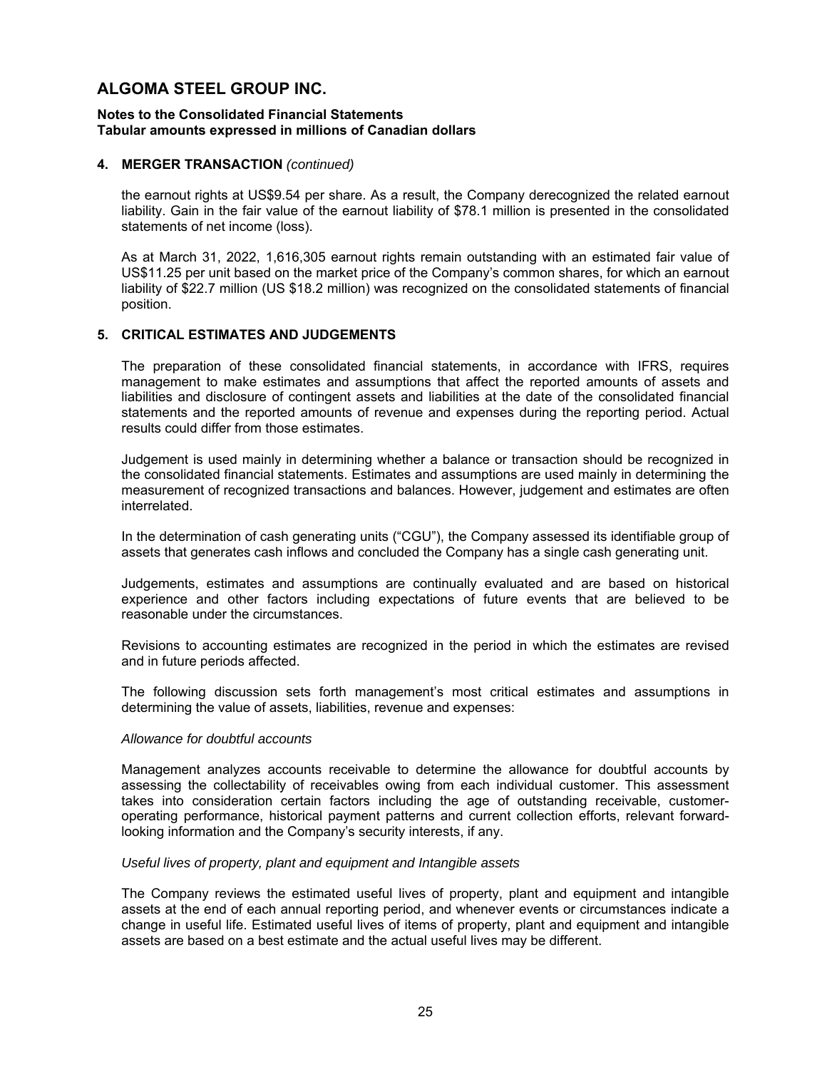# ALGOMA STEEL GROUP INC.

**Notes to the Consolidated Financial Statements**
**Tabular amounts expressed in millions of Canadian dollars**

## 4. MERGER TRANSACTION *(continued)*

the earnout rights at US$9.54 per share. As a result, the Company derecognized the related earnout liability. Gain in the fair value of the earnout liability of $78.1 million is presented in the consolidated statements of net income (loss).

As at March 31, 2022, 1,616,305 earnout rights remain outstanding with an estimated fair value of US$11.25 per unit based on the market price of the Company's common shares, for which an earnout liability of $22.7 million (US $18.2 million) was recognized on the consolidated statements of financial position.

## 5. CRITICAL ESTIMATES AND JUDGEMENTS

The preparation of these consolidated financial statements, in accordance with IFRS, requires management to make estimates and assumptions that affect the reported amounts of assets and liabilities and disclosure of contingent assets and liabilities at the date of the consolidated financial statements and the reported amounts of revenue and expenses during the reporting period. Actual results could differ from those estimates.

Judgement is used mainly in determining whether a balance or transaction should be recognized in the consolidated financial statements. Estimates and assumptions are used mainly in determining the measurement of recognized transactions and balances. However, judgement and estimates are often interrelated.

In the determination of cash generating units ("CGU"), the Company assessed its identifiable group of assets that generates cash inflows and concluded the Company has a single cash generating unit.

Judgements, estimates and assumptions are continually evaluated and are based on historical experience and other factors including expectations of future events that are believed to be reasonable under the circumstances.

Revisions to accounting estimates are recognized in the period in which the estimates are revised and in future periods affected.

The following discussion sets forth management's most critical estimates and assumptions in determining the value of assets, liabilities, revenue and expenses:

*Allowance for doubtful accounts*

Management analyzes accounts receivable to determine the allowance for doubtful accounts by assessing the collectability of receivables owing from each individual customer. This assessment takes into consideration certain factors including the age of outstanding receivable, customer-operating performance, historical payment patterns and current collection efforts, relevant forward-looking information and the Company's security interests, if any.

*Useful lives of property, plant and equipment and Intangible assets*

The Company reviews the estimated useful lives of property, plant and equipment and intangible assets at the end of each annual reporting period, and whenever events or circumstances indicate a change in useful life. Estimated useful lives of items of property, plant and equipment and intangible assets are based on a best estimate and the actual useful lives may be different.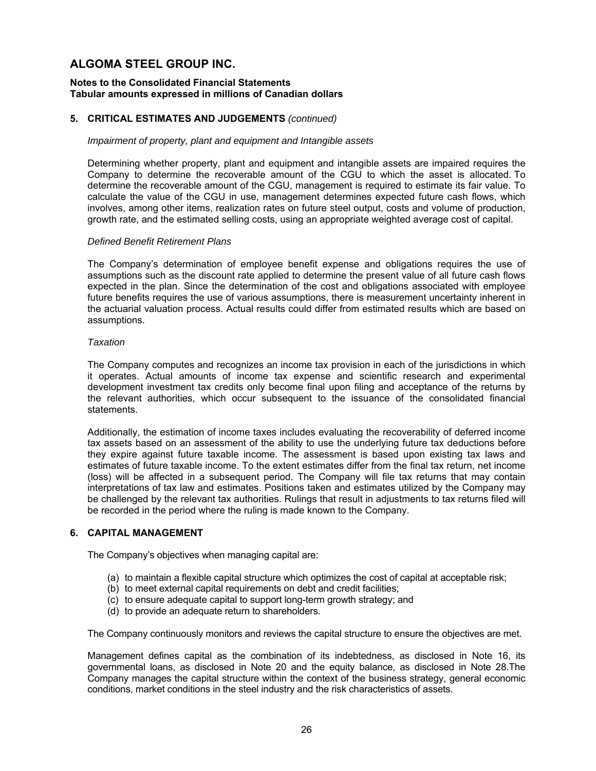## 5. CRITICAL ESTIMATES AND JUDGEMENTS *(continued)*

*Impairment of property, plant and equipment and Intangible assets*

Determining whether property, plant and equipment and intangible assets are impaired requires the Company to determine the recoverable amount of the CGU to which the asset is allocated. To determine the recoverable amount of the CGU, management is required to estimate its fair value. To calculate the value of the CGU in use, management determines expected future cash flows, which involves, among other items, realization rates on future steel output, costs and volume of production, growth rate, and the estimated selling costs, using an appropriate weighted average cost of capital.

*Defined Benefit Retirement Plans*

The Company's determination of employee benefit expense and obligations requires the use of assumptions such as the discount rate applied to determine the present value of all future cash flows expected in the plan. Since the determination of the cost and obligations associated with employee future benefits requires the use of various assumptions, there is measurement uncertainty inherent in the actuarial valuation process. Actual results could differ from estimated results which are based on assumptions.

*Taxation*

The Company computes and recognizes an income tax provision in each of the jurisdictions in which it operates. Actual amounts of income tax expense and scientific research and experimental development investment tax credits only become final upon filing and acceptance of the returns by the relevant authorities, which occur subsequent to the issuance of the consolidated financial statements.

Additionally, the estimation of income taxes includes evaluating the recoverability of deferred income tax assets based on an assessment of the ability to use the underlying future tax deductions before they expire against future taxable income. The assessment is based upon existing tax laws and estimates of future taxable income. To the extent estimates differ from the final tax return, net income (loss) will be affected in a subsequent period. The Company will file tax returns that may contain interpretations of tax law and estimates. Positions taken and estimates utilized by the Company may be challenged by the relevant tax authorities. Rulings that result in adjustments to tax returns filed will be recorded in the period where the ruling is made known to the Company.

## 6. CAPITAL MANAGEMENT

The Company's objectives when managing capital are:

(a) to maintain a flexible capital structure which optimizes the cost of capital at acceptable risk;
(b) to meet external capital requirements on debt and credit facilities;
(c) to ensure adequate capital to support long-term growth strategy; and
(d) to provide an adequate return to shareholders.

The Company continuously monitors and reviews the capital structure to ensure the objectives are met.

Management defines capital as the combination of its indebtedness, as disclosed in Note 16, its governmental loans, as disclosed in Note 20 and the equity balance, as disclosed in Note 28.The Company manages the capital structure within the context of the business strategy, general economic conditions, market conditions in the steel industry and the risk characteristics of assets.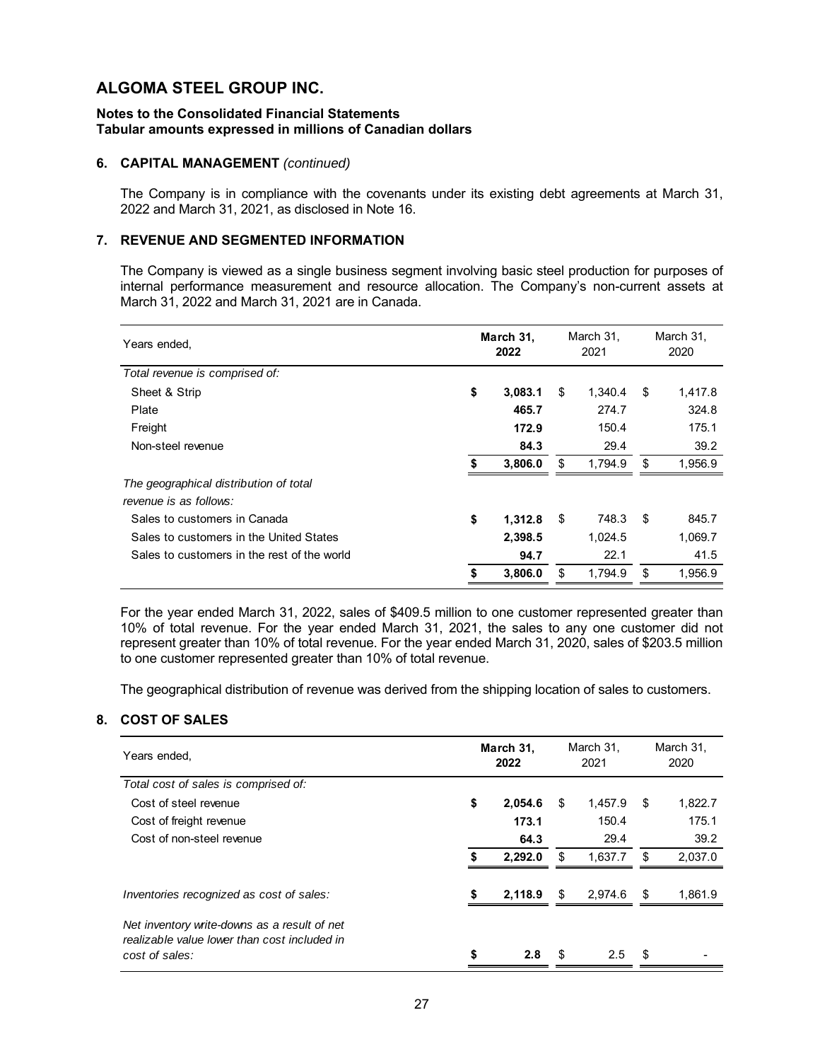# ALGOMA STEEL GROUP INC.

**Notes to the Consolidated Financial Statements**
**Tabular amounts expressed in millions of Canadian dollars**

### 6. CAPITAL MANAGEMENT *(continued)*

The Company is in compliance with the covenants under its existing debt agreements at March 31, 2022 and March 31, 2021, as disclosed in Note 16.

### 7. REVENUE AND SEGMENTED INFORMATION

The Company is viewed as a single business segment involving basic steel production for purposes of internal performance measurement and resource allocation. The Company's non-current assets at March 31, 2022 and March 31, 2021 are in Canada.

| Years ended, | **March 31, 2022** | March 31, 2021 | March 31, 2020 |
|---|---|---|---|
| *Total revenue is comprised of:* | | | |
| Sheet & Strip | **$ 3,083.1** | $ 1,340.4 | $ 1,417.8 |
| Plate | **465.7** | 274.7 | 324.8 |
| Freight | **172.9** | 150.4 | 175.1 |
| Non-steel revenue | **84.3** | 29.4 | 39.2 |
| | **$ 3,806.0** | $ 1,794.9 | $ 1,956.9 |
| *The geographical distribution of total revenue is as follows:* | | | |
| Sales to customers in Canada | **$ 1,312.8** | $ 748.3 | $ 845.7 |
| Sales to customers in the United States | **2,398.5** | 1,024.5 | 1,069.7 |
| Sales to customers in the rest of the world | **94.7** | 22.1 | 41.5 |
| | **$ 3,806.0** | $ 1,794.9 | $ 1,956.9 |

For the year ended March 31, 2022, sales of $409.5 million to one customer represented greater than 10% of total revenue. For the year ended March 31, 2021, the sales to any one customer did not represent greater than 10% of total revenue. For the year ended March 31, 2020, sales of $203.5 million to one customer represented greater than 10% of total revenue.

The geographical distribution of revenue was derived from the shipping location of sales to customers.

### 8. COST OF SALES

| Years ended, | **March 31, 2022** | March 31, 2021 | March 31, 2020 |
|---|---|---|---|
| *Total cost of sales is comprised of:* | | | |
| Cost of steel revenue | **$ 2,054.6** | $ 1,457.9 | $ 1,822.7 |
| Cost of freight revenue | **173.1** | 150.4 | 175.1 |
| Cost of non-steel revenue | **64.3** | 29.4 | 39.2 |
| | **$ 2,292.0** | $ 1,637.7 | $ 2,037.0 |
| *Inventories recognized as cost of sales:* | **$ 2,118.9** | $ 2,974.6 | $ 1,861.9 |
| *Net inventory write-downs as a result of net realizable value lower than cost included in cost of sales:* | **$ 2.8** | $ 2.5 | $ - |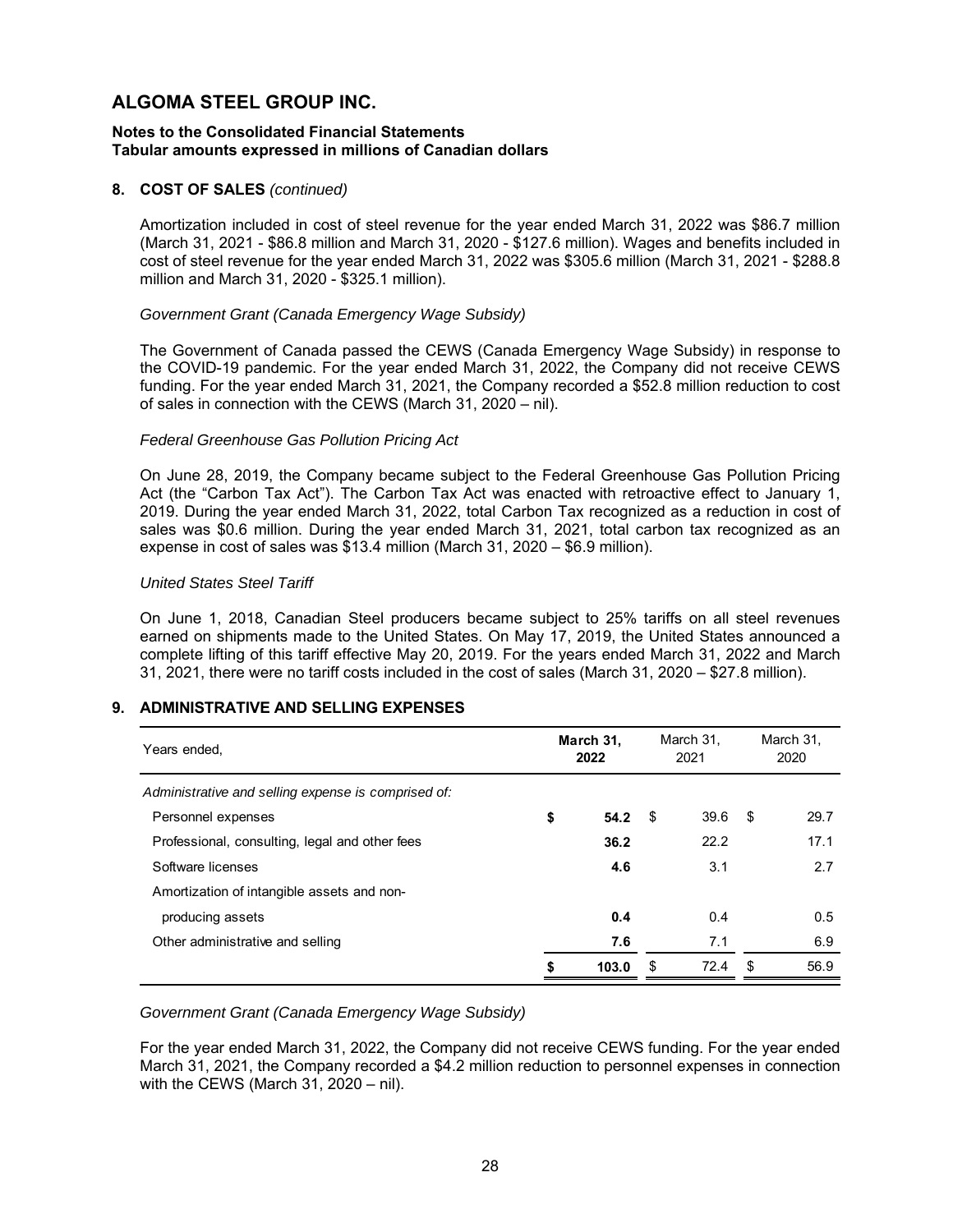# ALGOMA STEEL GROUP INC.

**Notes to the Consolidated Financial Statements**
**Tabular amounts expressed in millions of Canadian dollars**

## 8. COST OF SALES *(continued)*

Amortization included in cost of steel revenue for the year ended March 31, 2022 was $86.7 million (March 31, 2021 - $86.8 million and March 31, 2020 - $127.6 million). Wages and benefits included in cost of steel revenue for the year ended March 31, 2022 was $305.6 million (March 31, 2021 - $288.8 million and March 31, 2020 - $325.1 million).

*Government Grant (Canada Emergency Wage Subsidy)*

The Government of Canada passed the CEWS (Canada Emergency Wage Subsidy) in response to the COVID-19 pandemic. For the year ended March 31, 2022, the Company did not receive CEWS funding. For the year ended March 31, 2021, the Company recorded a $52.8 million reduction to cost of sales in connection with the CEWS (March 31, 2020 – nil).

*Federal Greenhouse Gas Pollution Pricing Act*

On June 28, 2019, the Company became subject to the Federal Greenhouse Gas Pollution Pricing Act (the "Carbon Tax Act"). The Carbon Tax Act was enacted with retroactive effect to January 1, 2019. During the year ended March 31, 2022, total Carbon Tax recognized as a reduction in cost of sales was $0.6 million. During the year ended March 31, 2021, total carbon tax recognized as an expense in cost of sales was $13.4 million (March 31, 2020 – $6.9 million).

*United States Steel Tariff*

On June 1, 2018, Canadian Steel producers became subject to 25% tariffs on all steel revenues earned on shipments made to the United States. On May 17, 2019, the United States announced a complete lifting of this tariff effective May 20, 2019. For the years ended March 31, 2022 and March 31, 2021, there were no tariff costs included in the cost of sales (March 31, 2020 – $27.8 million).

## 9. ADMINISTRATIVE AND SELLING EXPENSES

| Years ended, | **March 31, 2022** | March 31, 2021 | March 31, 2020 |
|---|---|---|---|
| *Administrative and selling expense is comprised of:* | | | |
| Personnel expenses | **$ 54.2** | $ 39.6 | $ 29.7 |
| Professional, consulting, legal and other fees | **36.2** | 22.2 | 17.1 |
| Software licenses | **4.6** | 3.1 | 2.7 |
| Amortization of intangible assets and non-producing assets | **0.4** | 0.4 | 0.5 |
| Other administrative and selling | **7.6** | 7.1 | 6.9 |
| | **$ 103.0** | $ 72.4 | $ 56.9 |

*Government Grant (Canada Emergency Wage Subsidy)*

For the year ended March 31, 2022, the Company did not receive CEWS funding. For the year ended March 31, 2021, the Company recorded a $4.2 million reduction to personnel expenses in connection with the CEWS (March 31, 2020 – nil).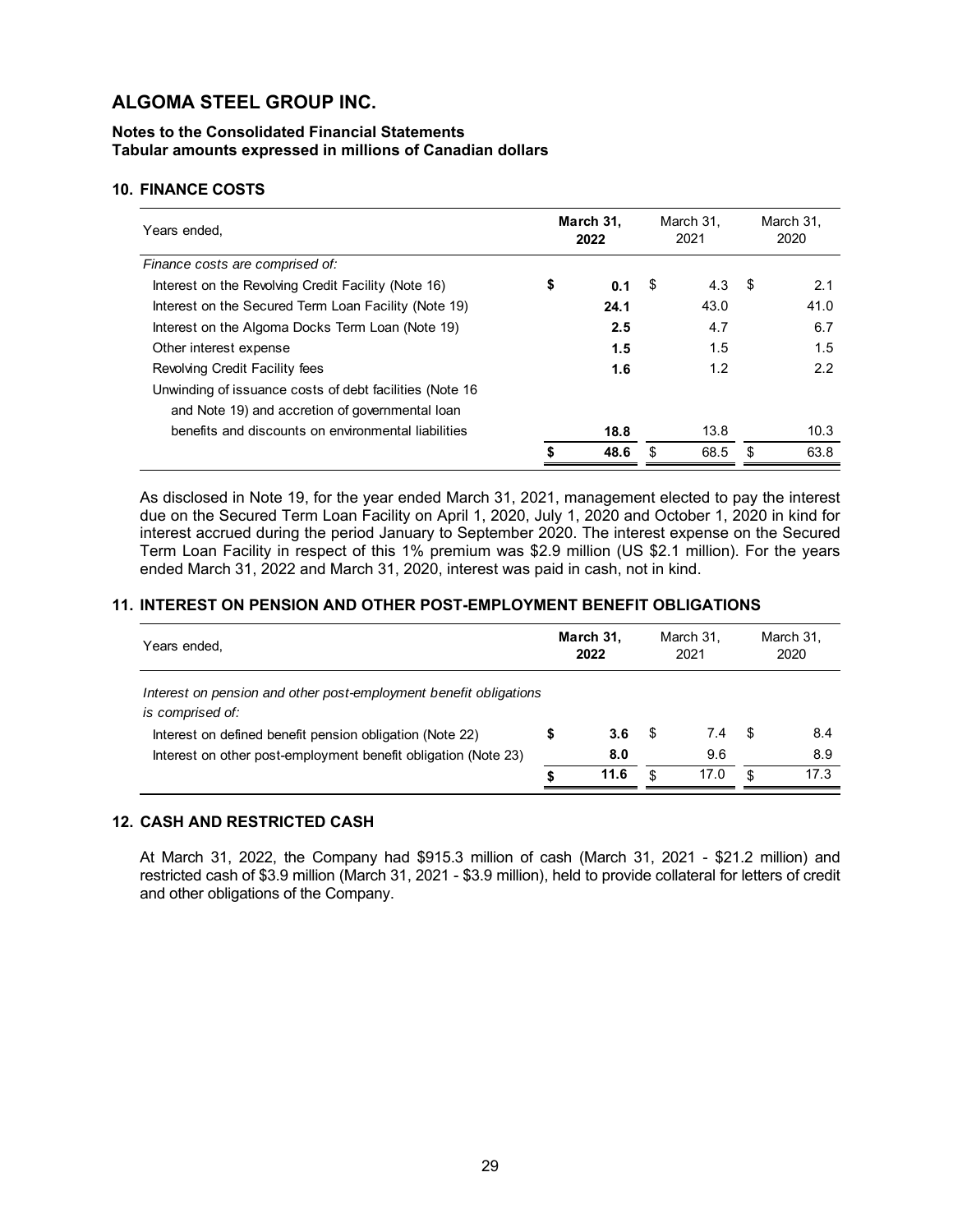# ALGOMA STEEL GROUP INC.

**Notes to the Consolidated Financial Statements**
**Tabular amounts expressed in millions of Canadian dollars**

## 10. FINANCE COSTS

| Years ended, | **March 31, 2022** | March 31, 2021 | March 31, 2020 |
|---|---|---|---|
| *Finance costs are comprised of:* | | | |
| Interest on the Revolving Credit Facility (Note 16) | **$ 0.1** | $ 4.3 | $ 2.1 |
| Interest on the Secured Term Loan Facility (Note 19) | **24.1** | 43.0 | 41.0 |
| Interest on the Algoma Docks Term Loan (Note 19) | **2.5** | 4.7 | 6.7 |
| Other interest expense | **1.5** | 1.5 | 1.5 |
| Revolving Credit Facility fees | **1.6** | 1.2 | 2.2 |
| Unwinding of issuance costs of debt facilities (Note 16 and Note 19) and accretion of governmental loan benefits and discounts on environmental liabilities | **18.8** | 13.8 | 10.3 |
| | **$ 48.6** | $ 68.5 | $ 63.8 |

As disclosed in Note 19, for the year ended March 31, 2021, management elected to pay the interest due on the Secured Term Loan Facility on April 1, 2020, July 1, 2020 and October 1, 2020 in kind for interest accrued during the period January to September 2020. The interest expense on the Secured Term Loan Facility in respect of this 1% premium was $2.9 million (US $2.1 million). For the years ended March 31, 2022 and March 31, 2020, interest was paid in cash, not in kind.

## 11. INTEREST ON PENSION AND OTHER POST-EMPLOYMENT BENEFIT OBLIGATIONS

| Years ended, | **March 31, 2022** | March 31, 2021 | March 31, 2020 |
|---|---|---|---|
| *Interest on pension and other post-employment benefit obligations is comprised of:* | | | |
| Interest on defined benefit pension obligation (Note 22) | **$ 3.6** | $ 7.4 | $ 8.4 |
| Interest on other post-employment benefit obligation (Note 23) | **8.0** | 9.6 | 8.9 |
| | **$ 11.6** | $ 17.0 | $ 17.3 |

## 12. CASH AND RESTRICTED CASH

At March 31, 2022, the Company had $915.3 million of cash (March 31, 2021 - $21.2 million) and restricted cash of $3.9 million (March 31, 2021 - $3.9 million), held to provide collateral for letters of credit and other obligations of the Company.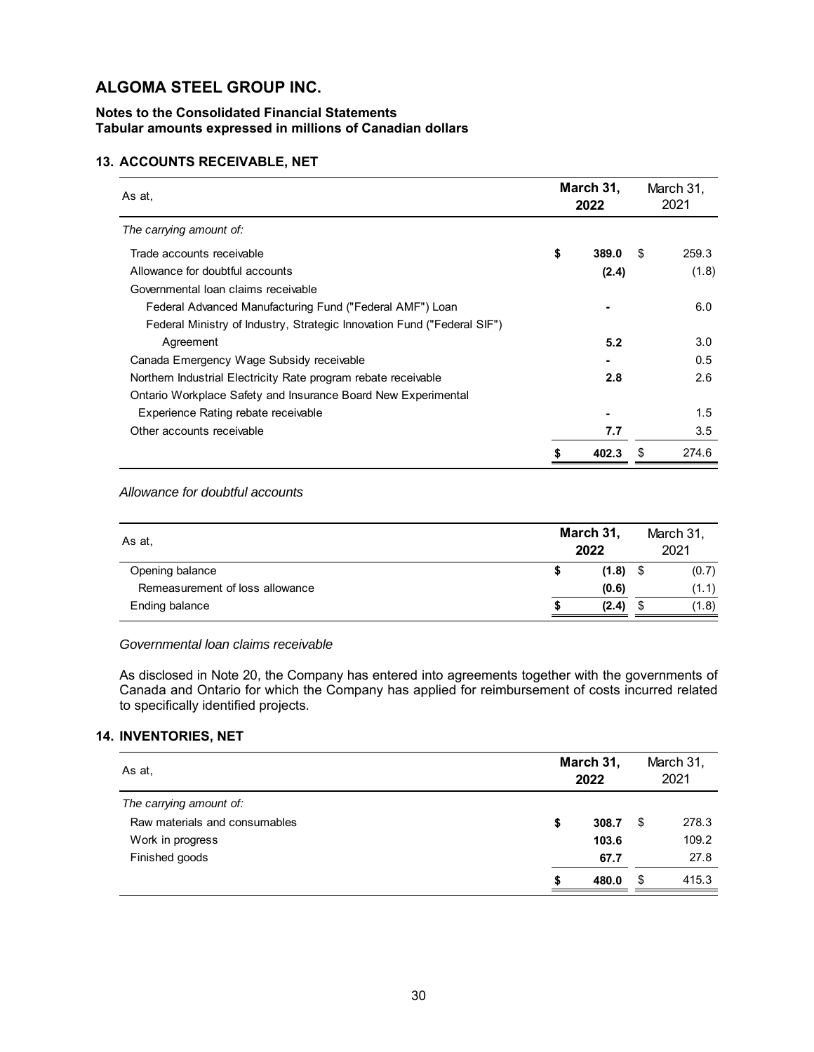# ALGOMA STEEL GROUP INC.

**Notes to the Consolidated Financial Statements**
**Tabular amounts expressed in millions of Canadian dollars**

## 13. ACCOUNTS RECEIVABLE, NET

| As at, | **March 31, 2022** | March 31, 2021 |
|---|---|---|
| *The carrying amount of:* | | |
| Trade accounts receivable | **$ 389.0** | $ 259.3 |
| Allowance for doubtful accounts | **(2.4)** | (1.8) |
| Governmental loan claims receivable | | |
| Federal Advanced Manufacturing Fund ("Federal AMF") Loan | **-** | 6.0 |
| Federal Ministry of Industry, Strategic Innovation Fund ("Federal SIF") Agreement | **5.2** | 3.0 |
| Canada Emergency Wage Subsidy receivable | **-** | 0.5 |
| Northern Industrial Electricity Rate program rebate receivable | **2.8** | 2.6 |
| Ontario Workplace Safety and Insurance Board New Experimental Experience Rating rebate receivable | **-** | 1.5 |
| Other accounts receivable | **7.7** | 3.5 |
| | **$ 402.3** | $ 274.6 |

*Allowance for doubtful accounts*

| As at, | **March 31, 2022** | March 31, 2021 |
|---|---|---|
| Opening balance | **$ (1.8)** | $ (0.7) |
| Remeasurement of loss allowance | **(0.6)** | (1.1) |
| Ending balance | **$ (2.4)** | $ (1.8) |

*Governmental loan claims receivable*

As disclosed in Note 20, the Company has entered into agreements together with the governments of Canada and Ontario for which the Company has applied for reimbursement of costs incurred related to specifically identified projects.

## 14. INVENTORIES, NET

| As at, | **March 31, 2022** | March 31, 2021 |
|---|---|---|
| *The carrying amount of:* | | |
| Raw materials and consumables | **$ 308.7** | $ 278.3 |
| Work in progress | **103.6** | 109.2 |
| Finished goods | **67.7** | 27.8 |
| | **$ 480.0** | $ 415.3 |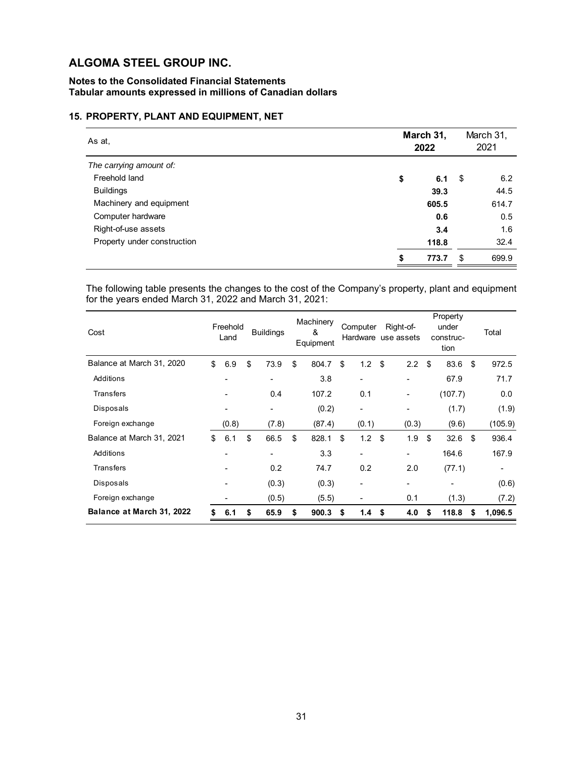# ALGOMA STEEL GROUP INC.

**Notes to the Consolidated Financial Statements**
**Tabular amounts expressed in millions of Canadian dollars**

## 15. PROPERTY, PLANT AND EQUIPMENT, NET

| As at, | **March 31, 2022** | March 31, 2021 |
|---|---|---|
| *The carrying amount of:* | | |
| Freehold land | **$ 6.1** | $ 6.2 |
| Buildings | **39.3** | 44.5 |
| Machinery and equipment | **605.5** | 614.7 |
| Computer hardware | **0.6** | 0.5 |
| Right-of-use assets | **3.4** | 1.6 |
| Property under construction | **118.8** | 32.4 |
| | **$ 773.7** | $ 699.9 |

The following table presents the changes to the cost of the Company's property, plant and equipment for the years ended March 31, 2022 and March 31, 2021:

| Cost | Freehold Land | Buildings | Machinery & Equipment | Computer Hardware | Right-of-use assets | Property under construc-tion | Total |
|---|---|---|---|---|---|---|---|
| Balance at March 31, 2020 | $ 6.9 | $ 73.9 | $ 804.7 | $ 1.2 | $ 2.2 | $ 83.6 | $ 972.5 |
| Additions | - | - | 3.8 | - | - | 67.9 | 71.7 |
| Transfers | - | 0.4 | 107.2 | 0.1 | - | (107.7) | 0.0 |
| Disposals | - | - | (0.2) | - | - | (1.7) | (1.9) |
| Foreign exchange | (0.8) | (7.8) | (87.4) | (0.1) | (0.3) | (9.6) | (105.9) |
| Balance at March 31, 2021 | $ 6.1 | $ 66.5 | $ 828.1 | $ 1.2 | $ 1.9 | $ 32.6 | $ 936.4 |
| Additions | - | - | 3.3 | - | - | 164.6 | 167.9 |
| Transfers | - | 0.2 | 74.7 | 0.2 | 2.0 | (77.1) | - |
| Disposals | - | (0.3) | (0.3) | - | - | - | (0.6) |
| Foreign exchange | - | (0.5) | (5.5) | - | 0.1 | (1.3) | (7.2) |
| **Balance at March 31, 2022** | **$ 6.1** | **$ 65.9** | **$ 900.3** | **$ 1.4** | **$ 4.0** | **$ 118.8** | **$ 1,096.5** |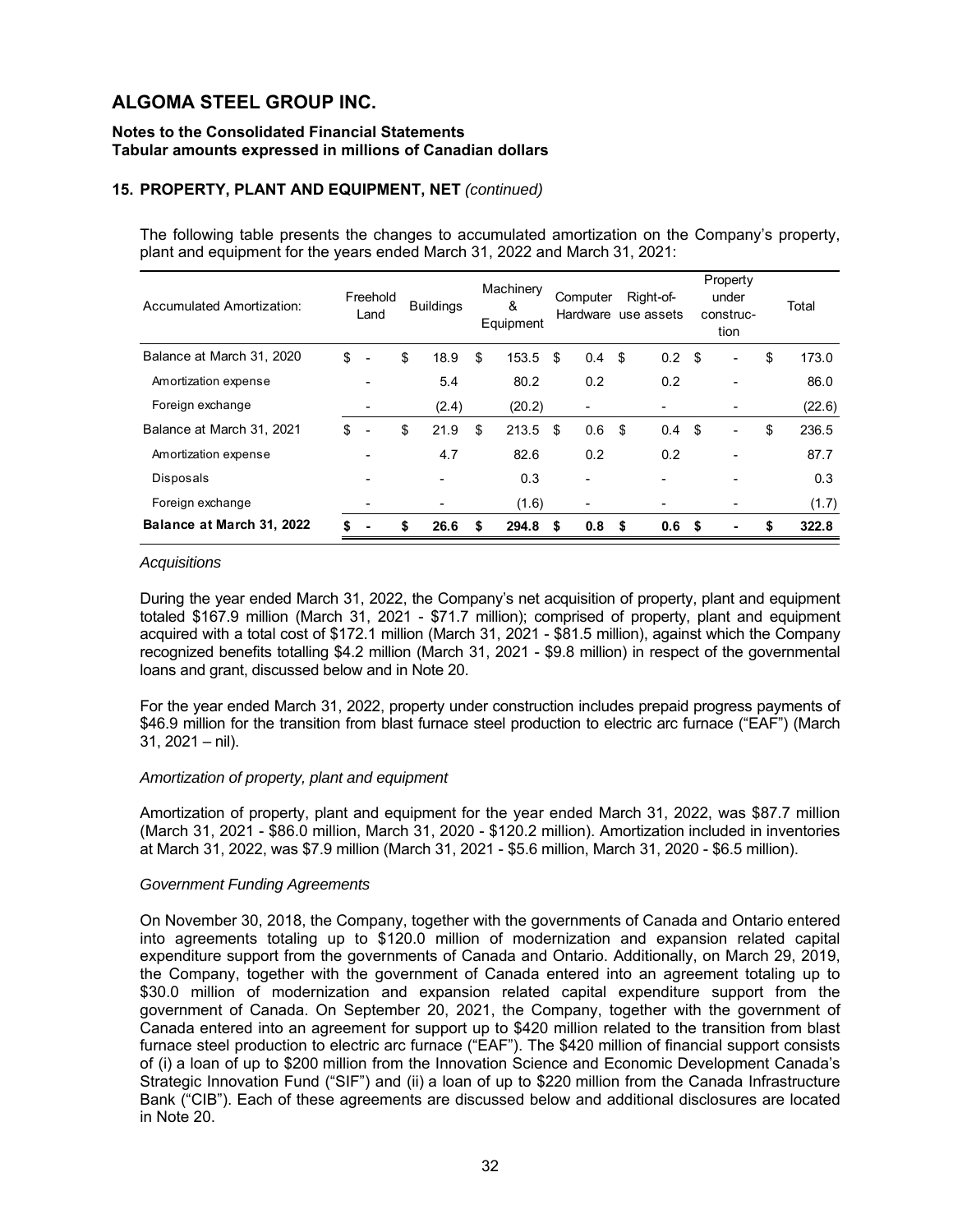# ALGOMA STEEL GROUP INC.

**Notes to the Consolidated Financial Statements**
**Tabular amounts expressed in millions of Canadian dollars**

## 15. PROPERTY, PLANT AND EQUIPMENT, NET *(continued)*

The following table presents the changes to accumulated amortization on the Company's property, plant and equipment for the years ended March 31, 2022 and March 31, 2021:

| Accumulated Amortization: | Freehold Land | Buildings | Machinery & Equipment | Computer Hardware | Right-of-use assets | Property under construction | Total |
|---|---|---|---|---|---|---|---|
| Balance at March 31, 2020 | $ - | $ 18.9 | $ 153.5 | $ 0.4 | $ 0.2 | $ - | $ 173.0 |
| Amortization expense | - | 5.4 | 80.2 | 0.2 | 0.2 | - | 86.0 |
| Foreign exchange | - | (2.4) | (20.2) | - | - | - | (22.6) |
| Balance at March 31, 2021 | $ - | $ 21.9 | $ 213.5 | $ 0.6 | $ 0.4 | $ - | $ 236.5 |
| Amortization expense | - | 4.7 | 82.6 | 0.2 | 0.2 | - | 87.7 |
| Disposals | - | - | 0.3 | - | - | - | 0.3 |
| Foreign exchange | - | - | (1.6) | - | - | - | (1.7) |
| **Balance at March 31, 2022** | **$ -** | **$ 26.6** | **$ 294.8** | **$ 0.8** | **$ 0.6** | **$ -** | **$ 322.8** |

*Acquisitions*

During the year ended March 31, 2022, the Company's net acquisition of property, plant and equipment totaled $167.9 million (March 31, 2021 - $71.7 million); comprised of property, plant and equipment acquired with a total cost of $172.1 million (March 31, 2021 - $81.5 million), against which the Company recognized benefits totalling $4.2 million (March 31, 2021 - $9.8 million) in respect of the governmental loans and grant, discussed below and in Note 20.

For the year ended March 31, 2022, property under construction includes prepaid progress payments of $46.9 million for the transition from blast furnace steel production to electric arc furnace ("EAF") (March 31, 2021 – nil).

*Amortization of property, plant and equipment*

Amortization of property, plant and equipment for the year ended March 31, 2022, was $87.7 million (March 31, 2021 - $86.0 million, March 31, 2020 - $120.2 million). Amortization included in inventories at March 31, 2022, was $7.9 million (March 31, 2021 - $5.6 million, March 31, 2020 - $6.5 million).

*Government Funding Agreements*

On November 30, 2018, the Company, together with the governments of Canada and Ontario entered into agreements totaling up to $120.0 million of modernization and expansion related capital expenditure support from the governments of Canada and Ontario. Additionally, on March 29, 2019, the Company, together with the government of Canada entered into an agreement totaling up to $30.0 million of modernization and expansion related capital expenditure support from the government of Canada. On September 20, 2021, the Company, together with the government of Canada entered into an agreement for support up to $420 million related to the transition from blast furnace steel production to electric arc furnace ("EAF"). The $420 million of financial support consists of (i) a loan of up to $200 million from the Innovation Science and Economic Development Canada's Strategic Innovation Fund ("SIF") and (ii) a loan of up to $220 million from the Canada Infrastructure Bank ("CIB"). Each of these agreements are discussed below and additional disclosures are located in Note 20.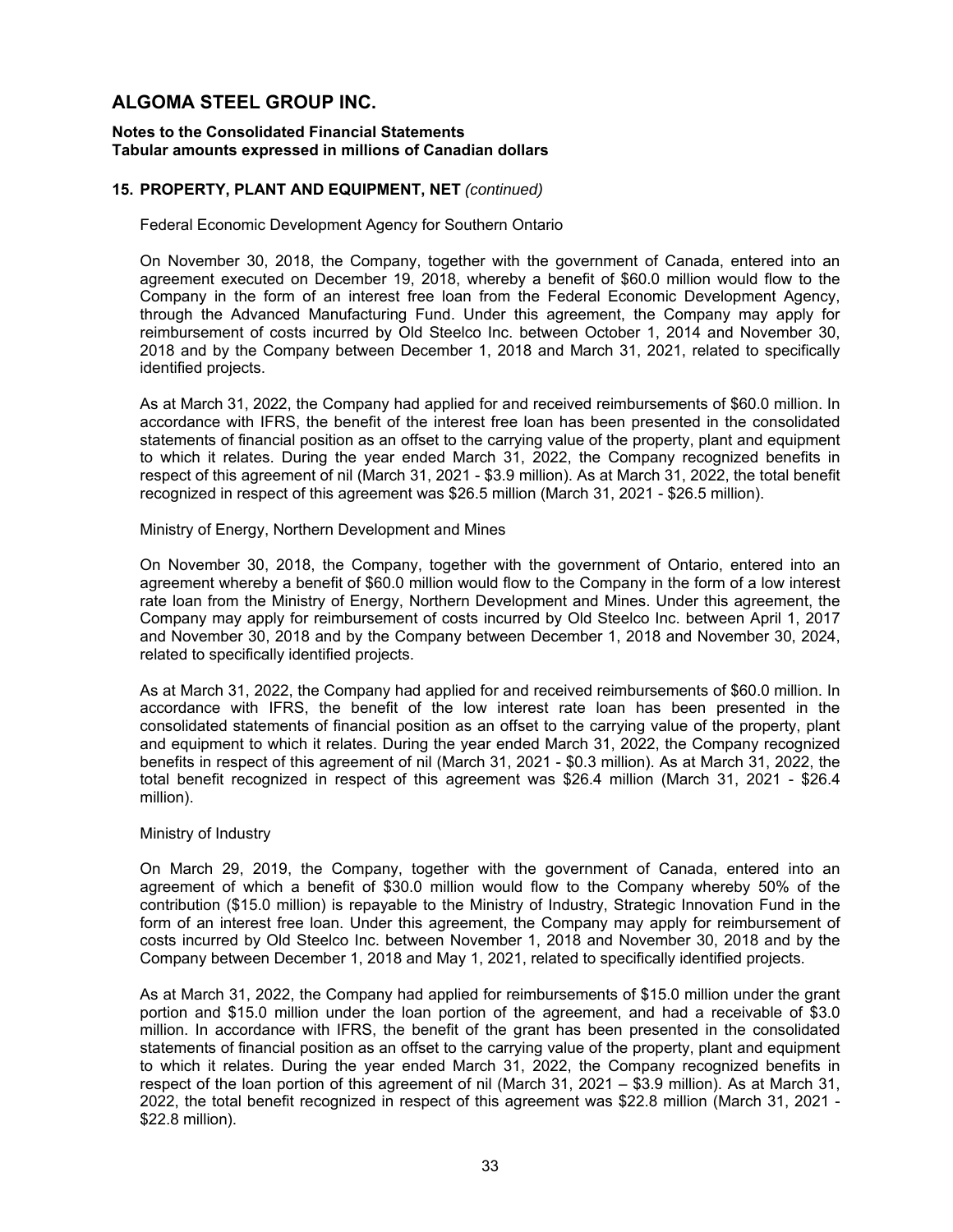# ALGOMA STEEL GROUP INC.

**Notes to the Consolidated Financial Statements**
**Tabular amounts expressed in millions of Canadian dollars**

## 15. PROPERTY, PLANT AND EQUIPMENT, NET *(continued)*

Federal Economic Development Agency for Southern Ontario

On November 30, 2018, the Company, together with the government of Canada, entered into an agreement executed on December 19, 2018, whereby a benefit of $60.0 million would flow to the Company in the form of an interest free loan from the Federal Economic Development Agency, through the Advanced Manufacturing Fund. Under this agreement, the Company may apply for reimbursement of costs incurred by Old Steelco Inc. between October 1, 2014 and November 30, 2018 and by the Company between December 1, 2018 and March 31, 2021, related to specifically identified projects.

As at March 31, 2022, the Company had applied for and received reimbursements of $60.0 million. In accordance with IFRS, the benefit of the interest free loan has been presented in the consolidated statements of financial position as an offset to the carrying value of the property, plant and equipment to which it relates. During the year ended March 31, 2022, the Company recognized benefits in respect of this agreement of nil (March 31, 2021 - $3.9 million). As at March 31, 2022, the total benefit recognized in respect of this agreement was $26.5 million (March 31, 2021 - $26.5 million).

Ministry of Energy, Northern Development and Mines

On November 30, 2018, the Company, together with the government of Ontario, entered into an agreement whereby a benefit of $60.0 million would flow to the Company in the form of a low interest rate loan from the Ministry of Energy, Northern Development and Mines. Under this agreement, the Company may apply for reimbursement of costs incurred by Old Steelco Inc. between April 1, 2017 and November 30, 2018 and by the Company between December 1, 2018 and November 30, 2024, related to specifically identified projects.

As at March 31, 2022, the Company had applied for and received reimbursements of $60.0 million. In accordance with IFRS, the benefit of the low interest rate loan has been presented in the consolidated statements of financial position as an offset to the carrying value of the property, plant and equipment to which it relates. During the year ended March 31, 2022, the Company recognized benefits in respect of this agreement of nil (March 31, 2021 - $0.3 million). As at March 31, 2022, the total benefit recognized in respect of this agreement was $26.4 million (March 31, 2021 - $26.4 million).

Ministry of Industry

On March 29, 2019, the Company, together with the government of Canada, entered into an agreement of which a benefit of $30.0 million would flow to the Company whereby 50% of the contribution ($15.0 million) is repayable to the Ministry of Industry, Strategic Innovation Fund in the form of an interest free loan. Under this agreement, the Company may apply for reimbursement of costs incurred by Old Steelco Inc. between November 1, 2018 and November 30, 2018 and by the Company between December 1, 2018 and May 1, 2021, related to specifically identified projects.

As at March 31, 2022, the Company had applied for reimbursements of $15.0 million under the grant portion and $15.0 million under the loan portion of the agreement, and had a receivable of $3.0 million. In accordance with IFRS, the benefit of the grant has been presented in the consolidated statements of financial position as an offset to the carrying value of the property, plant and equipment to which it relates. During the year ended March 31, 2022, the Company recognized benefits in respect of the loan portion of this agreement of nil (March 31, 2021 – $3.9 million). As at March 31, 2022, the total benefit recognized in respect of this agreement was $22.8 million (March 31, 2021 - $22.8 million).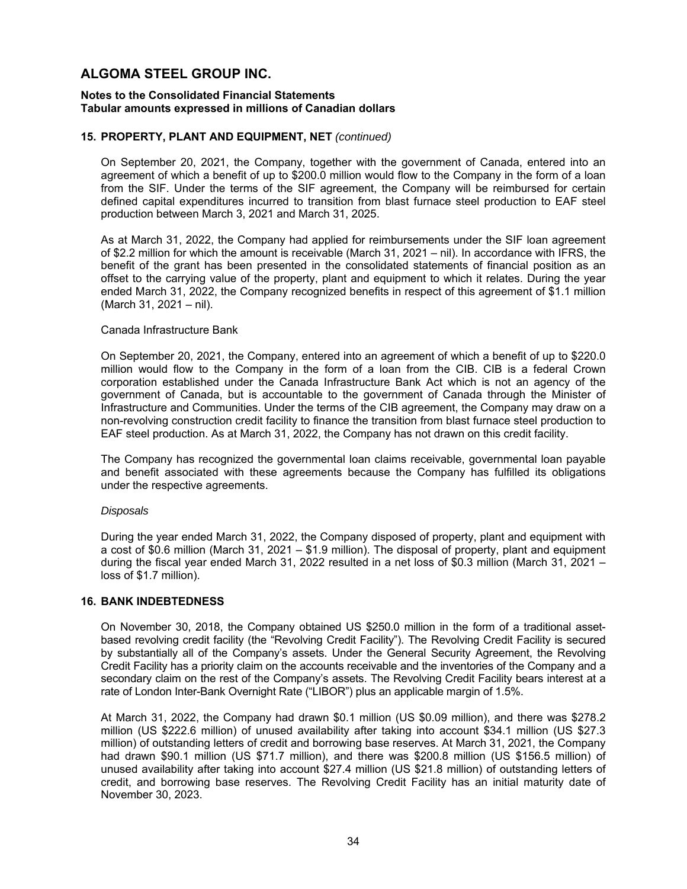# ALGOMA STEEL GROUP INC.

**Notes to the Consolidated Financial Statements**
**Tabular amounts expressed in millions of Canadian dollars**

## 15. PROPERTY, PLANT AND EQUIPMENT, NET *(continued)*

On September 20, 2021, the Company, together with the government of Canada, entered into an agreement of which a benefit of up to $200.0 million would flow to the Company in the form of a loan from the SIF. Under the terms of the SIF agreement, the Company will be reimbursed for certain defined capital expenditures incurred to transition from blast furnace steel production to EAF steel production between March 3, 2021 and March 31, 2025.

As at March 31, 2022, the Company had applied for reimbursements under the SIF loan agreement of $2.2 million for which the amount is receivable (March 31, 2021 – nil). In accordance with IFRS, the benefit of the grant has been presented in the consolidated statements of financial position as an offset to the carrying value of the property, plant and equipment to which it relates. During the year ended March 31, 2022, the Company recognized benefits in respect of this agreement of $1.1 million (March 31, 2021 – nil).

Canada Infrastructure Bank

On September 20, 2021, the Company, entered into an agreement of which a benefit of up to $220.0 million would flow to the Company in the form of a loan from the CIB. CIB is a federal Crown corporation established under the Canada Infrastructure Bank Act which is not an agency of the government of Canada, but is accountable to the government of Canada through the Minister of Infrastructure and Communities. Under the terms of the CIB agreement, the Company may draw on a non-revolving construction credit facility to finance the transition from blast furnace steel production to EAF steel production. As at March 31, 2022, the Company has not drawn on this credit facility.

The Company has recognized the governmental loan claims receivable, governmental loan payable and benefit associated with these agreements because the Company has fulfilled its obligations under the respective agreements.

*Disposals*

During the year ended March 31, 2022, the Company disposed of property, plant and equipment with a cost of $0.6 million (March 31, 2021 – $1.9 million). The disposal of property, plant and equipment during the fiscal year ended March 31, 2022 resulted in a net loss of $0.3 million (March 31, 2021 – loss of $1.7 million).

## 16. BANK INDEBTEDNESS

On November 30, 2018, the Company obtained US $250.0 million in the form of a traditional asset-based revolving credit facility (the "Revolving Credit Facility"). The Revolving Credit Facility is secured by substantially all of the Company's assets. Under the General Security Agreement, the Revolving Credit Facility has a priority claim on the accounts receivable and the inventories of the Company and a secondary claim on the rest of the Company's assets. The Revolving Credit Facility bears interest at a rate of London Inter-Bank Overnight Rate ("LIBOR") plus an applicable margin of 1.5%.

At March 31, 2022, the Company had drawn $0.1 million (US $0.09 million), and there was $278.2 million (US $222.6 million) of unused availability after taking into account $34.1 million (US $27.3 million) of outstanding letters of credit and borrowing base reserves. At March 31, 2021, the Company had drawn $90.1 million (US $71.7 million), and there was $200.8 million (US $156.5 million) of unused availability after taking into account $27.4 million (US $21.8 million) of outstanding letters of credit, and borrowing base reserves. The Revolving Credit Facility has an initial maturity date of November 30, 2023.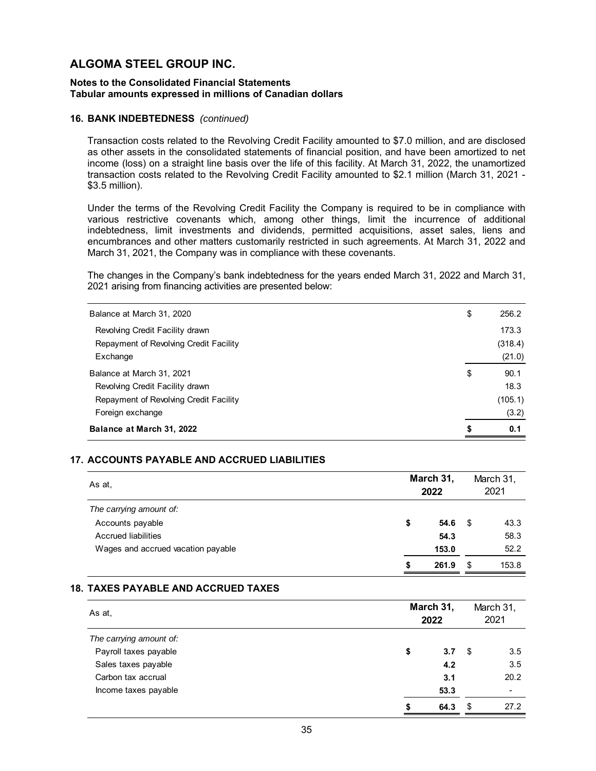# ALGOMA STEEL GROUP INC.

**Notes to the Consolidated Financial Statements**
**Tabular amounts expressed in millions of Canadian dollars**

### 16. BANK INDEBTEDNESS *(continued)*

Transaction costs related to the Revolving Credit Facility amounted to $7.0 million, and are disclosed as other assets in the consolidated statements of financial position, and have been amortized to net income (loss) on a straight line basis over the life of this facility. At March 31, 2022, the unamortized transaction costs related to the Revolving Credit Facility amounted to $2.1 million (March 31, 2021 - $3.5 million).

Under the terms of the Revolving Credit Facility the Company is required to be in compliance with various restrictive covenants which, among other things, limit the incurrence of additional indebtedness, limit investments and dividends, permitted acquisitions, asset sales, liens and encumbrances and other matters customarily restricted in such agreements. At March 31, 2022 and March 31, 2021, the Company was in compliance with these covenants.

The changes in the Company's bank indebtedness for the years ended March 31, 2022 and March 31, 2021 arising from financing activities are presented below:

| | | |
|---|---|---|
| Balance at March 31, 2020 | $ | 256.2 |
| Revolving Credit Facility drawn | | 173.3 |
| Repayment of Revolving Credit Facility | | (318.4) |
| Exchange | | (21.0) |
| Balance at March 31, 2021 | $ | 90.1 |
| Revolving Credit Facility drawn | | 18.3 |
| Repayment of Revolving Credit Facility | | (105.1) |
| Foreign exchange | | (3.2) |
| **Balance at March 31, 2022** | **$** | **0.1** |

### 17. ACCOUNTS PAYABLE AND ACCRUED LIABILITIES

| As at, | | **March 31, 2022** | | March 31, 2021 |
|---|---|---|---|---|
| *The carrying amount of:* | | | | |
| Accounts payable | **$** | **54.6** | $ | 43.3 |
| Accrued liabilities | | **54.3** | | 58.3 |
| Wages and accrued vacation payable | | **153.0** | | 52.2 |
| | **$** | **261.9** | $ | 153.8 |

### 18. TAXES PAYABLE AND ACCRUED TAXES

| As at, | | **March 31, 2022** | | March 31, 2021 |
|---|---|---|---|---|
| *The carrying amount of:* | | | | |
| Payroll taxes payable | **$** | **3.7** | $ | 3.5 |
| Sales taxes payable | | **4.2** | | 3.5 |
| Carbon tax accrual | | **3.1** | | 20.2 |
| Income taxes payable | | **53.3** | | - |
| | **$** | **64.3** | $ | 27.2 |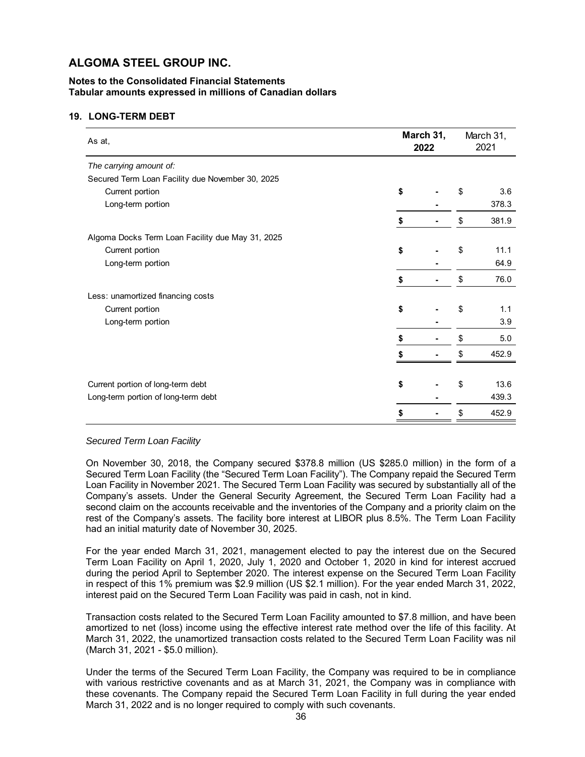# ALGOMA STEEL GROUP INC.

**Notes to the Consolidated Financial Statements**
**Tabular amounts expressed in millions of Canadian dollars**

## 19. LONG-TERM DEBT

| As at, | **March 31, 2022** | March 31, 2021 |
|---|---|---|
| *The carrying amount of:* | | |
| Secured Term Loan Facility due November 30, 2025 | | |
| Current portion | **$ -** | $ 3.6 |
| Long-term portion | **-** | 378.3 |
| | **$ -** | $ 381.9 |
| Algoma Docks Term Loan Facility due May 31, 2025 | | |
| Current portion | **$ -** | $ 11.1 |
| Long-term portion | **-** | 64.9 |
| | **$ -** | $ 76.0 |
| Less: unamortized financing costs | | |
| Current portion | **$ -** | $ 1.1 |
| Long-term portion | **-** | 3.9 |
| | **$ -** | $ 5.0 |
| | **$ -** | $ 452.9 |
| Current portion of long-term debt | **$ -** | $ 13.6 |
| Long-term portion of long-term debt | **-** | 439.3 |
| | **$ -** | $ 452.9 |

*Secured Term Loan Facility*

On November 30, 2018, the Company secured $378.8 million (US $285.0 million) in the form of a Secured Term Loan Facility (the "Secured Term Loan Facility"). The Company repaid the Secured Term Loan Facility in November 2021. The Secured Term Loan Facility was secured by substantially all of the Company's assets. Under the General Security Agreement, the Secured Term Loan Facility had a second claim on the accounts receivable and the inventories of the Company and a priority claim on the rest of the Company's assets. The facility bore interest at LIBOR plus 8.5%. The Term Loan Facility had an initial maturity date of November 30, 2025.

For the year ended March 31, 2021, management elected to pay the interest due on the Secured Term Loan Facility on April 1, 2020, July 1, 2020 and October 1, 2020 in kind for interest accrued during the period April to September 2020. The interest expense on the Secured Term Loan Facility in respect of this 1% premium was $2.9 million (US $2.1 million). For the year ended March 31, 2022, interest paid on the Secured Term Loan Facility was paid in cash, not in kind.

Transaction costs related to the Secured Term Loan Facility amounted to $7.8 million, and have been amortized to net (loss) income using the effective interest rate method over the life of this facility. At March 31, 2022, the unamortized transaction costs related to the Secured Term Loan Facility was nil (March 31, 2021 - $5.0 million).

Under the terms of the Secured Term Loan Facility, the Company was required to be in compliance with various restrictive covenants and as at March 31, 2021, the Company was in compliance with these covenants. The Company repaid the Secured Term Loan Facility in full during the year ended March 31, 2022 and is no longer required to comply with such covenants.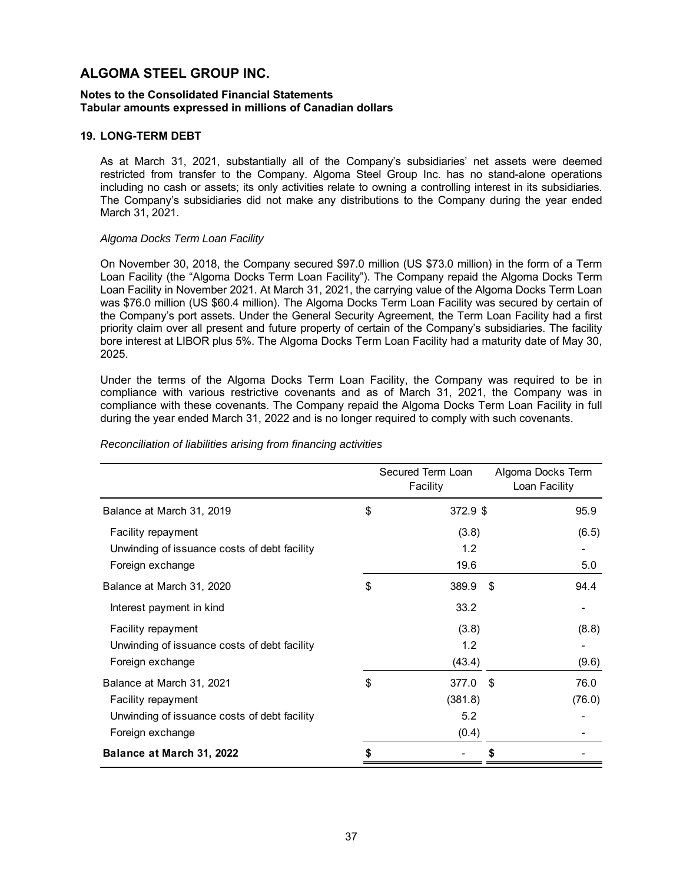# ALGOMA STEEL GROUP INC.

**Notes to the Consolidated Financial Statements**
**Tabular amounts expressed in millions of Canadian dollars**

## 19. LONG-TERM DEBT

As at March 31, 2021, substantially all of the Company's subsidiaries' net assets were deemed restricted from transfer to the Company. Algoma Steel Group Inc. has no stand-alone operations including no cash or assets; its only activities relate to owning a controlling interest in its subsidiaries. The Company's subsidiaries did not make any distributions to the Company during the year ended March 31, 2021.

*Algoma Docks Term Loan Facility*

On November 30, 2018, the Company secured $97.0 million (US $73.0 million) in the form of a Term Loan Facility (the "Algoma Docks Term Loan Facility"). The Company repaid the Algoma Docks Term Loan Facility in November 2021. At March 31, 2021, the carrying value of the Algoma Docks Term Loan was $76.0 million (US $60.4 million). The Algoma Docks Term Loan Facility was secured by certain of the Company's port assets. Under the General Security Agreement, the Term Loan Facility had a first priority claim over all present and future property of certain of the Company's subsidiaries. The facility bore interest at LIBOR plus 5%. The Algoma Docks Term Loan Facility had a maturity date of May 30, 2025.

Under the terms of the Algoma Docks Term Loan Facility, the Company was required to be in compliance with various restrictive covenants and as of March 31, 2021, the Company was in compliance with these covenants. The Company repaid the Algoma Docks Term Loan Facility in full during the year ended March 31, 2022 and is no longer required to comply with such covenants.

*Reconciliation of liabilities arising from financing activities*

| | Secured Term Loan Facility | Algoma Docks Term Loan Facility |
|---|---|---|
| Balance at March 31, 2019 | $ 372.9 | $ 95.9 |
| Facility repayment | (3.8) | (6.5) |
| Unwinding of issuance costs of debt facility | 1.2 | - |
| Foreign exchange | 19.6 | 5.0 |
| Balance at March 31, 2020 | $ 389.9 | $ 94.4 |
| Interest payment in kind | 33.2 | - |
| Facility repayment | (3.8) | (8.8) |
| Unwinding of issuance costs of debt facility | 1.2 | - |
| Foreign exchange | (43.4) | (9.6) |
| Balance at March 31, 2021 | $ 377.0 | $ 76.0 |
| Facility repayment | (381.8) | (76.0) |
| Unwinding of issuance costs of debt facility | 5.2 | - |
| Foreign exchange | (0.4) | - |
| **Balance at March 31, 2022** | **$ -** | **$ -** |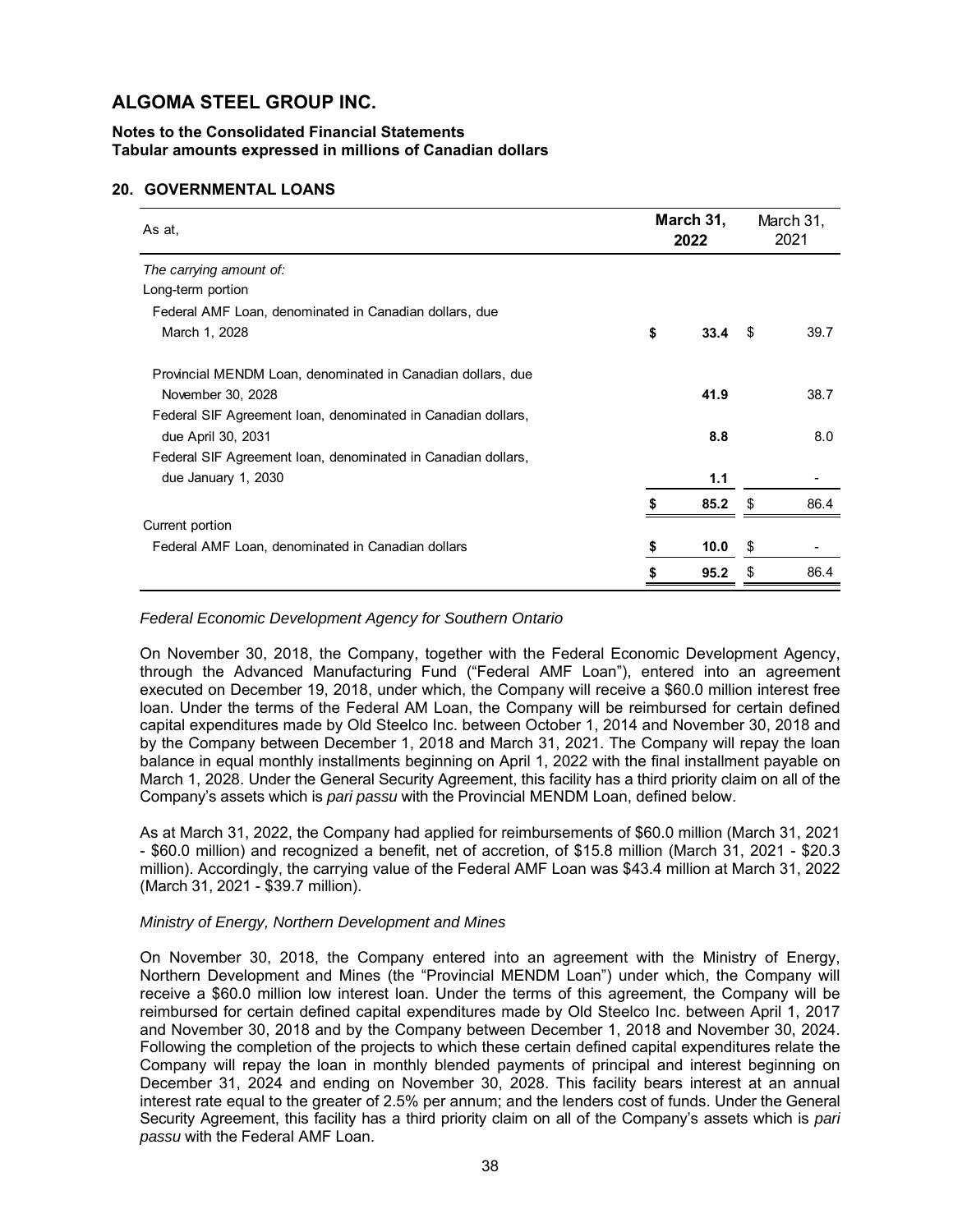# ALGOMA STEEL GROUP INC.

**Notes to the Consolidated Financial Statements**
**Tabular amounts expressed in millions of Canadian dollars**

## 20. GOVERNMENTAL LOANS

| As at, | **March 31, 2022** | March 31, 2021 |
|---|---|---|
| *The carrying amount of:* | | |
| Long-term portion | | |
| Federal AMF Loan, denominated in Canadian dollars, due March 1, 2028 | **$ 33.4** | $ 39.7 |
| Provincial MENDM Loan, denominated in Canadian dollars, due November 30, 2028 | **41.9** | 38.7 |
| Federal SIF Agreement loan, denominated in Canadian dollars, due April 30, 2031 | **8.8** | 8.0 |
| Federal SIF Agreement loan, denominated in Canadian dollars, due January 1, 2030 | **1.1** | - |
| | **$ 85.2** | $ 86.4 |
| Current portion | | |
| Federal AMF Loan, denominated in Canadian dollars | **$ 10.0** | $ - |
| | **$ 95.2** | $ 86.4 |

*Federal Economic Development Agency for Southern Ontario*

On November 30, 2018, the Company, together with the Federal Economic Development Agency, through the Advanced Manufacturing Fund ("Federal AMF Loan"), entered into an agreement executed on December 19, 2018, under which, the Company will receive a $60.0 million interest free loan. Under the terms of the Federal AM Loan, the Company will be reimbursed for certain defined capital expenditures made by Old Steelco Inc. between October 1, 2014 and November 30, 2018 and by the Company between December 1, 2018 and March 31, 2021. The Company will repay the loan balance in equal monthly installments beginning on April 1, 2022 with the final installment payable on March 1, 2028. Under the General Security Agreement, this facility has a third priority claim on all of the Company's assets which is *pari passu* with the Provincial MENDM Loan, defined below.

As at March 31, 2022, the Company had applied for reimbursements of $60.0 million (March 31, 2021 - $60.0 million) and recognized a benefit, net of accretion, of $15.8 million (March 31, 2021 - $20.3 million). Accordingly, the carrying value of the Federal AMF Loan was $43.4 million at March 31, 2022 (March 31, 2021 - $39.7 million).

*Ministry of Energy, Northern Development and Mines*

On November 30, 2018, the Company entered into an agreement with the Ministry of Energy, Northern Development and Mines (the "Provincial MENDM Loan") under which, the Company will receive a $60.0 million low interest loan. Under the terms of this agreement, the Company will be reimbursed for certain defined capital expenditures made by Old Steelco Inc. between April 1, 2017 and November 30, 2018 and by the Company between December 1, 2018 and November 30, 2024. Following the completion of the projects to which these certain defined capital expenditures relate the Company will repay the loan in monthly blended payments of principal and interest beginning on December 31, 2024 and ending on November 30, 2028. This facility bears interest at an annual interest rate equal to the greater of 2.5% per annum; and the lenders cost of funds. Under the General Security Agreement, this facility has a third priority claim on all of the Company's assets which is *pari passu* with the Federal AMF Loan.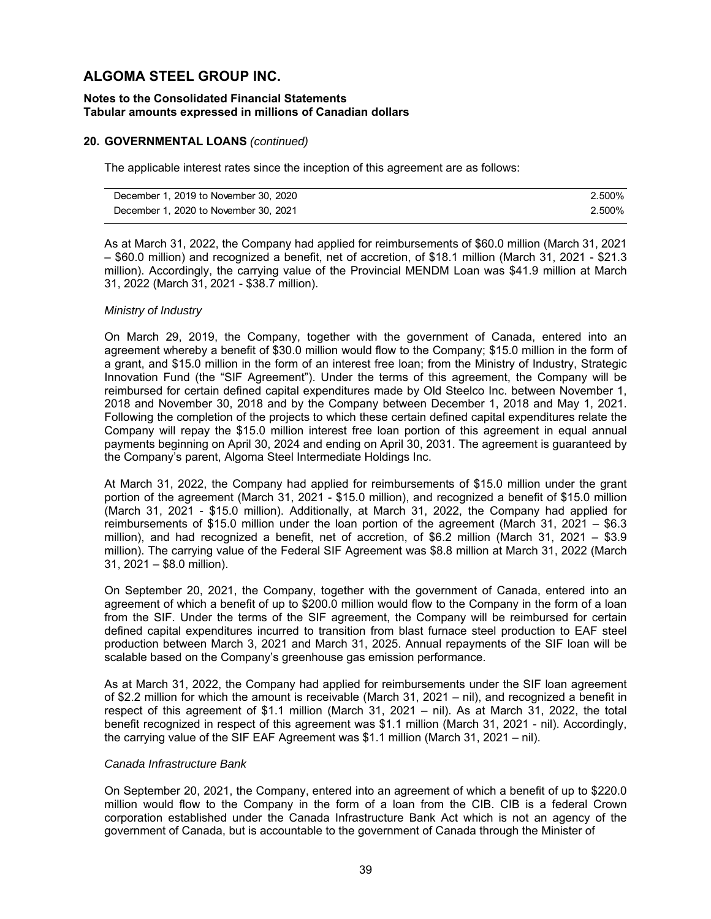# ALGOMA STEEL GROUP INC.

**Notes to the Consolidated Financial Statements**
**Tabular amounts expressed in millions of Canadian dollars**

## 20. GOVERNMENTAL LOANS *(continued)*

The applicable interest rates since the inception of this agreement are as follows:

| | |
|---|---|
| December 1, 2019 to November 30, 2020 | 2.500% |
| December 1, 2020 to November 30, 2021 | 2.500% |

As at March 31, 2022, the Company had applied for reimbursements of $60.0 million (March 31, 2021 – $60.0 million) and recognized a benefit, net of accretion, of $18.1 million (March 31, 2021 - $21.3 million). Accordingly, the carrying value of the Provincial MENDM Loan was $41.9 million at March 31, 2022 (March 31, 2021 - $38.7 million).

*Ministry of Industry*

On March 29, 2019, the Company, together with the government of Canada, entered into an agreement whereby a benefit of $30.0 million would flow to the Company; $15.0 million in the form of a grant, and $15.0 million in the form of an interest free loan; from the Ministry of Industry, Strategic Innovation Fund (the "SIF Agreement"). Under the terms of this agreement, the Company will be reimbursed for certain defined capital expenditures made by Old Steelco Inc. between November 1, 2018 and November 30, 2018 and by the Company between December 1, 2018 and May 1, 2021. Following the completion of the projects to which these certain defined capital expenditures relate the Company will repay the $15.0 million interest free loan portion of this agreement in equal annual payments beginning on April 30, 2024 and ending on April 30, 2031. The agreement is guaranteed by the Company's parent, Algoma Steel Intermediate Holdings Inc.

At March 31, 2022, the Company had applied for reimbursements of $15.0 million under the grant portion of the agreement (March 31, 2021 - $15.0 million), and recognized a benefit of $15.0 million (March 31, 2021 - $15.0 million). Additionally, at March 31, 2022, the Company had applied for reimbursements of $15.0 million under the loan portion of the agreement (March 31, 2021 – $6.3 million), and had recognized a benefit, net of accretion, of $6.2 million (March 31, 2021 – $3.9 million). The carrying value of the Federal SIF Agreement was $8.8 million at March 31, 2022 (March 31, 2021 – $8.0 million).

On September 20, 2021, the Company, together with the government of Canada, entered into an agreement of which a benefit of up to $200.0 million would flow to the Company in the form of a loan from the SIF. Under the terms of the SIF agreement, the Company will be reimbursed for certain defined capital expenditures incurred to transition from blast furnace steel production to EAF steel production between March 3, 2021 and March 31, 2025. Annual repayments of the SIF loan will be scalable based on the Company's greenhouse gas emission performance.

As at March 31, 2022, the Company had applied for reimbursements under the SIF loan agreement of $2.2 million for which the amount is receivable (March 31, 2021 – nil), and recognized a benefit in respect of this agreement of $1.1 million (March 31, 2021 – nil). As at March 31, 2022, the total benefit recognized in respect of this agreement was $1.1 million (March 31, 2021 - nil). Accordingly, the carrying value of the SIF EAF Agreement was $1.1 million (March 31, 2021 – nil).

*Canada Infrastructure Bank*

On September 20, 2021, the Company, entered into an agreement of which a benefit of up to $220.0 million would flow to the Company in the form of a loan from the CIB. CIB is a federal Crown corporation established under the Canada Infrastructure Bank Act which is not an agency of the government of Canada, but is accountable to the government of Canada through the Minister of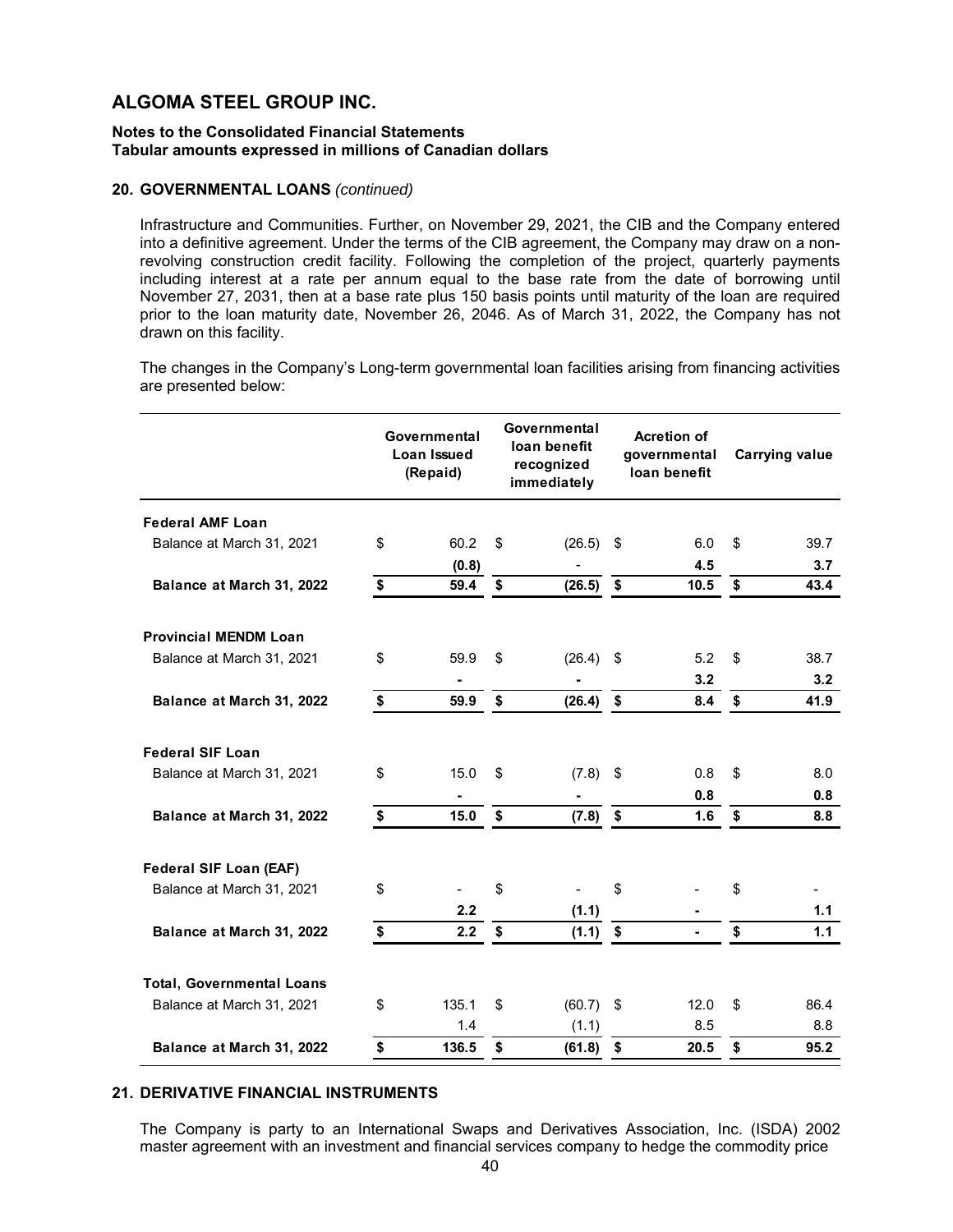# ALGOMA STEEL GROUP INC.

**Notes to the Consolidated Financial Statements**
**Tabular amounts expressed in millions of Canadian dollars**

**20. GOVERNMENTAL LOANS** *(continued)*

Infrastructure and Communities. Further, on November 29, 2021, the CIB and the Company entered into a definitive agreement. Under the terms of the CIB agreement, the Company may draw on a non-revolving construction credit facility. Following the completion of the project, quarterly payments including interest at a rate per annum equal to the base rate from the date of borrowing until November 27, 2031, then at a base rate plus 150 basis points until maturity of the loan are required prior to the loan maturity date, November 26, 2046. As of March 31, 2022, the Company has not drawn on this facility.

The changes in the Company's Long-term governmental loan facilities arising from financing activities are presented below:

| | Governmental Loan Issued (Repaid) | Governmental loan benefit recognized immediately | Acretion of governmental loan benefit | Carrying value |
|---|---|---|---|---|
| **Federal AMF Loan** | | | | |
| Balance at March 31, 2021 | $ 60.2 | $ (26.5) | $ 6.0 | $ 39.7 |
| | **(0.8)** | - | **4.5** | **3.7** |
| **Balance at March 31, 2022** | **$ 59.4** | **$ (26.5)** | **$ 10.5** | **$ 43.4** |
| **Provincial MENDM Loan** | | | | |
| Balance at March 31, 2021 | $ 59.9 | $ (26.4) | $ 5.2 | $ 38.7 |
| | **-** | **-** | **3.2** | **3.2** |
| **Balance at March 31, 2022** | **$ 59.9** | **$ (26.4)** | **$ 8.4** | **$ 41.9** |
| **Federal SIF Loan** | | | | |
| Balance at March 31, 2021 | $ 15.0 | $ (7.8) | $ 0.8 | $ 8.0 |
| | **-** | **-** | **0.8** | **0.8** |
| **Balance at March 31, 2022** | **$ 15.0** | **$ (7.8)** | **$ 1.6** | **$ 8.8** |
| **Federal SIF Loan (EAF)** | | | | |
| Balance at March 31, 2021 | $ - | $ - | $ - | $ - |
| | **2.2** | **(1.1)** | **-** | **1.1** |
| **Balance at March 31, 2022** | **$ 2.2** | **$ (1.1)** | **$ -** | **$ 1.1** |
| **Total, Governmental Loans** | | | | |
| Balance at March 31, 2021 | $ 135.1 | $ (60.7) | $ 12.0 | $ 86.4 |
| | 1.4 | (1.1) | 8.5 | 8.8 |
| **Balance at March 31, 2022** | **$ 136.5** | **$ (61.8)** | **$ 20.5** | **$ 95.2** |

**21. DERIVATIVE FINANCIAL INSTRUMENTS**

The Company is party to an International Swaps and Derivatives Association, Inc. (ISDA) 2002 master agreement with an investment and financial services company to hedge the commodity price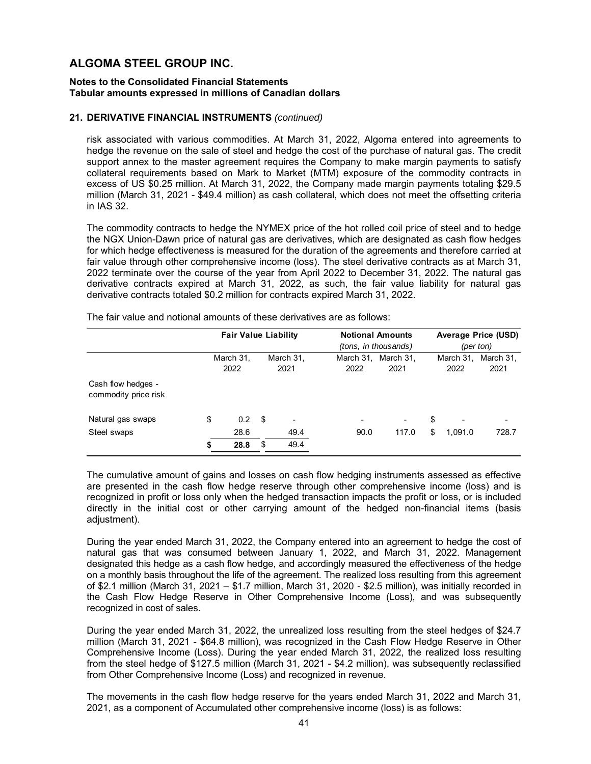# ALGOMA STEEL GROUP INC.

**Notes to the Consolidated Financial Statements**
**Tabular amounts expressed in millions of Canadian dollars**

### 21. DERIVATIVE FINANCIAL INSTRUMENTS *(continued)*

risk associated with various commodities. At March 31, 2022, Algoma entered into agreements to hedge the revenue on the sale of steel and hedge the cost of the purchase of natural gas. The credit support annex to the master agreement requires the Company to make margin payments to satisfy collateral requirements based on Mark to Market (MTM) exposure of the commodity contracts in excess of US $0.25 million. At March 31, 2022, the Company made margin payments totaling $29.5 million (March 31, 2021 - $49.4 million) as cash collateral, which does not meet the offsetting criteria in IAS 32.

The commodity contracts to hedge the NYMEX price of the hot rolled coil price of steel and to hedge the NGX Union-Dawn price of natural gas are derivatives, which are designated as cash flow hedges for which hedge effectiveness is measured for the duration of the agreements and therefore carried at fair value through other comprehensive income (loss). The steel derivative contracts as at March 31, 2022 terminate over the course of the year from April 2022 to December 31, 2022. The natural gas derivative contracts expired at March 31, 2022, as such, the fair value liability for natural gas derivative contracts totaled $0.2 million for contracts expired March 31, 2022.

The fair value and notional amounts of these derivatives are as follows:

| | Fair Value Liability | | Notional Amounts (tons, in thousands) | | Average Price (USD) (per ton) | |
|---|---|---|---|---|---|---|
| | March 31, 2022 | March 31, 2021 | March 31, 2022 | March 31, 2021 | March 31, 2022 | March 31, 2021 |
| Cash flow hedges - commodity price risk | | | | | | |
| Natural gas swaps | $ 0.2 | $ - | - | - | $ - | - |
| Steel swaps | 28.6 | 49.4 | 90.0 | 117.0 | $ 1,091.0 | 728.7 |
| | **$ 28.8** | $ 49.4 | | | | |

The cumulative amount of gains and losses on cash flow hedging instruments assessed as effective are presented in the cash flow hedge reserve through other comprehensive income (loss) and is recognized in profit or loss only when the hedged transaction impacts the profit or loss, or is included directly in the initial cost or other carrying amount of the hedged non-financial items (basis adjustment).

During the year ended March 31, 2022, the Company entered into an agreement to hedge the cost of natural gas that was consumed between January 1, 2022, and March 31, 2022. Management designated this hedge as a cash flow hedge, and accordingly measured the effectiveness of the hedge on a monthly basis throughout the life of the agreement. The realized loss resulting from this agreement of $2.1 million (March 31, 2021 – $1.7 million, March 31, 2020 - $2.5 million), was initially recorded in the Cash Flow Hedge Reserve in Other Comprehensive Income (Loss), and was subsequently recognized in cost of sales.

During the year ended March 31, 2022, the unrealized loss resulting from the steel hedges of $24.7 million (March 31, 2021 - $64.8 million), was recognized in the Cash Flow Hedge Reserve in Other Comprehensive Income (Loss). During the year ended March 31, 2022, the realized loss resulting from the steel hedge of $127.5 million (March 31, 2021 - $4.2 million), was subsequently reclassified from Other Comprehensive Income (Loss) and recognized in revenue.

The movements in the cash flow hedge reserve for the years ended March 31, 2022 and March 31, 2021, as a component of Accumulated other comprehensive income (loss) is as follows: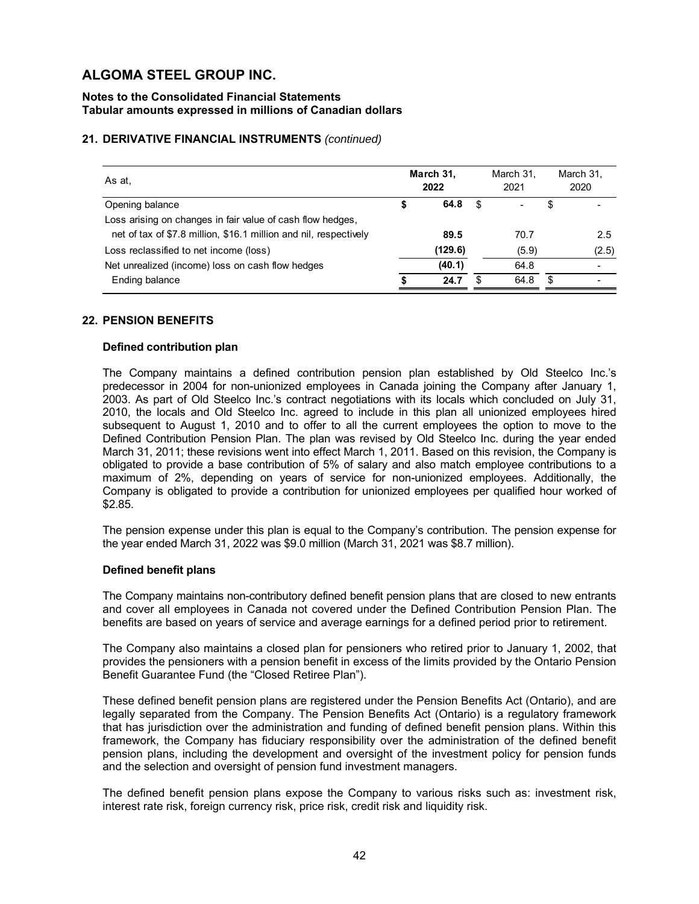# ALGOMA STEEL GROUP INC.

**Notes to the Consolidated Financial Statements**
**Tabular amounts expressed in millions of Canadian dollars**

## 21. DERIVATIVE FINANCIAL INSTRUMENTS *(continued)*

| As at, | March 31, 2022 | March 31, 2021 | March 31, 2020 |
|---|---|---|---|
| Opening balance | **$ 64.8** | $ - | $ - |
| Loss arising on changes in fair value of cash flow hedges, net of tax of $7.8 million, $16.1 million and nil, respectively | **89.5** | 70.7 | 2.5 |
| Loss reclassified to net income (loss) | **(129.6)** | (5.9) | (2.5) |
| Net unrealized (income) loss on cash flow hedges | **(40.1)** | 64.8 | - |
| Ending balance | **$ 24.7** | $ 64.8 | $ - |

## 22. PENSION BENEFITS

### Defined contribution plan

The Company maintains a defined contribution pension plan established by Old Steelco Inc.'s predecessor in 2004 for non-unionized employees in Canada joining the Company after January 1, 2003. As part of Old Steelco Inc.'s contract negotiations with its locals which concluded on July 31, 2010, the locals and Old Steelco Inc. agreed to include in this plan all unionized employees hired subsequent to August 1, 2010 and to offer to all the current employees the option to move to the Defined Contribution Pension Plan. The plan was revised by Old Steelco Inc. during the year ended March 31, 2011; these revisions went into effect March 1, 2011. Based on this revision, the Company is obligated to provide a base contribution of 5% of salary and also match employee contributions to a maximum of 2%, depending on years of service for non-unionized employees. Additionally, the Company is obligated to provide a contribution for unionized employees per qualified hour worked of $2.85.

The pension expense under this plan is equal to the Company's contribution. The pension expense for the year ended March 31, 2022 was $9.0 million (March 31, 2021 was $8.7 million).

### Defined benefit plans

The Company maintains non-contributory defined benefit pension plans that are closed to new entrants and cover all employees in Canada not covered under the Defined Contribution Pension Plan. The benefits are based on years of service and average earnings for a defined period prior to retirement.

The Company also maintains a closed plan for pensioners who retired prior to January 1, 2002, that provides the pensioners with a pension benefit in excess of the limits provided by the Ontario Pension Benefit Guarantee Fund (the "Closed Retiree Plan").

These defined benefit pension plans are registered under the Pension Benefits Act (Ontario), and are legally separated from the Company. The Pension Benefits Act (Ontario) is a regulatory framework that has jurisdiction over the administration and funding of defined benefit pension plans. Within this framework, the Company has fiduciary responsibility over the administration of the defined benefit pension plans, including the development and oversight of the investment policy for pension funds and the selection and oversight of pension fund investment managers.

The defined benefit pension plans expose the Company to various risks such as: investment risk, interest rate risk, foreign currency risk, price risk, credit risk and liquidity risk.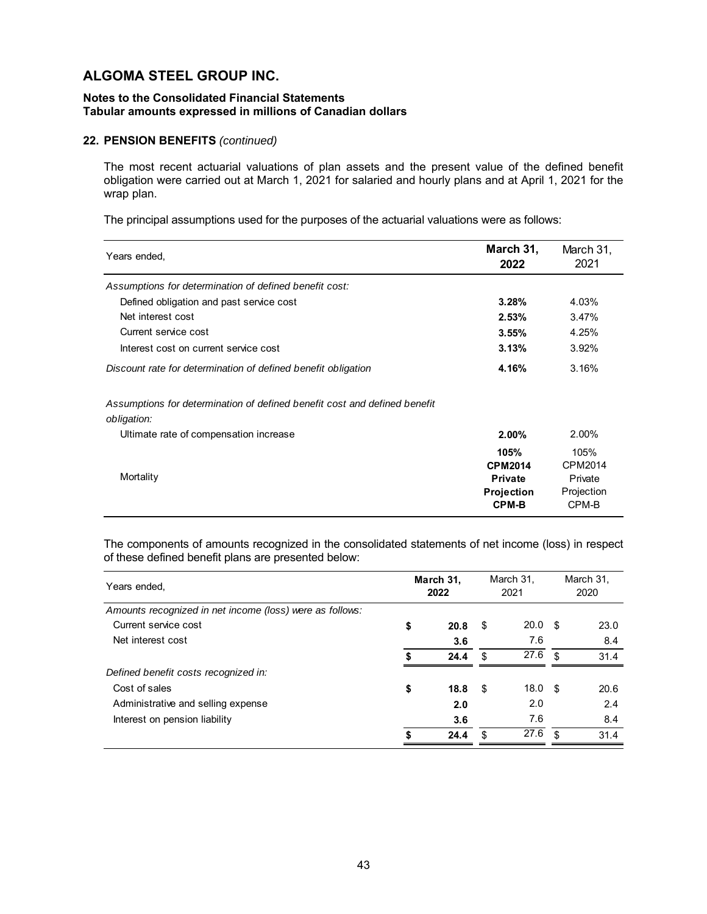# ALGOMA STEEL GROUP INC.

**Notes to the Consolidated Financial Statements**
**Tabular amounts expressed in millions of Canadian dollars**

**22. PENSION BENEFITS** *(continued)*

The most recent actuarial valuations of plan assets and the present value of the defined benefit obligation were carried out at March 1, 2021 for salaried and hourly plans and at April 1, 2021 for the wrap plan.

The principal assumptions used for the purposes of the actuarial valuations were as follows:

| Years ended, | **March 31, 2022** | March 31, 2021 |
|---|---|---|
| *Assumptions for determination of defined benefit cost:* | | |
| Defined obligation and past service cost | **3.28%** | 4.03% |
| Net interest cost | **2.53%** | 3.47% |
| Current service cost | **3.55%** | 4.25% |
| Interest cost on current service cost | **3.13%** | 3.92% |
| *Discount rate for determination of defined benefit obligation* | **4.16%** | 3.16% |
| *Assumptions for determination of defined benefit cost and defined benefit obligation:* | | |
| Ultimate rate of compensation increase | **2.00%** | 2.00% |
| Mortality | **105% CPM2014 Private Projection CPM-B** | 105% CPM2014 Private Projection CPM-B |

The components of amounts recognized in the consolidated statements of net income (loss) in respect of these defined benefit plans are presented below:

| Years ended, | **March 31, 2022** | March 31, 2021 | March 31, 2020 |
|---|---|---|---|
| *Amounts recognized in net income (loss) were as follows:* | | | |
| Current service cost | **$ 20.8** | $ 20.0 | $ 23.0 |
| Net interest cost | **3.6** | 7.6 | 8.4 |
| | **$ 24.4** | $ 27.6 | $ 31.4 |
| *Defined benefit costs recognized in:* | | | |
| Cost of sales | **$ 18.8** | $ 18.0 | $ 20.6 |
| Administrative and selling expense | **2.0** | 2.0 | 2.4 |
| Interest on pension liability | **3.6** | 7.6 | 8.4 |
| | **$ 24.4** | $ 27.6 | $ 31.4 |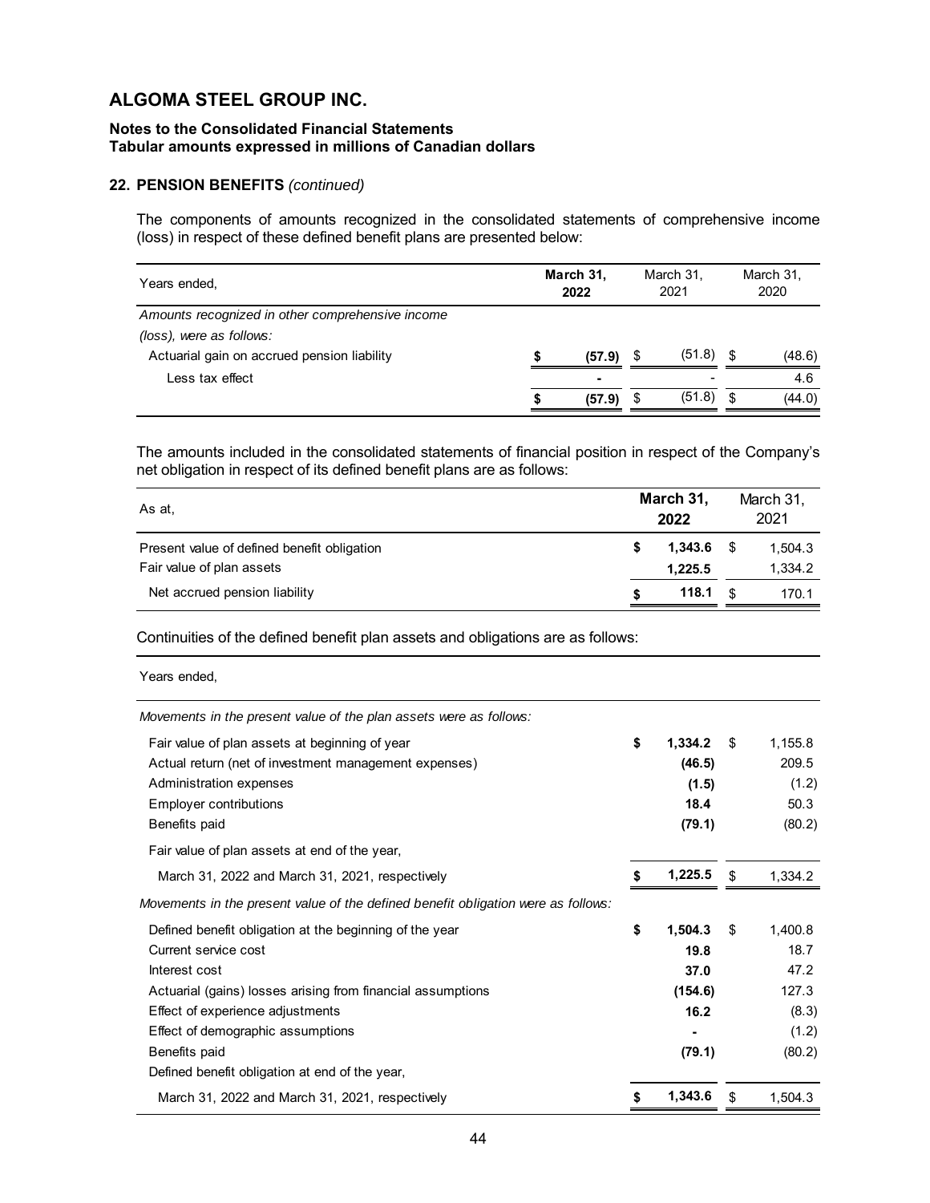# ALGOMA STEEL GROUP INC.

**Notes to the Consolidated Financial Statements**
**Tabular amounts expressed in millions of Canadian dollars**

**22. PENSION BENEFITS** *(continued)*

The components of amounts recognized in the consolidated statements of comprehensive income (loss) in respect of these defined benefit plans are presented below:

| Years ended, | **March 31, 2022** | March 31, 2021 | March 31, 2020 |
|---|---|---|---|
| *Amounts recognized in other comprehensive income (loss), were as follows:* | | | |
| Actuarial gain on accrued pension liability | **$ (57.9)** | $ (51.8) | $ (48.6) |
| Less tax effect | **-** | - | 4.6 |
| | **$ (57.9)** | $ (51.8) | $ (44.0) |

The amounts included in the consolidated statements of financial position in respect of the Company's net obligation in respect of its defined benefit plans are as follows:

| As at, | **March 31, 2022** | March 31, 2021 |
|---|---|---|
| Present value of defined benefit obligation | **$ 1,343.6** | $ 1,504.3 |
| Fair value of plan assets | **1,225.5** | 1,334.2 |
| Net accrued pension liability | **$ 118.1** | $ 170.1 |

Continuities of the defined benefit plan assets and obligations are as follows:

| Years ended, | | |
|---|---|---|
| *Movements in the present value of the plan assets were as follows:* | | |
| Fair value of plan assets at beginning of year | **$ 1,334.2** | $ 1,155.8 |
| Actual return (net of investment management expenses) | **(46.5)** | 209.5 |
| Administration expenses | **(1.5)** | (1.2) |
| Employer contributions | **18.4** | 50.3 |
| Benefits paid | **(79.1)** | (80.2) |
| Fair value of plan assets at end of the year, March 31, 2022 and March 31, 2021, respectively | **$ 1,225.5** | $ 1,334.2 |
| *Movements in the present value of the defined benefit obligation were as follows:* | | |
| Defined benefit obligation at the beginning of the year | **$ 1,504.3** | $ 1,400.8 |
| Current service cost | **19.8** | 18.7 |
| Interest cost | **37.0** | 47.2 |
| Actuarial (gains) losses arising from financial assumptions | **(154.6)** | 127.3 |
| Effect of experience adjustments | **16.2** | (8.3) |
| Effect of demographic assumptions | **-** | (1.2) |
| Benefits paid | **(79.1)** | (80.2) |
| Defined benefit obligation at end of the year, March 31, 2022 and March 31, 2021, respectively | **$ 1,343.6** | $ 1,504.3 |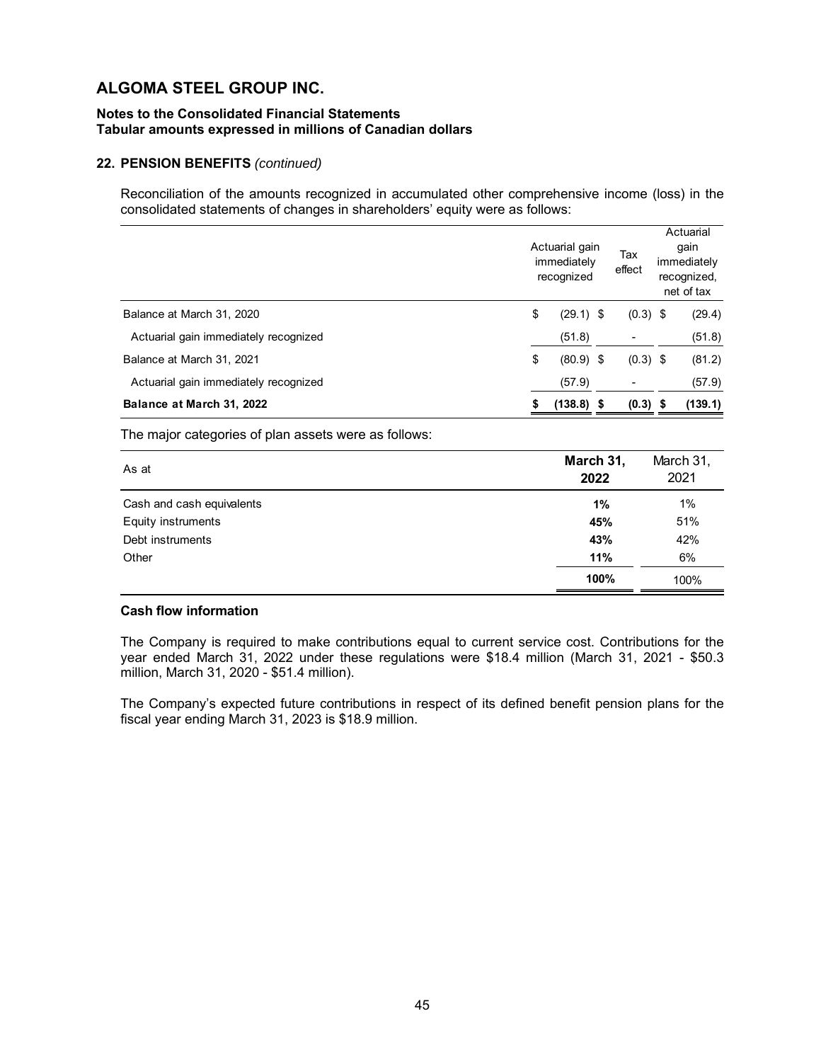# ALGOMA STEEL GROUP INC.

**Notes to the Consolidated Financial Statements**
**Tabular amounts expressed in millions of Canadian dollars**

### 22. PENSION BENEFITS *(continued)*

Reconciliation of the amounts recognized in accumulated other comprehensive income (loss) in the consolidated statements of changes in shareholders' equity were as follows:

| | Actuarial gain immediately recognized | Tax effect | Actuarial gain immediately recognized, net of tax |
|---|---|---|---|
| Balance at March 31, 2020 | $ (29.1) | $ (0.3) | $ (29.4) |
| Actuarial gain immediately recognized | (51.8) | - | (51.8) |
| Balance at March 31, 2021 | $ (80.9) | $ (0.3) | $ (81.2) |
| Actuarial gain immediately recognized | (57.9) | - | (57.9) |
| **Balance at March 31, 2022** | **$ (138.8)** | **$ (0.3)** | **$ (139.1)** |

The major categories of plan assets were as follows:

| As at | **March 31, 2022** | March 31, 2021 |
|---|---|---|
| Cash and cash equivalents | **1%** | 1% |
| Equity instruments | **45%** | 51% |
| Debt instruments | **43%** | 42% |
| Other | **11%** | 6% |
| | **100%** | 100% |

**Cash flow information**

The Company is required to make contributions equal to current service cost. Contributions for the year ended March 31, 2022 under these regulations were $18.4 million (March 31, 2021 - $50.3 million, March 31, 2020 - $51.4 million).

The Company's expected future contributions in respect of its defined benefit pension plans for the fiscal year ending March 31, 2023 is $18.9 million.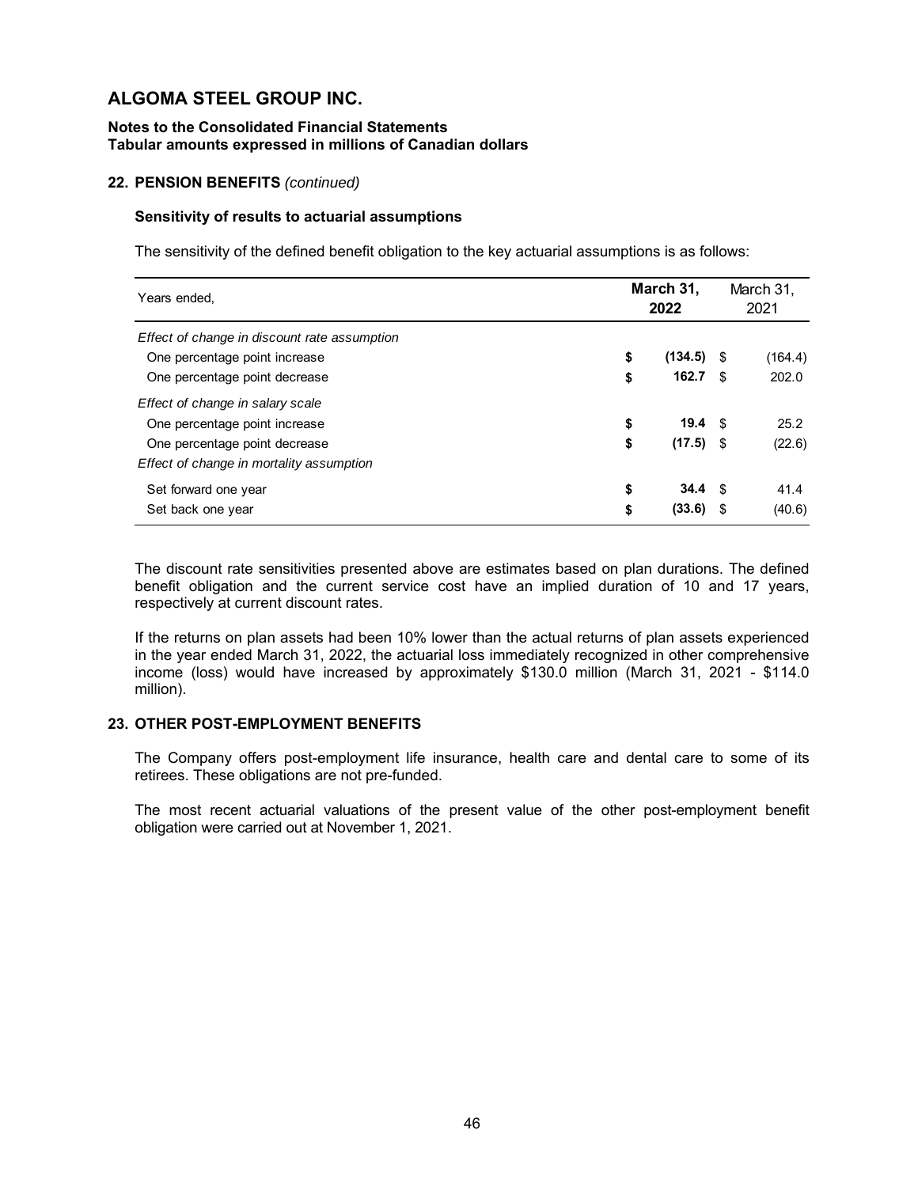# ALGOMA STEEL GROUP INC.

**Notes to the Consolidated Financial Statements**
**Tabular amounts expressed in millions of Canadian dollars**

### 22. PENSION BENEFITS *(continued)*

#### Sensitivity of results to actuarial assumptions

The sensitivity of the defined benefit obligation to the key actuarial assumptions is as follows:

| Years ended, | **March 31, 2022** | March 31, 2021 |
|---|---|---|
| *Effect of change in discount rate assumption* | | |
| One percentage point increase | **$ (134.5)** | $ (164.4) |
| One percentage point decrease | **$ 162.7** | $ 202.0 |
| *Effect of change in salary scale* | | |
| One percentage point increase | **$ 19.4** | $ 25.2 |
| One percentage point decrease | **$ (17.5)** | $ (22.6) |
| *Effect of change in mortality assumption* | | |
| Set forward one year | **$ 34.4** | $ 41.4 |
| Set back one year | **$ (33.6)** | $ (40.6) |

The discount rate sensitivities presented above are estimates based on plan durations. The defined benefit obligation and the current service cost have an implied duration of 10 and 17 years, respectively at current discount rates.

If the returns on plan assets had been 10% lower than the actual returns of plan assets experienced in the year ended March 31, 2022, the actuarial loss immediately recognized in other comprehensive income (loss) would have increased by approximately $130.0 million (March 31, 2021 - $114.0 million).

### 23. OTHER POST-EMPLOYMENT BENEFITS

The Company offers post-employment life insurance, health care and dental care to some of its retirees. These obligations are not pre-funded.

The most recent actuarial valuations of the present value of the other post-employment benefit obligation were carried out at November 1, 2021.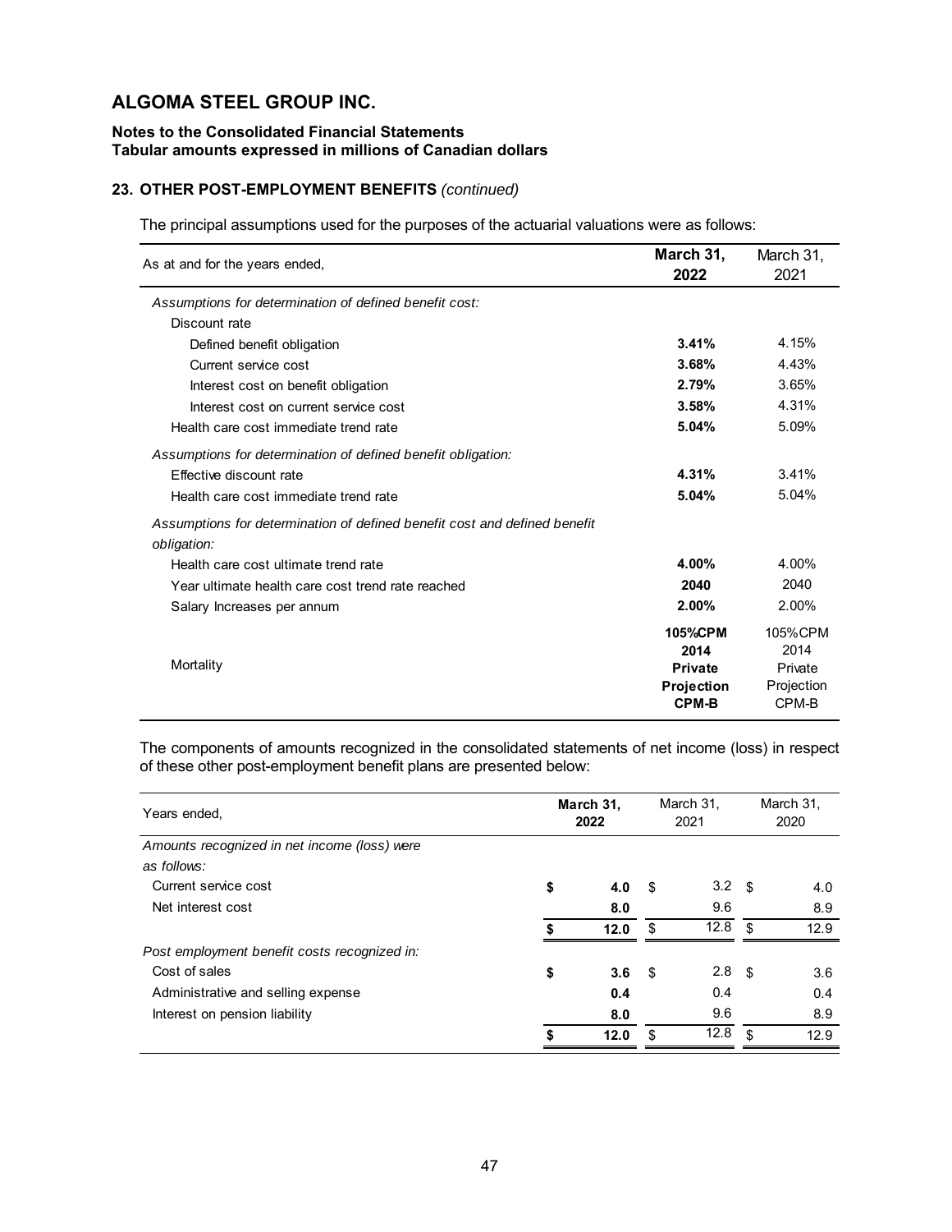# ALGOMA STEEL GROUP INC.

**Notes to the Consolidated Financial Statements**
**Tabular amounts expressed in millions of Canadian dollars**

### 23. OTHER POST-EMPLOYMENT BENEFITS *(continued)*

The principal assumptions used for the purposes of the actuarial valuations were as follows:

| As at and for the years ended, | **March 31, 2022** | March 31, 2021 |
|---|---|---|
| *Assumptions for determination of defined benefit cost:* | | |
| Discount rate | | |
| Defined benefit obligation | **3.41%** | 4.15% |
| Current service cost | **3.68%** | 4.43% |
| Interest cost on benefit obligation | **2.79%** | 3.65% |
| Interest cost on current service cost | **3.58%** | 4.31% |
| Health care cost immediate trend rate | **5.04%** | 5.09% |
| *Assumptions for determination of defined benefit obligation:* | | |
| Effective discount rate | **4.31%** | 3.41% |
| Health care cost immediate trend rate | **5.04%** | 5.04% |
| *Assumptions for determination of defined benefit cost and defined benefit obligation:* | | |
| Health care cost ultimate trend rate | **4.00%** | 4.00% |
| Year ultimate health care cost trend rate reached | **2040** | 2040 |
| Salary Increases per annum | **2.00%** | 2.00% |
| Mortality | **105%CPM 2014 Private Projection CPM-B** | 105%CPM 2014 Private Projection CPM-B |

The components of amounts recognized in the consolidated statements of net income (loss) in respect of these other post-employment benefit plans are presented below:

| Years ended, | **March 31, 2022** | March 31, 2021 | March 31, 2020 |
|---|---|---|---|
| *Amounts recognized in net income (loss) were as follows:* | | | |
| Current service cost | **$ 4.0** | $ 3.2 | $ 4.0 |
| Net interest cost | **8.0** | 9.6 | 8.9 |
| | **$ 12.0** | $ 12.8 | $ 12.9 |
| *Post employment benefit costs recognized in:* | | | |
| Cost of sales | **$ 3.6** | $ 2.8 | $ 3.6 |
| Administrative and selling expense | **0.4** | 0.4 | 0.4 |
| Interest on pension liability | **8.0** | 9.6 | 8.9 |
| | **$ 12.0** | $ 12.8 | $ 12.9 |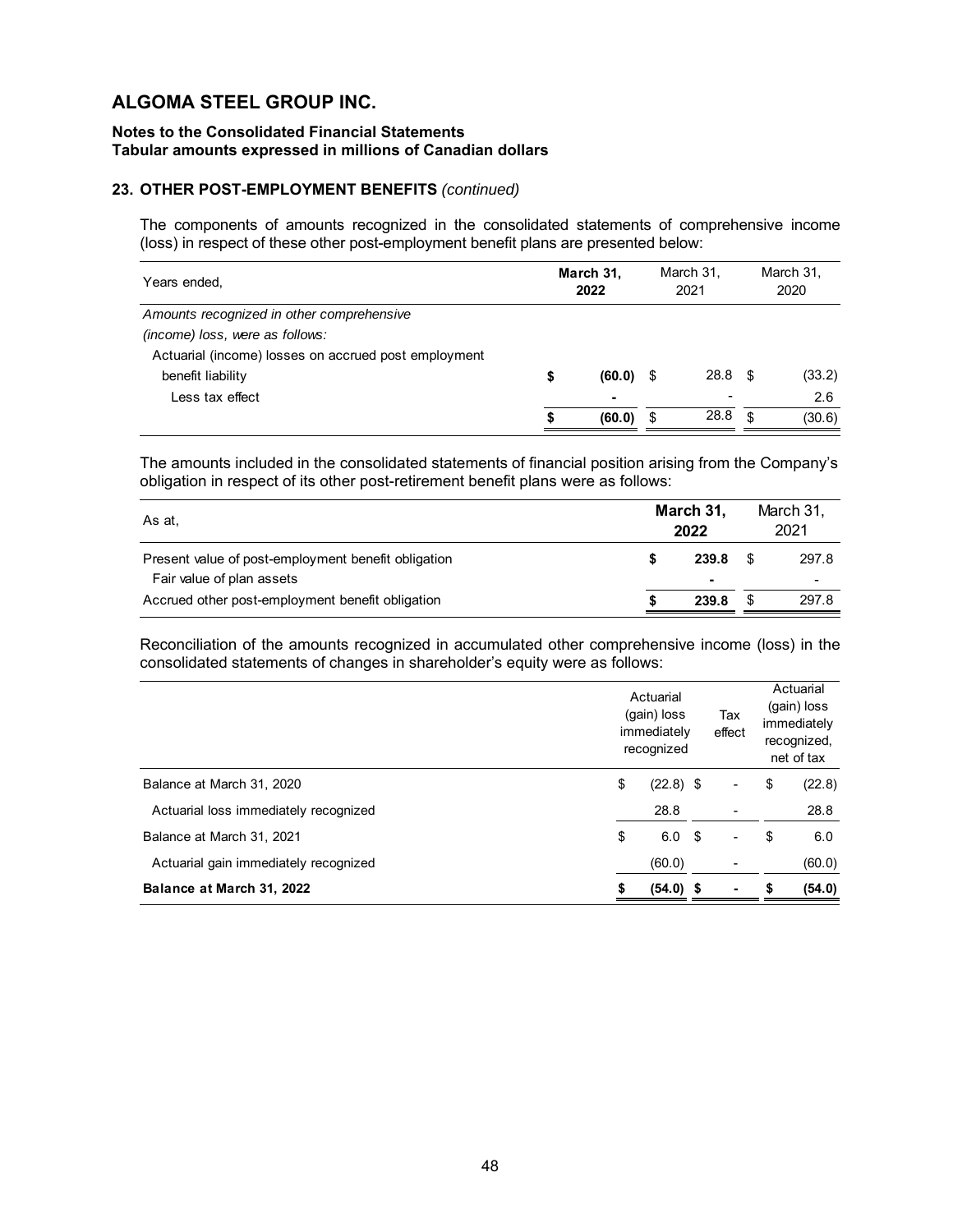# ALGOMA STEEL GROUP INC.

**Notes to the Consolidated Financial Statements**
**Tabular amounts expressed in millions of Canadian dollars**

### 23. OTHER POST-EMPLOYMENT BENEFITS *(continued)*

The components of amounts recognized in the consolidated statements of comprehensive income (loss) in respect of these other post-employment benefit plans are presented below:

| Years ended, | **March 31, 2022** | March 31, 2021 | March 31, 2020 |
|---|---|---|---|
| *Amounts recognized in other comprehensive (income) loss, were as follows:* | | | |
| Actuarial (income) losses on accrued post employment benefit liability | **$ (60.0)** | $ 28.8 | $ (33.2) |
| Less tax effect | **-** | - | 2.6 |
| | **$ (60.0)** | $ 28.8 | $ (30.6) |

The amounts included in the consolidated statements of financial position arising from the Company's obligation in respect of its other post-retirement benefit plans were as follows:

| As at, | **March 31, 2022** | March 31, 2021 |
|---|---|---|
| Present value of post-employment benefit obligation | **$ 239.8** | $ 297.8 |
| Fair value of plan assets | **-** | - |
| Accrued other post-employment benefit obligation | **$ 239.8** | $ 297.8 |

Reconciliation of the amounts recognized in accumulated other comprehensive income (loss) in the consolidated statements of changes in shareholder's equity were as follows:

| | Actuarial (gain) loss immediately recognized | Tax effect | Actuarial (gain) loss immediately recognized, net of tax |
|---|---|---|---|
| Balance at March 31, 2020 | $ (22.8) | $ - | $ (22.8) |
| Actuarial loss immediately recognized | 28.8 | - | 28.8 |
| Balance at March 31, 2021 | $ 6.0 | $ - | $ 6.0 |
| Actuarial gain immediately recognized | (60.0) | - | (60.0) |
| **Balance at March 31, 2022** | **$ (54.0)** | **$ -** | **$ (54.0)** |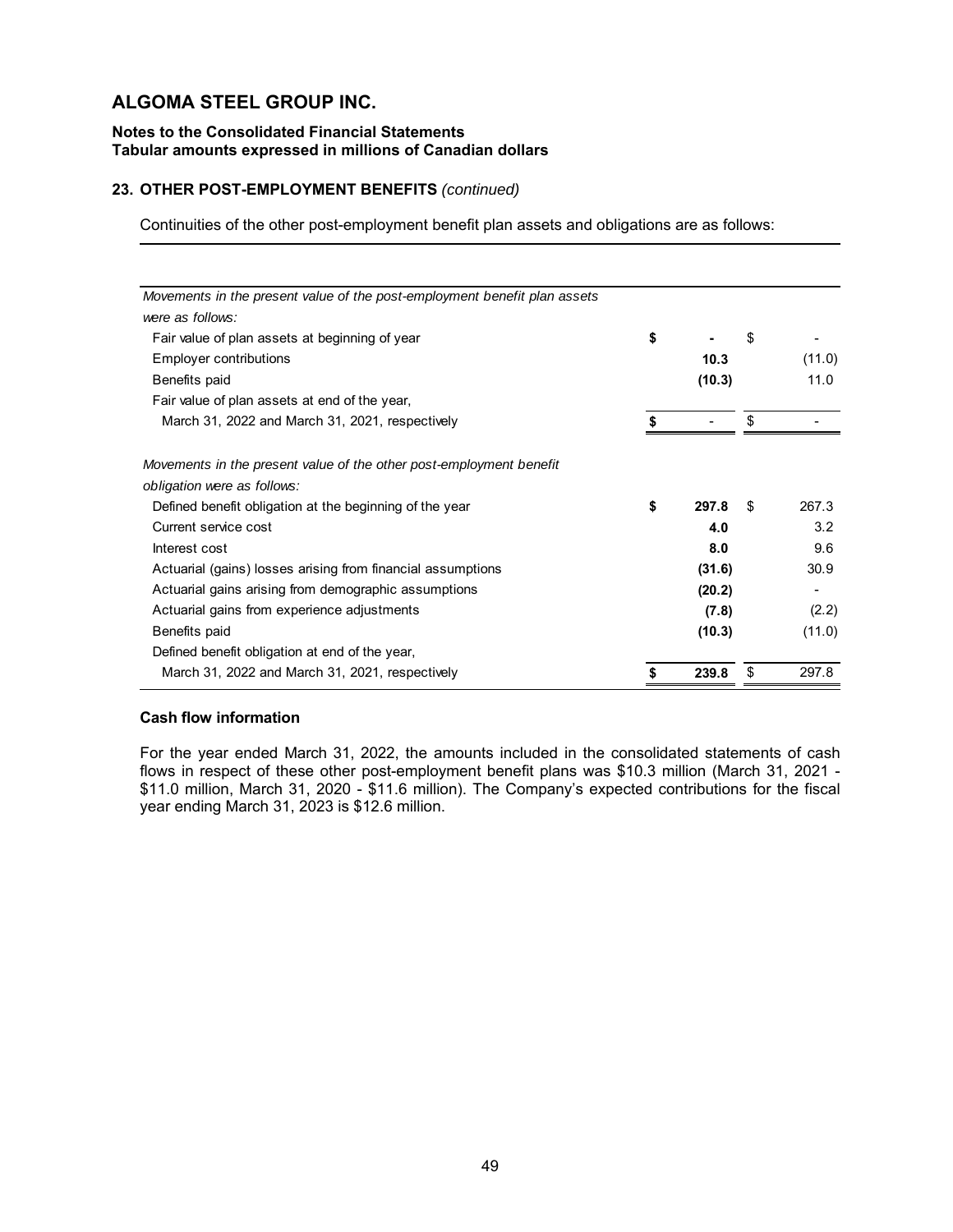# ALGOMA STEEL GROUP INC.

**Notes to the Consolidated Financial Statements**
**Tabular amounts expressed in millions of Canadian dollars**

### 23. OTHER POST-EMPLOYMENT BENEFITS *(continued)*

Continuities of the other post-employment benefit plan assets and obligations are as follows:

| | 2022 | 2021 |
|---|---|---|
| *Movements in the present value of the post-employment benefit plan assets were as follows:* | | |
| Fair value of plan assets at beginning of year | **$ -** | $ - |
| Employer contributions | **10.3** | (11.0) |
| Benefits paid | **(10.3)** | 11.0 |
| Fair value of plan assets at end of the year, March 31, 2022 and March 31, 2021, respectively | **$ -** | $ - |
| *Movements in the present value of the other post-employment benefit obligation were as follows:* | | |
| Defined benefit obligation at the beginning of the year | **$ 297.8** | $ 267.3 |
| Current service cost | **4.0** | 3.2 |
| Interest cost | **8.0** | 9.6 |
| Actuarial (gains) losses arising from financial assumptions | **(31.6)** | 30.9 |
| Actuarial gains arising from demographic assumptions | **(20.2)** | - |
| Actuarial gains from experience adjustments | **(7.8)** | (2.2) |
| Benefits paid | **(10.3)** | (11.0) |
| Defined benefit obligation at end of the year, March 31, 2022 and March 31, 2021, respectively | **$ 239.8** | $ 297.8 |

**Cash flow information**

For the year ended March 31, 2022, the amounts included in the consolidated statements of cash flows in respect of these other post-employment benefit plans was $10.3 million (March 31, 2021 - $11.0 million, March 31, 2020 - $11.6 million). The Company's expected contributions for the fiscal year ending March 31, 2023 is $12.6 million.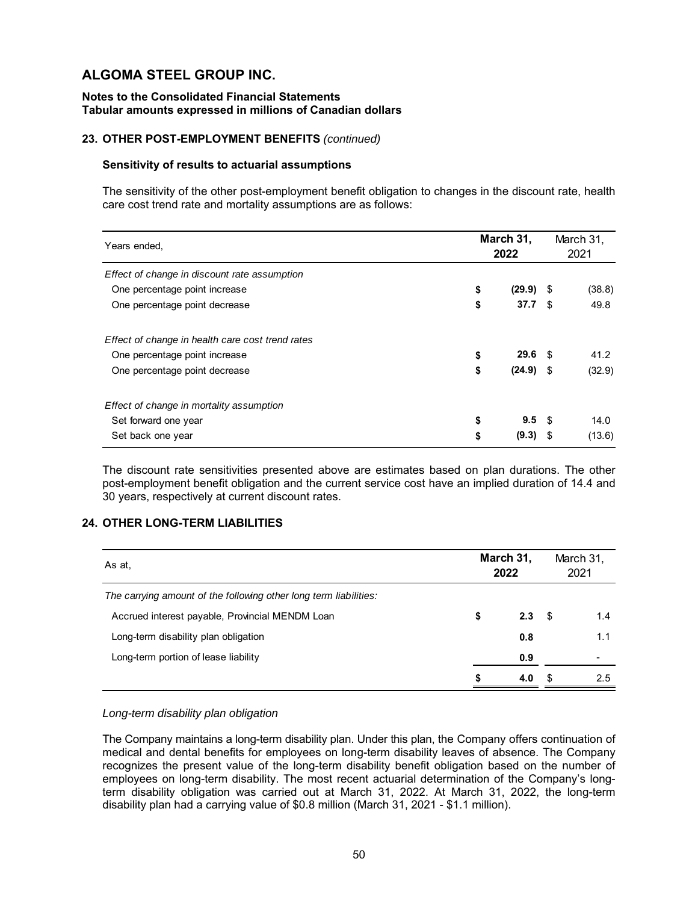# ALGOMA STEEL GROUP INC.

**Notes to the Consolidated Financial Statements**
**Tabular amounts expressed in millions of Canadian dollars**

### 23. OTHER POST-EMPLOYMENT BENEFITS *(continued)*

#### Sensitivity of results to actuarial assumptions

The sensitivity of the other post-employment benefit obligation to changes in the discount rate, health care cost trend rate and mortality assumptions are as follows:

| Years ended, | March 31, 2022 | March 31, 2021 |
|---|---|---|
| *Effect of change in discount rate assumption* | | |
| One percentage point increase | **$ (29.9)** | $ (38.8) |
| One percentage point decrease | **$ 37.7** | $ 49.8 |
| *Effect of change in health care cost trend rates* | | |
| One percentage point increase | **$ 29.6** | $ 41.2 |
| One percentage point decrease | **$ (24.9)** | $ (32.9) |
| *Effect of change in mortality assumption* | | |
| Set forward one year | **$ 9.5** | $ 14.0 |
| Set back one year | **$ (9.3)** | $ (13.6) |

The discount rate sensitivities presented above are estimates based on plan durations. The other post-employment benefit obligation and the current service cost have an implied duration of 14.4 and 30 years, respectively at current discount rates.

### 24. OTHER LONG-TERM LIABILITIES

| As at, | March 31, 2022 | March 31, 2021 |
|---|---|---|
| *The carrying amount of the following other long term liabilities:* | | |
| Accrued interest payable, Provincial MENDM Loan | **$ 2.3** | $ 1.4 |
| Long-term disability plan obligation | **0.8** | 1.1 |
| Long-term portion of lease liability | **0.9** | - |
| | **$ 4.0** | $ 2.5 |

*Long-term disability plan obligation*

The Company maintains a long-term disability plan. Under this plan, the Company offers continuation of medical and dental benefits for employees on long-term disability leaves of absence. The Company recognizes the present value of the long-term disability benefit obligation based on the number of employees on long-term disability. The most recent actuarial determination of the Company's long-term disability obligation was carried out at March 31, 2022. At March 31, 2022, the long-term disability plan had a carrying value of $0.8 million (March 31, 2021 - $1.1 million).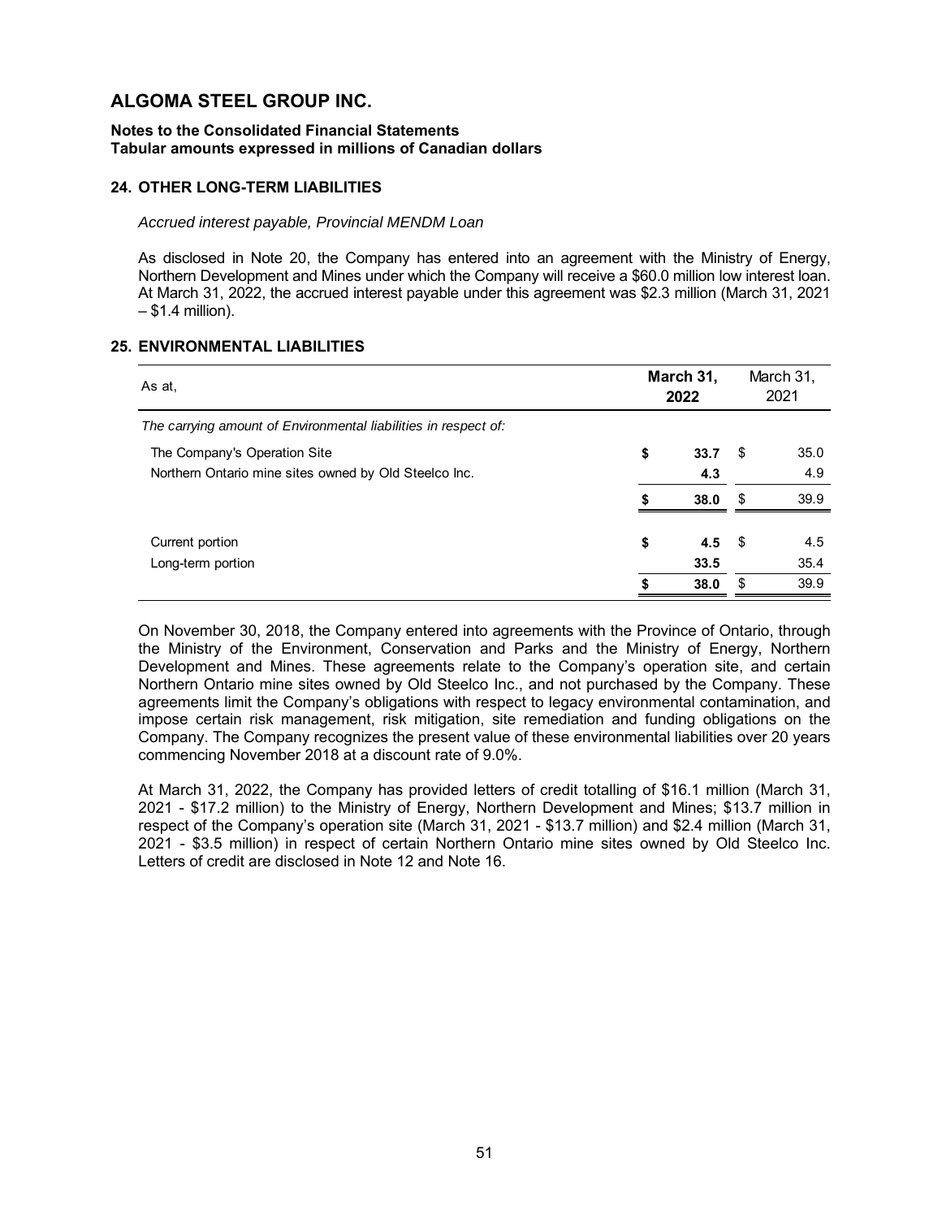# ALGOMA STEEL GROUP INC.

**Notes to the Consolidated Financial Statements**
**Tabular amounts expressed in millions of Canadian dollars**

## 24. OTHER LONG-TERM LIABILITIES

*Accrued interest payable, Provincial MENDM Loan*

As disclosed in Note 20, the Company has entered into an agreement with the Ministry of Energy, Northern Development and Mines under which the Company will receive a $60.0 million low interest loan. At March 31, 2022, the accrued interest payable under this agreement was $2.3 million (March 31, 2021 – $1.4 million).

## 25. ENVIRONMENTAL LIABILITIES

| As at, | **March 31, 2022** | March 31, 2021 |
|---|---|---|
| *The carrying amount of Environmental liabilities in respect of:* | | |
| The Company's Operation Site | **$ 33.7** | $ 35.0 |
| Northern Ontario mine sites owned by Old Steelco Inc. | **4.3** | 4.9 |
| | **$ 38.0** | $ 39.9 |
| Current portion | **$ 4.5** | $ 4.5 |
| Long-term portion | **33.5** | 35.4 |
| | **$ 38.0** | $ 39.9 |

On November 30, 2018, the Company entered into agreements with the Province of Ontario, through the Ministry of the Environment, Conservation and Parks and the Ministry of Energy, Northern Development and Mines. These agreements relate to the Company's operation site, and certain Northern Ontario mine sites owned by Old Steelco Inc., and not purchased by the Company. These agreements limit the Company's obligations with respect to legacy environmental contamination, and impose certain risk management, risk mitigation, site remediation and funding obligations on the Company. The Company recognizes the present value of these environmental liabilities over 20 years commencing November 2018 at a discount rate of 9.0%.

At March 31, 2022, the Company has provided letters of credit totalling of $16.1 million (March 31, 2021 - $17.2 million) to the Ministry of Energy, Northern Development and Mines; $13.7 million in respect of the Company's operation site (March 31, 2021 - $13.7 million) and $2.4 million (March 31, 2021 - $3.5 million) in respect of certain Northern Ontario mine sites owned by Old Steelco Inc. Letters of credit are disclosed in Note 12 and Note 16.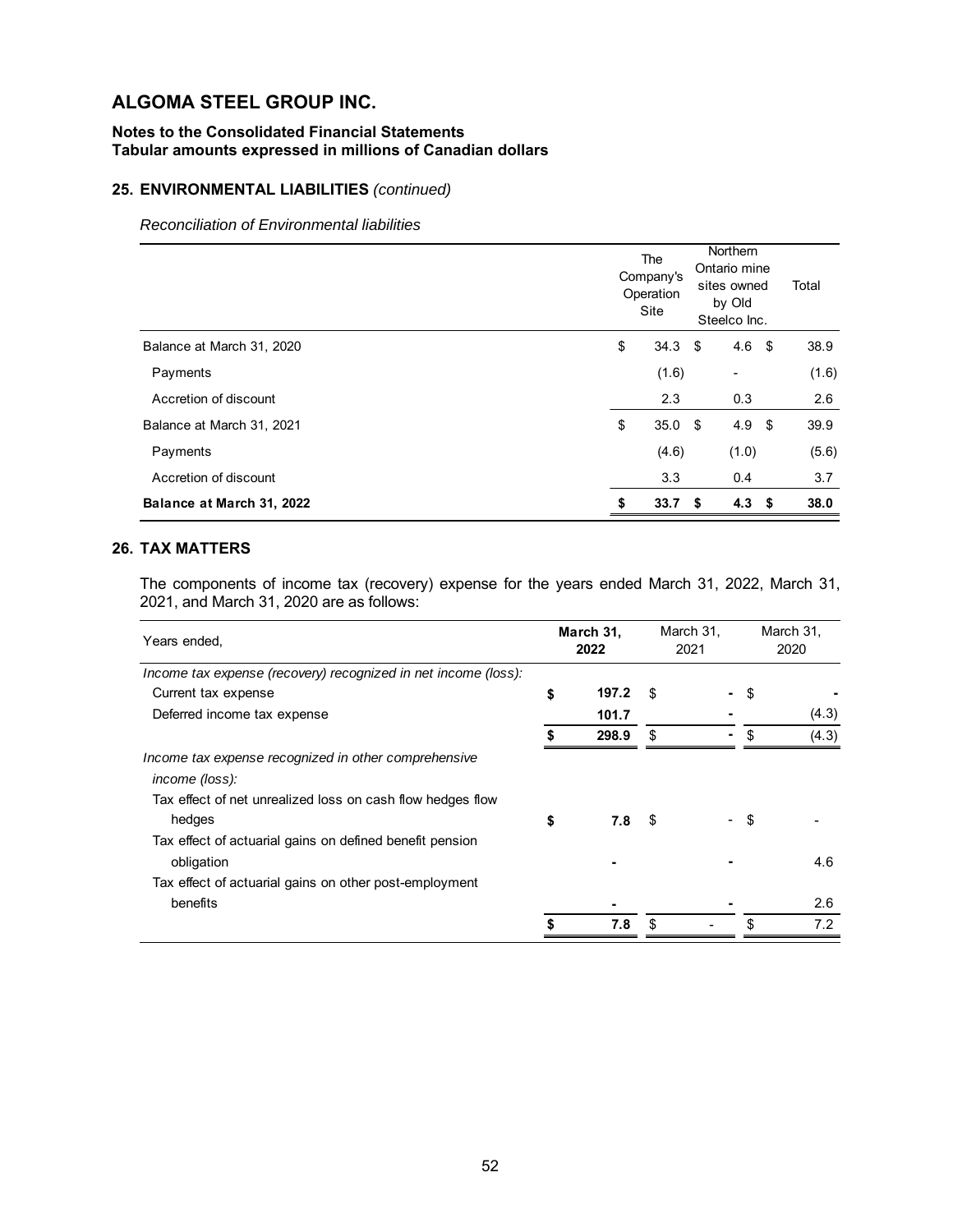# ALGOMA STEEL GROUP INC.

**Notes to the Consolidated Financial Statements**
**Tabular amounts expressed in millions of Canadian dollars**

## 25. ENVIRONMENTAL LIABILITIES *(continued)*

*Reconciliation of Environmental liabilities*

| | The Company's Operation Site | Northern Ontario mine sites owned by Old Steelco Inc. | Total |
|---|---|---|---|
| Balance at March 31, 2020 | $ 34.3 | $ 4.6 | $ 38.9 |
| Payments | (1.6) | - | (1.6) |
| Accretion of discount | 2.3 | 0.3 | 2.6 |
| Balance at March 31, 2021 | $ 35.0 | $ 4.9 | $ 39.9 |
| Payments | (4.6) | (1.0) | (5.6) |
| Accretion of discount | 3.3 | 0.4 | 3.7 |
| **Balance at March 31, 2022** | **$ 33.7** | **$ 4.3** | **$ 38.0** |

## 26. TAX MATTERS

The components of income tax (recovery) expense for the years ended March 31, 2022, March 31, 2021, and March 31, 2020 are as follows:

| Years ended, | **March 31, 2022** | March 31, 2021 | March 31, 2020 |
|---|---|---|---|
| *Income tax expense (recovery) recognized in net income (loss):* | | | |
| Current tax expense | **$ 197.2** | $ - | $ - |
| Deferred income tax expense | **101.7** | - | (4.3) |
| | **$ 298.9** | $ - | $ (4.3) |
| *Income tax expense recognized in other comprehensive income (loss):* | | | |
| Tax effect of net unrealized loss on cash flow hedges flow hedges | **$ 7.8** | $ - | $ - |
| Tax effect of actuarial gains on defined benefit pension obligation | **-** | - | 4.6 |
| Tax effect of actuarial gains on other post-employment benefits | **-** | - | 2.6 |
| | **$ 7.8** | $ - | $ 7.2 |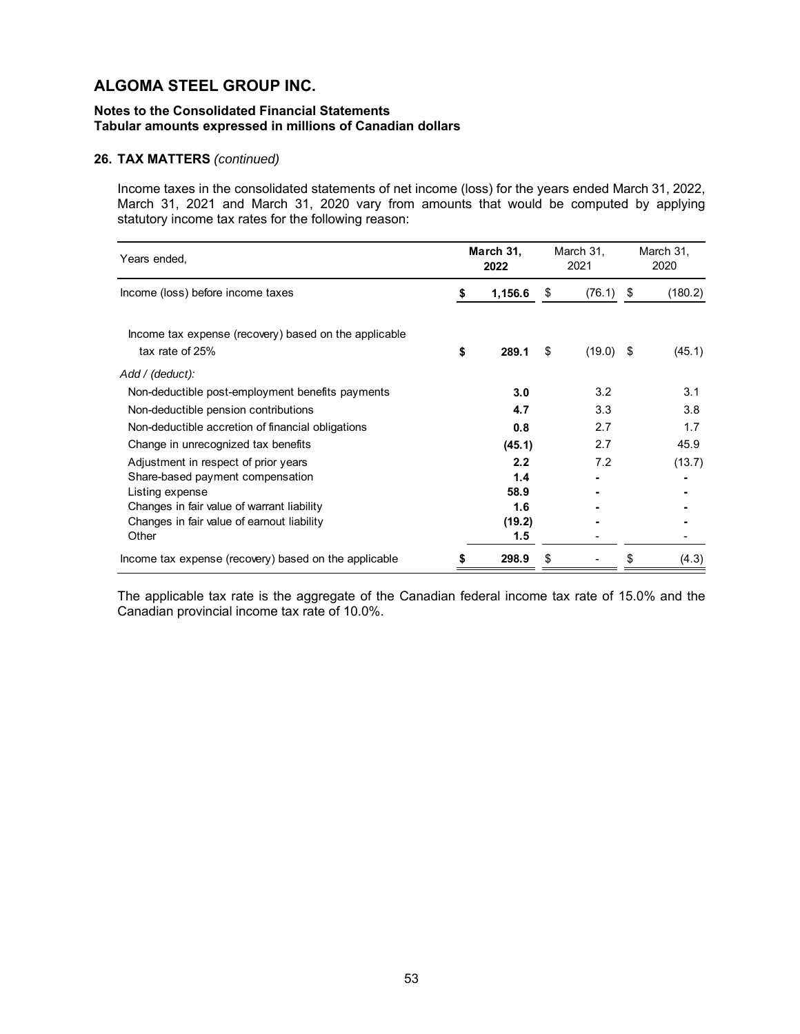# ALGOMA STEEL GROUP INC.

**Notes to the Consolidated Financial Statements**
**Tabular amounts expressed in millions of Canadian dollars**

**26. TAX MATTERS** *(continued)*

Income taxes in the consolidated statements of net income (loss) for the years ended March 31, 2022, March 31, 2021 and March 31, 2020 vary from amounts that would be computed by applying statutory income tax rates for the following reason:

| Years ended, | **March 31, 2022** | March 31, 2021 | March 31, 2020 |
|---|---|---|---|
| Income (loss) before income taxes | **$ 1,156.6** | $ (76.1) | $ (180.2) |
| Income tax expense (recovery) based on the applicable tax rate of 25% | **$ 289.1** | $ (19.0) | $ (45.1) |
| *Add / (deduct):* | | | |
| Non-deductible post-employment benefits payments | **3.0** | 3.2 | 3.1 |
| Non-deductible pension contributions | **4.7** | 3.3 | 3.8 |
| Non-deductible accretion of financial obligations | **0.8** | 2.7 | 1.7 |
| Change in unrecognized tax benefits | **(45.1)** | 2.7 | 45.9 |
| Adjustment in respect of prior years | **2.2** | 7.2 | (13.7) |
| Share-based payment compensation | **1.4** | - | - |
| Listing expense | **58.9** | - | - |
| Changes in fair value of warrant liability | **1.6** | - | - |
| Changes in fair value of earnout liability | **(19.2)** | - | - |
| Other | **1.5** | - | - |
| Income tax expense (recovery) based on the applicable | **$ 298.9** | $ - | $ (4.3) |

The applicable tax rate is the aggregate of the Canadian federal income tax rate of 15.0% and the Canadian provincial income tax rate of 10.0%.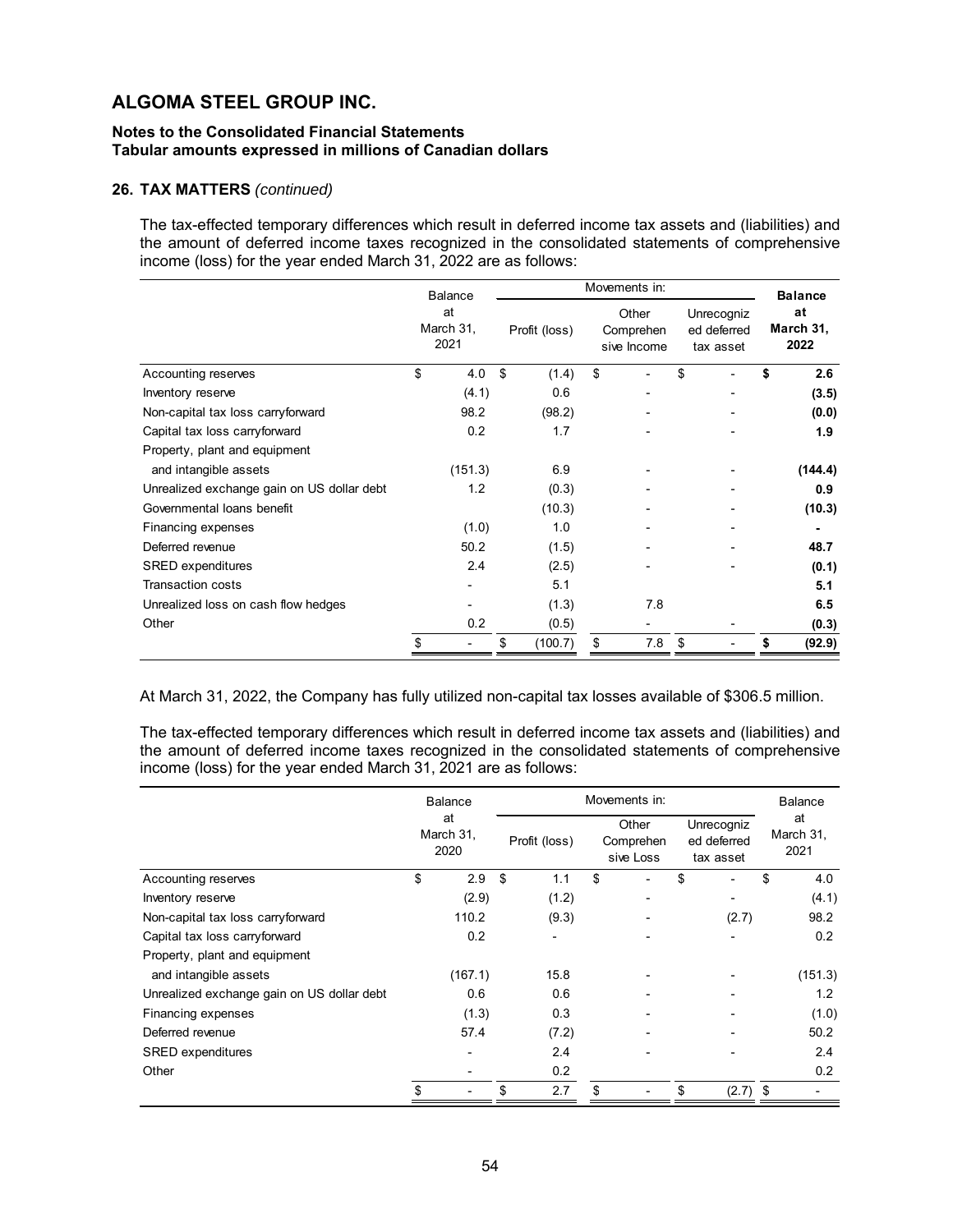# ALGOMA STEEL GROUP INC.

**Notes to the Consolidated Financial Statements**
**Tabular amounts expressed in millions of Canadian dollars**

## 26. TAX MATTERS *(continued)*

The tax-effected temporary differences which result in deferred income tax assets and (liabilities) and the amount of deferred income taxes recognized in the consolidated statements of comprehensive income (loss) for the year ended March 31, 2022 are as follows:

| | Balance at March 31, 2021 | Movements in: Profit (loss) | Movements in: Other Comprehensive Income | Movements in: Unrecognized deferred tax asset | **Balance at March 31, 2022** |
|---|---|---|---|---|---|
| Accounting reserves | $ 4.0 | $ (1.4) | $ - | $ - | **$ 2.6** |
| Inventory reserve | (4.1) | 0.6 | - | - | **(3.5)** |
| Non-capital tax loss carryforward | 98.2 | (98.2) | - | - | **(0.0)** |
| Capital tax loss carryforward | 0.2 | 1.7 | - | - | **1.9** |
| Property, plant and equipment and intangible assets | (151.3) | 6.9 | - | - | **(144.4)** |
| Unrealized exchange gain on US dollar debt | 1.2 | (0.3) | - | - | **0.9** |
| Governmental loans benefit | | (10.3) | - | - | **(10.3)** |
| Financing expenses | (1.0) | 1.0 | - | - | **-** |
| Deferred revenue | 50.2 | (1.5) | - | - | **48.7** |
| SRED expenditures | 2.4 | (2.5) | - | - | **(0.1)** |
| Transaction costs | - | 5.1 | | | **5.1** |
| Unrealized loss on cash flow hedges | - | (1.3) | 7.8 | | **6.5** |
| Other | 0.2 | (0.5) | - | - | **(0.3)** |
| | $ - | $ (100.7) | $ 7.8 | $ - | **$ (92.9)** |

At March 31, 2022, the Company has fully utilized non-capital tax losses available of $306.5 million.

The tax-effected temporary differences which result in deferred income tax assets and (liabilities) and the amount of deferred income taxes recognized in the consolidated statements of comprehensive income (loss) for the year ended March 31, 2021 are as follows:

| | Balance at March 31, 2020 | Movements in: Profit (loss) | Movements in: Other Comprehensive Loss | Movements in: Unrecognized deferred tax asset | Balance at March 31, 2021 |
|---|---|---|---|---|---|
| Accounting reserves | $ 2.9 | $ 1.1 | $ - | $ - | $ 4.0 |
| Inventory reserve | (2.9) | (1.2) | - | - | (4.1) |
| Non-capital tax loss carryforward | 110.2 | (9.3) | - | (2.7) | 98.2 |
| Capital tax loss carryforward | 0.2 | - | - | - | 0.2 |
| Property, plant and equipment and intangible assets | (167.1) | 15.8 | - | - | (151.3) |
| Unrealized exchange gain on US dollar debt | 0.6 | 0.6 | - | - | 1.2 |
| Financing expenses | (1.3) | 0.3 | - | - | (1.0) |
| Deferred revenue | 57.4 | (7.2) | - | - | 50.2 |
| SRED expenditures | - | 2.4 | - | - | 2.4 |
| Other | - | 0.2 | | | 0.2 |
| | $ - | $ 2.7 | $ - | $ (2.7) | $ - |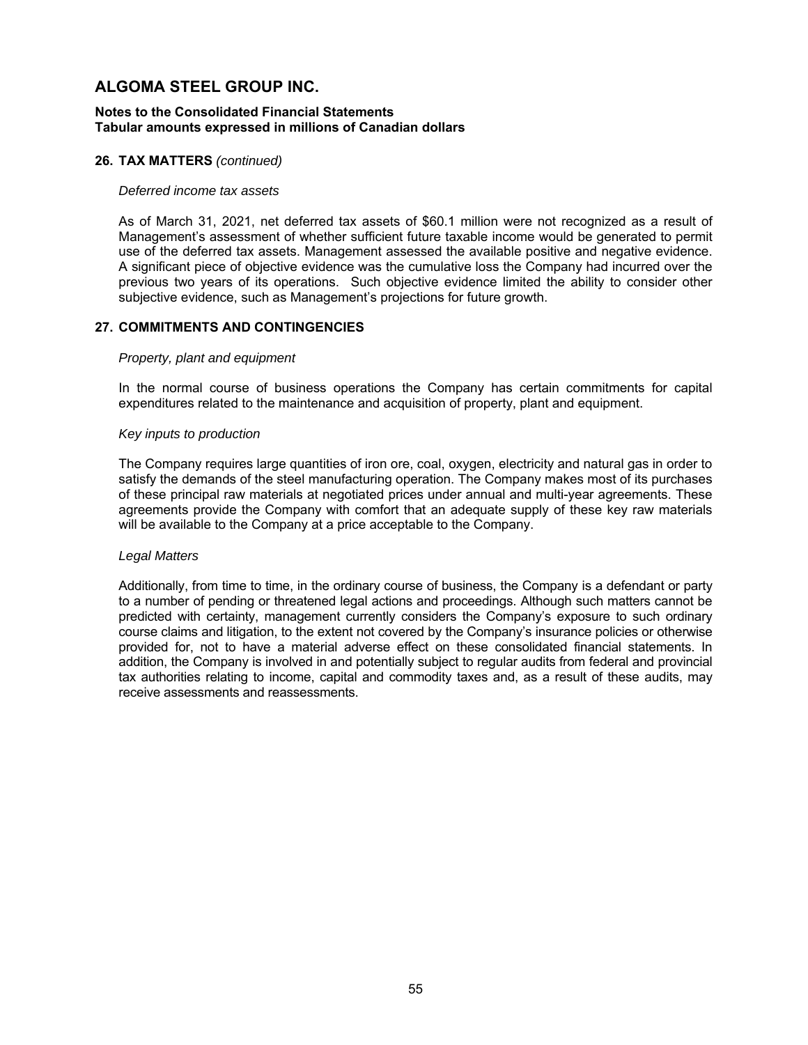## 26. TAX MATTERS *(continued)*

*Deferred income tax assets*

As of March 31, 2021, net deferred tax assets of $60.1 million were not recognized as a result of Management's assessment of whether sufficient future taxable income would be generated to permit use of the deferred tax assets. Management assessed the available positive and negative evidence. A significant piece of objective evidence was the cumulative loss the Company had incurred over the previous two years of its operations. Such objective evidence limited the ability to consider other subjective evidence, such as Management's projections for future growth.

## 27. COMMITMENTS AND CONTINGENCIES

*Property, plant and equipment*

In the normal course of business operations the Company has certain commitments for capital expenditures related to the maintenance and acquisition of property, plant and equipment.

*Key inputs to production*

The Company requires large quantities of iron ore, coal, oxygen, electricity and natural gas in order to satisfy the demands of the steel manufacturing operation. The Company makes most of its purchases of these principal raw materials at negotiated prices under annual and multi-year agreements. These agreements provide the Company with comfort that an adequate supply of these key raw materials will be available to the Company at a price acceptable to the Company.

*Legal Matters*

Additionally, from time to time, in the ordinary course of business, the Company is a defendant or party to a number of pending or threatened legal actions and proceedings. Although such matters cannot be predicted with certainty, management currently considers the Company's exposure to such ordinary course claims and litigation, to the extent not covered by the Company's insurance policies or otherwise provided for, not to have a material adverse effect on these consolidated financial statements. In addition, the Company is involved in and potentially subject to regular audits from federal and provincial tax authorities relating to income, capital and commodity taxes and, as a result of these audits, may receive assessments and reassessments.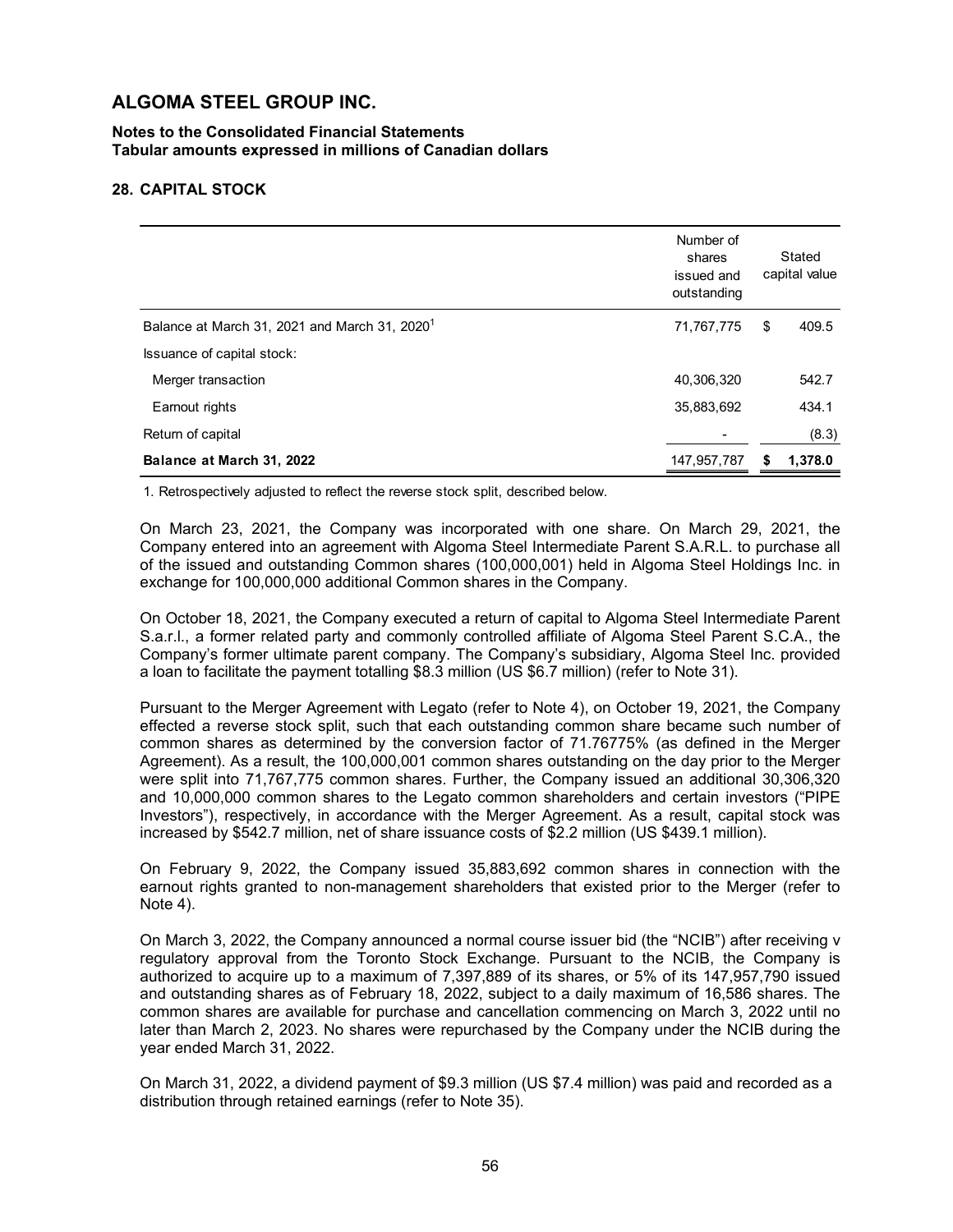# ALGOMA STEEL GROUP INC.

**Notes to the Consolidated Financial Statements**
**Tabular amounts expressed in millions of Canadian dollars**

## 28. CAPITAL STOCK

| | Number of shares issued and outstanding | Stated capital value |
|---|---|---|
| Balance at March 31, 2021 and March 31, 2020[1] | 71,767,775 | $ 409.5 |
| Issuance of capital stock: | | |
| Merger transaction | 40,306,320 | 542.7 |
| Earnout rights | 35,883,692 | 434.1 |
| Return of capital | - | (8.3) |
| **Balance at March 31, 2022** | 147,957,787 | **$ 1,378.0** |

1. Retrospectively adjusted to reflect the reverse stock split, described below.

On March 23, 2021, the Company was incorporated with one share. On March 29, 2021, the Company entered into an agreement with Algoma Steel Intermediate Parent S.A.R.L. to purchase all of the issued and outstanding Common shares (100,000,001) held in Algoma Steel Holdings Inc. in exchange for 100,000,000 additional Common shares in the Company.

On October 18, 2021, the Company executed a return of capital to Algoma Steel Intermediate Parent S.a.r.l., a former related party and commonly controlled affiliate of Algoma Steel Parent S.C.A., the Company's former ultimate parent company. The Company's subsidiary, Algoma Steel Inc. provided a loan to facilitate the payment totalling $8.3 million (US $6.7 million) (refer to Note 31).

Pursuant to the Merger Agreement with Legato (refer to Note 4), on October 19, 2021, the Company effected a reverse stock split, such that each outstanding common share became such number of common shares as determined by the conversion factor of 71.76775% (as defined in the Merger Agreement). As a result, the 100,000,001 common shares outstanding on the day prior to the Merger were split into 71,767,775 common shares. Further, the Company issued an additional 30,306,320 and 10,000,000 common shares to the Legato common shareholders and certain investors ("PIPE Investors"), respectively, in accordance with the Merger Agreement. As a result, capital stock was increased by $542.7 million, net of share issuance costs of $2.2 million (US $439.1 million).

On February 9, 2022, the Company issued 35,883,692 common shares in connection with the earnout rights granted to non-management shareholders that existed prior to the Merger (refer to Note 4).

On March 3, 2022, the Company announced a normal course issuer bid (the "NCIB") after receiving v regulatory approval from the Toronto Stock Exchange. Pursuant to the NCIB, the Company is authorized to acquire up to a maximum of 7,397,889 of its shares, or 5% of its 147,957,790 issued and outstanding shares as of February 18, 2022, subject to a daily maximum of 16,586 shares. The common shares are available for purchase and cancellation commencing on March 3, 2022 until no later than March 2, 2023. No shares were repurchased by the Company under the NCIB during the year ended March 31, 2022.

On March 31, 2022, a dividend payment of $9.3 million (US $7.4 million) was paid and recorded as a distribution through retained earnings (refer to Note 35).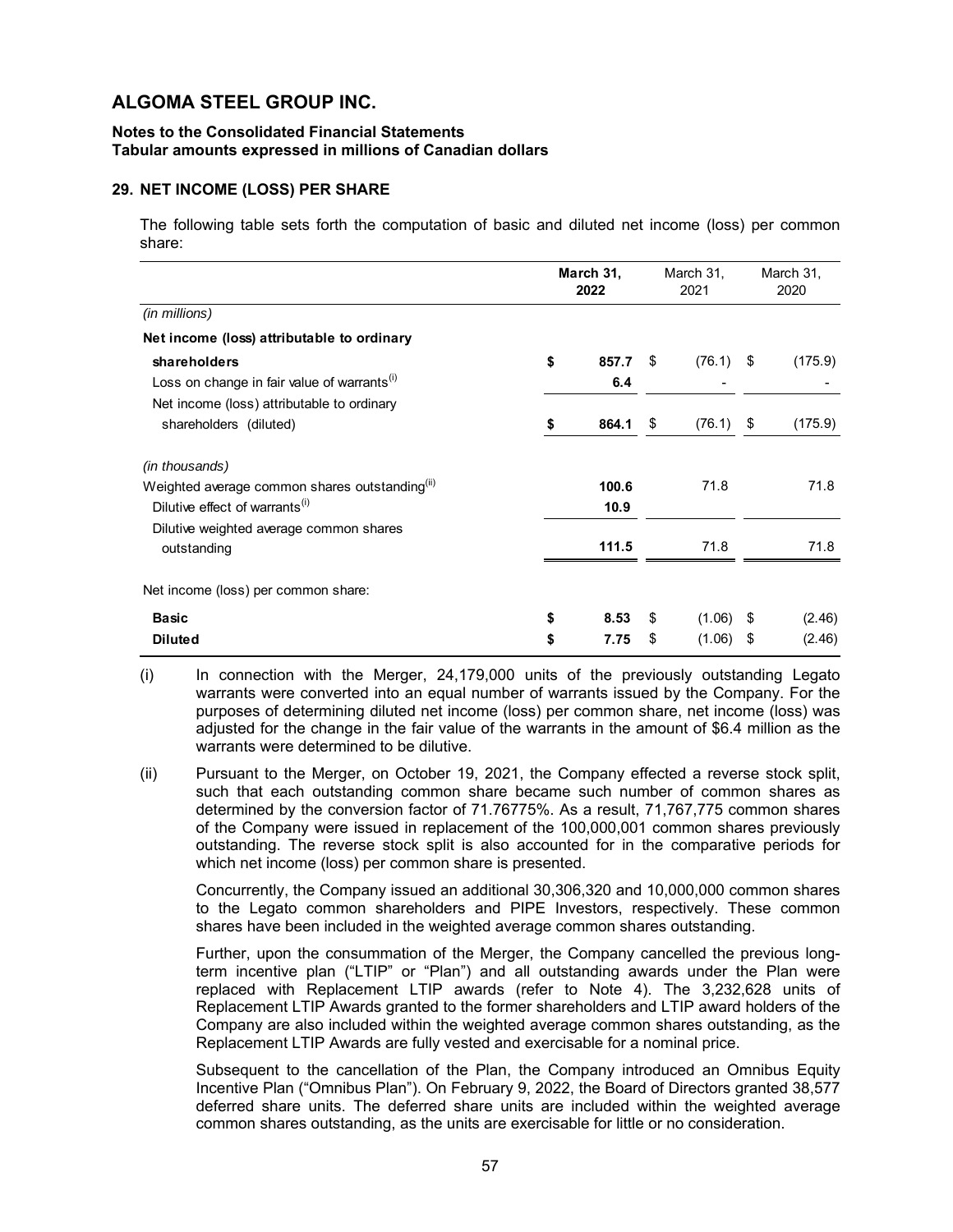# ALGOMA STEEL GROUP INC.

**Notes to the Consolidated Financial Statements**
**Tabular amounts expressed in millions of Canadian dollars**

## 29. NET INCOME (LOSS) PER SHARE

The following table sets forth the computation of basic and diluted net income (loss) per common share:

| | **March 31, 2022** | March 31, 2021 | March 31, 2020 |
|---|---|---|---|
| *(in millions)* | | | |
| **Net income (loss) attributable to ordinary shareholders** | **$ 857.7** | $ (76.1) | $ (175.9) |
| Loss on change in fair value of warrants[(i)] | **6.4** | - | - |
| Net income (loss) attributable to ordinary shareholders (diluted) | **$ 864.1** | $ (76.1) | $ (175.9) |
| *(in thousands)* | | | |
| Weighted average common shares outstanding[(ii)] | **100.6** | 71.8 | 71.8 |
| Dilutive effect of warrants[(i)] | **10.9** | | |
| Dilutive weighted average common shares outstanding | **111.5** | 71.8 | 71.8 |
| Net income (loss) per common share: | | | |
| **Basic** | **$ 8.53** | $ (1.06) | $ (2.46) |
| **Diluted** | **$ 7.75** | $ (1.06) | $ (2.46) |

(i) In connection with the Merger, 24,179,000 units of the previously outstanding Legato warrants were converted into an equal number of warrants issued by the Company. For the purposes of determining diluted net income (loss) per common share, net income (loss) was adjusted for the change in the fair value of the warrants in the amount of $6.4 million as the warrants were determined to be dilutive.

(ii) Pursuant to the Merger, on October 19, 2021, the Company effected a reverse stock split, such that each outstanding common share became such number of common shares as determined by the conversion factor of 71.76775%. As a result, 71,767,775 common shares of the Company were issued in replacement of the 100,000,001 common shares previously outstanding. The reverse stock split is also accounted for in the comparative periods for which net income (loss) per common share is presented.

Concurrently, the Company issued an additional 30,306,320 and 10,000,000 common shares to the Legato common shareholders and PIPE Investors, respectively. These common shares have been included in the weighted average common shares outstanding.

Further, upon the consummation of the Merger, the Company cancelled the previous long-term incentive plan ("LTIP" or "Plan") and all outstanding awards under the Plan were replaced with Replacement LTIP awards (refer to Note 4). The 3,232,628 units of Replacement LTIP Awards granted to the former shareholders and LTIP award holders of the Company are also included within the weighted average common shares outstanding, as the Replacement LTIP Awards are fully vested and exercisable for a nominal price.

Subsequent to the cancellation of the Plan, the Company introduced an Omnibus Equity Incentive Plan ("Omnibus Plan"). On February 9, 2022, the Board of Directors granted 38,577 deferred share units. The deferred share units are included within the weighted average common shares outstanding, as the units are exercisable for little or no consideration.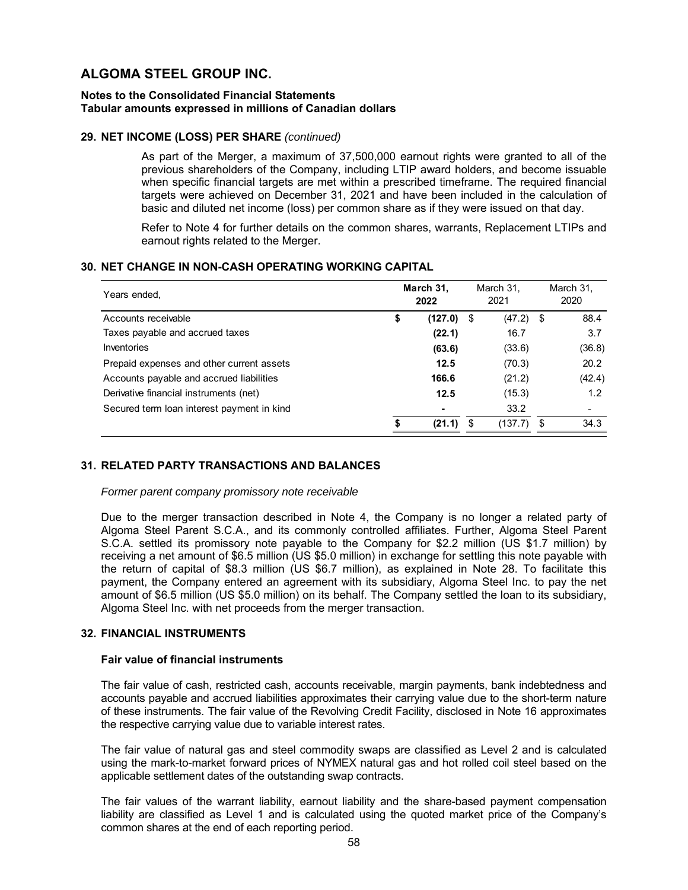# ALGOMA STEEL GROUP INC.

**Notes to the Consolidated Financial Statements**
**Tabular amounts expressed in millions of Canadian dollars**

## 29. NET INCOME (LOSS) PER SHARE *(continued)*

As part of the Merger, a maximum of 37,500,000 earnout rights were granted to all of the previous shareholders of the Company, including LTIP award holders, and become issuable when specific financial targets are met within a prescribed timeframe. The required financial targets were achieved on December 31, 2021 and have been included in the calculation of basic and diluted net income (loss) per common share as if they were issued on that day.

Refer to Note 4 for further details on the common shares, warrants, Replacement LTIPs and earnout rights related to the Merger.

## 30. NET CHANGE IN NON-CASH OPERATING WORKING CAPITAL

| Years ended, | March 31, 2022 | March 31, 2021 | March 31, 2020 |
|---|---|---|---|
| Accounts receivable | **$ (127.0)** | $ (47.2) | $ 88.4 |
| Taxes payable and accrued taxes | **(22.1)** | 16.7 | 3.7 |
| Inventories | **(63.6)** | (33.6) | (36.8) |
| Prepaid expenses and other current assets | **12.5** | (70.3) | 20.2 |
| Accounts payable and accrued liabilities | **166.6** | (21.2) | (42.4) |
| Derivative financial instruments (net) | **12.5** | (15.3) | 1.2 |
| Secured term loan interest payment in kind | **-** | 33.2 | - |
| | **$ (21.1)** | $ (137.7) | $ 34.3 |

## 31. RELATED PARTY TRANSACTIONS AND BALANCES

*Former parent company promissory note receivable*

Due to the merger transaction described in Note 4, the Company is no longer a related party of Algoma Steel Parent S.C.A., and its commonly controlled affiliates. Further, Algoma Steel Parent S.C.A. settled its promissory note payable to the Company for $2.2 million (US $1.7 million) by receiving a net amount of $6.5 million (US $5.0 million) in exchange for settling this note payable with the return of capital of $8.3 million (US $6.7 million), as explained in Note 28. To facilitate this payment, the Company entered an agreement with its subsidiary, Algoma Steel Inc. to pay the net amount of $6.5 million (US $5.0 million) on its behalf. The Company settled the loan to its subsidiary, Algoma Steel Inc. with net proceeds from the merger transaction.

## 32. FINANCIAL INSTRUMENTS

### Fair value of financial instruments

The fair value of cash, restricted cash, accounts receivable, margin payments, bank indebtedness and accounts payable and accrued liabilities approximates their carrying value due to the short-term nature of these instruments. The fair value of the Revolving Credit Facility, disclosed in Note 16 approximates the respective carrying value due to variable interest rates.

The fair value of natural gas and steel commodity swaps are classified as Level 2 and is calculated using the mark-to-market forward prices of NYMEX natural gas and hot rolled coil steel based on the applicable settlement dates of the outstanding swap contracts.

The fair values of the warrant liability, earnout liability and the share-based payment compensation liability are classified as Level 1 and is calculated using the quoted market price of the Company's common shares at the end of each reporting period.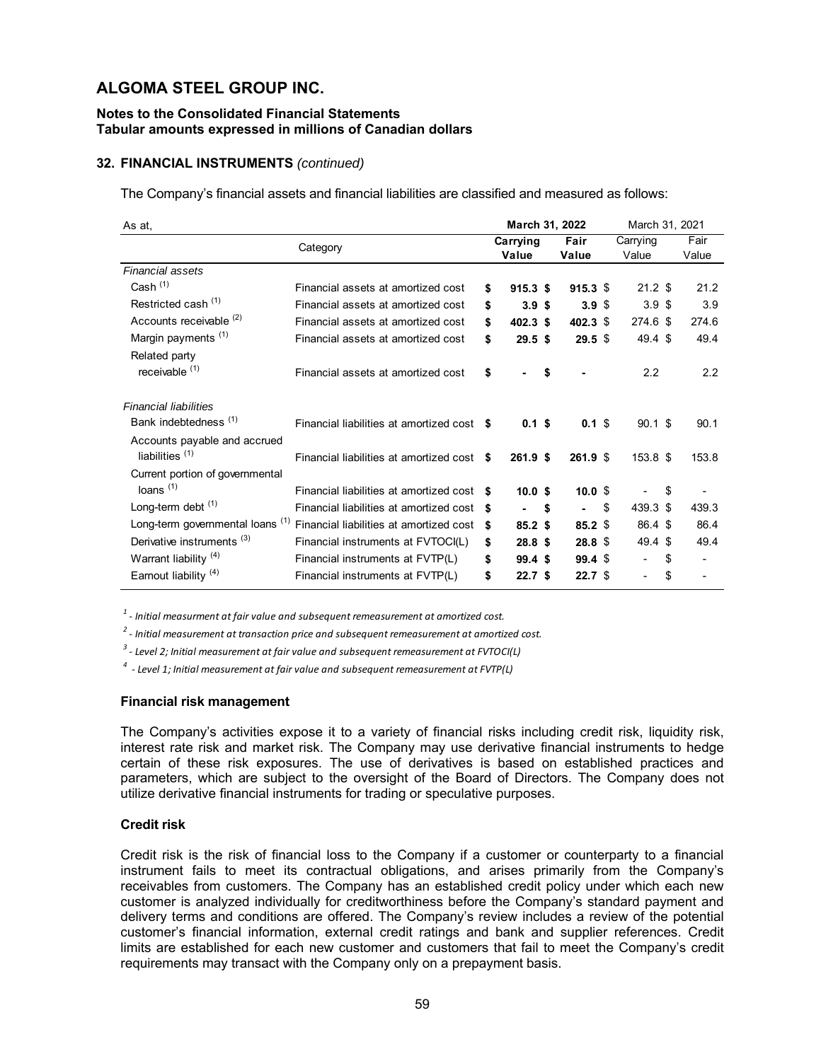# ALGOMA STEEL GROUP INC.

**Notes to the Consolidated Financial Statements**
**Tabular amounts expressed in millions of Canadian dollars**

### 32. FINANCIAL INSTRUMENTS *(continued)*

The Company's financial assets and financial liabilities are classified and measured as follows:

| As at, | | **March 31, 2022** | | March 31, 2021 | |
|---|---|---|---|---|---|
| | Category | **Carrying Value** | **Fair Value** | Carrying Value | Fair Value |
| *Financial assets* | | | | | |
| Cash (1) | Financial assets at amortized cost | **$ 915.3** | **$ 915.3** | $ 21.2 | $ 21.2 |
| Restricted cash (1) | Financial assets at amortized cost | **$ 3.9** | **$ 3.9** | $ 3.9 | $ 3.9 |
| Accounts receivable (2) | Financial assets at amortized cost | **$ 402.3** | **$ 402.3** | $ 274.6 | $ 274.6 |
| Margin payments (1) | Financial assets at amortized cost | **$ 29.5** | **$ 29.5** | $ 49.4 | $ 49.4 |
| Related party receivable (1) | Financial assets at amortized cost | **$ -** | **$ -** | 2.2 | 2.2 |
| *Financial liabilities* | | | | | |
| Bank indebtedness (1) | Financial liabilities at amortized cost | **$ 0.1** | **$ 0.1** | $ 90.1 | $ 90.1 |
| Accounts payable and accrued liabilities (1) | Financial liabilities at amortized cost | **$ 261.9** | **$ 261.9** | $ 153.8 | $ 153.8 |
| Current portion of governmental loans (1) | Financial liabilities at amortized cost | **$ 10.0** | **$ 10.0** | $ - | $ - |
| Long-term debt (1) | Financial liabilities at amortized cost | **$ -** | **$ -** | $ 439.3 | $ 439.3 |
| Long-term governmental loans (1) | Financial liabilities at amortized cost | **$ 85.2** | **$ 85.2** | $ 86.4 | $ 86.4 |
| Derivative instruments (3) | Financial instruments at FVTOCI(L) | **$ 28.8** | **$ 28.8** | $ 49.4 | $ 49.4 |
| Warrant liability (4) | Financial instruments at FVTP(L) | **$ 99.4** | **$ 99.4** | $ - | $ - |
| Earnout liability (4) | Financial instruments at FVTP(L) | **$ 22.7** | **$ 22.7** | $ - | $ - |

*1 - Initial measurment at fair value and subsequent remeasurement at amortized cost.*

*2 - Initial measurement at transaction price and subsequent remeasurement at amortized cost.*

*3 - Level 2; Initial measurement at fair value and subsequent remeasurement at FVTOCI(L)*

*4 - Level 1; Initial measurement at fair value and subsequent remeasurement at FVTP(L)*

#### Financial risk management

The Company's activities expose it to a variety of financial risks including credit risk, liquidity risk, interest rate risk and market risk. The Company may use derivative financial instruments to hedge certain of these risk exposures. The use of derivatives is based on established practices and parameters, which are subject to the oversight of the Board of Directors. The Company does not utilize derivative financial instruments for trading or speculative purposes.

#### Credit risk

Credit risk is the risk of financial loss to the Company if a customer or counterparty to a financial instrument fails to meet its contractual obligations, and arises primarily from the Company's receivables from customers. The Company has an established credit policy under which each new customer is analyzed individually for creditworthiness before the Company's standard payment and delivery terms and conditions are offered. The Company's review includes a review of the potential customer's financial information, external credit ratings and bank and supplier references. Credit limits are established for each new customer and customers that fail to meet the Company's credit requirements may transact with the Company only on a prepayment basis.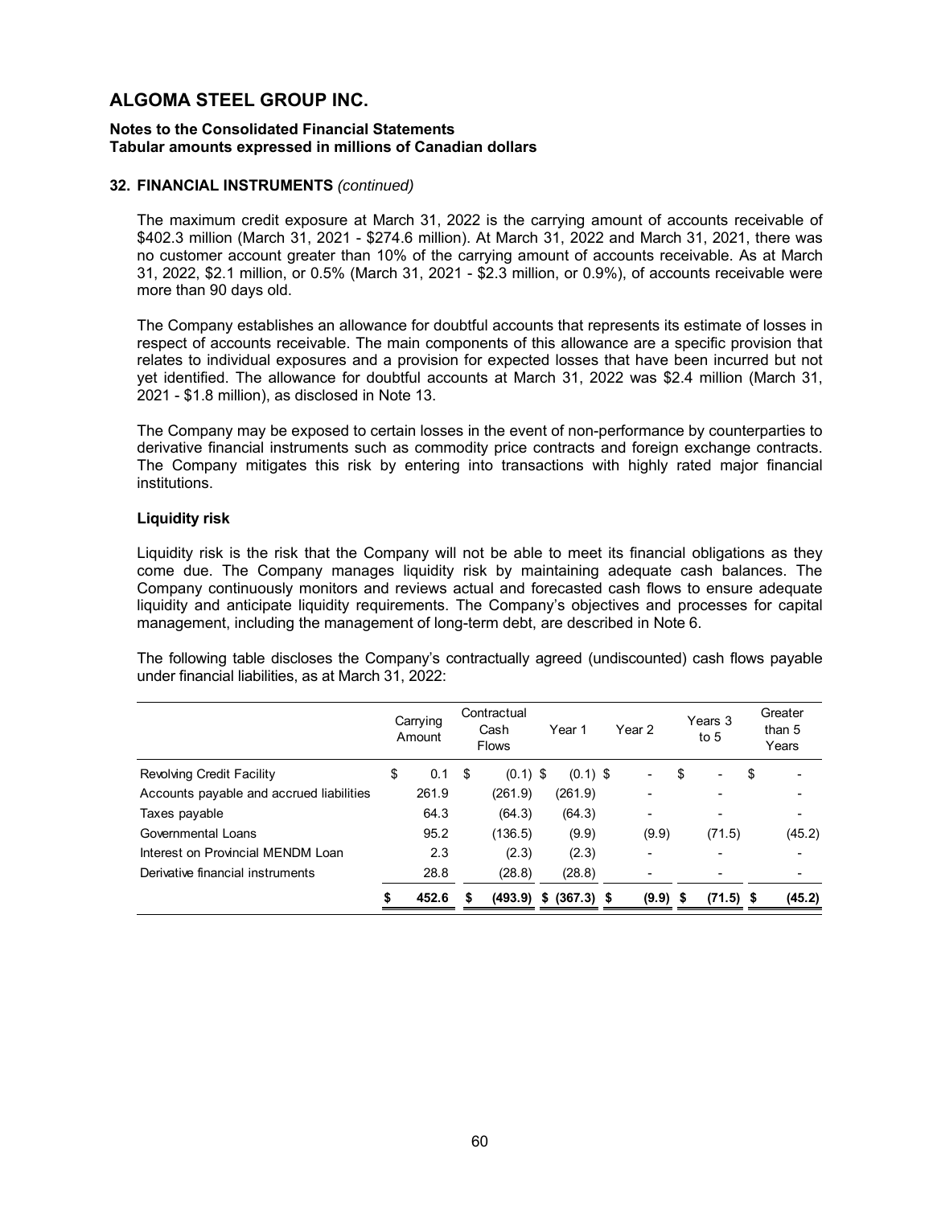# ALGOMA STEEL GROUP INC.

**Notes to the Consolidated Financial Statements**
**Tabular amounts expressed in millions of Canadian dollars**

**32. FINANCIAL INSTRUMENTS** *(continued)*

The maximum credit exposure at March 31, 2022 is the carrying amount of accounts receivable of \$402.3 million (March 31, 2021 - \$274.6 million). At March 31, 2022 and March 31, 2021, there was no customer account greater than 10% of the carrying amount of accounts receivable. As at March 31, 2022, \$2.1 million, or 0.5% (March 31, 2021 - \$2.3 million, or 0.9%), of accounts receivable were more than 90 days old.

The Company establishes an allowance for doubtful accounts that represents its estimate of losses in respect of accounts receivable. The main components of this allowance are a specific provision that relates to individual exposures and a provision for expected losses that have been incurred but not yet identified. The allowance for doubtful accounts at March 31, 2022 was \$2.4 million (March 31, 2021 - \$1.8 million), as disclosed in Note 13.

The Company may be exposed to certain losses in the event of non-performance by counterparties to derivative financial instruments such as commodity price contracts and foreign exchange contracts. The Company mitigates this risk by entering into transactions with highly rated major financial institutions.

**Liquidity risk**

Liquidity risk is the risk that the Company will not be able to meet its financial obligations as they come due. The Company manages liquidity risk by maintaining adequate cash balances. The Company continuously monitors and reviews actual and forecasted cash flows to ensure adequate liquidity and anticipate liquidity requirements. The Company's objectives and processes for capital management, including the management of long-term debt, are described in Note 6.

The following table discloses the Company's contractually agreed (undiscounted) cash flows payable under financial liabilities, as at March 31, 2022:

| | Carrying Amount | Contractual Cash Flows | Year 1 | Year 2 | Years 3 to 5 | Greater than 5 Years |
|---|---|---|---|---|---|---|
| Revolving Credit Facility | \$ 0.1 | \$ (0.1) | \$ (0.1) | \$ - | \$ - | \$ - |
| Accounts payable and accrued liabilities | 261.9 | (261.9) | (261.9) | - | - | - |
| Taxes payable | 64.3 | (64.3) | (64.3) | - | - | - |
| Governmental Loans | 95.2 | (136.5) | (9.9) | (9.9) | (71.5) | (45.2) |
| Interest on Provincial MENDM Loan | 2.3 | (2.3) | (2.3) | - | - | - |
| Derivative financial instruments | 28.8 | (28.8) | (28.8) | - | - | - |
| | **\$ 452.6** | **\$ (493.9)** | **\$ (367.3)** | **\$ (9.9)** | **\$ (71.5)** | **\$ (45.2)** |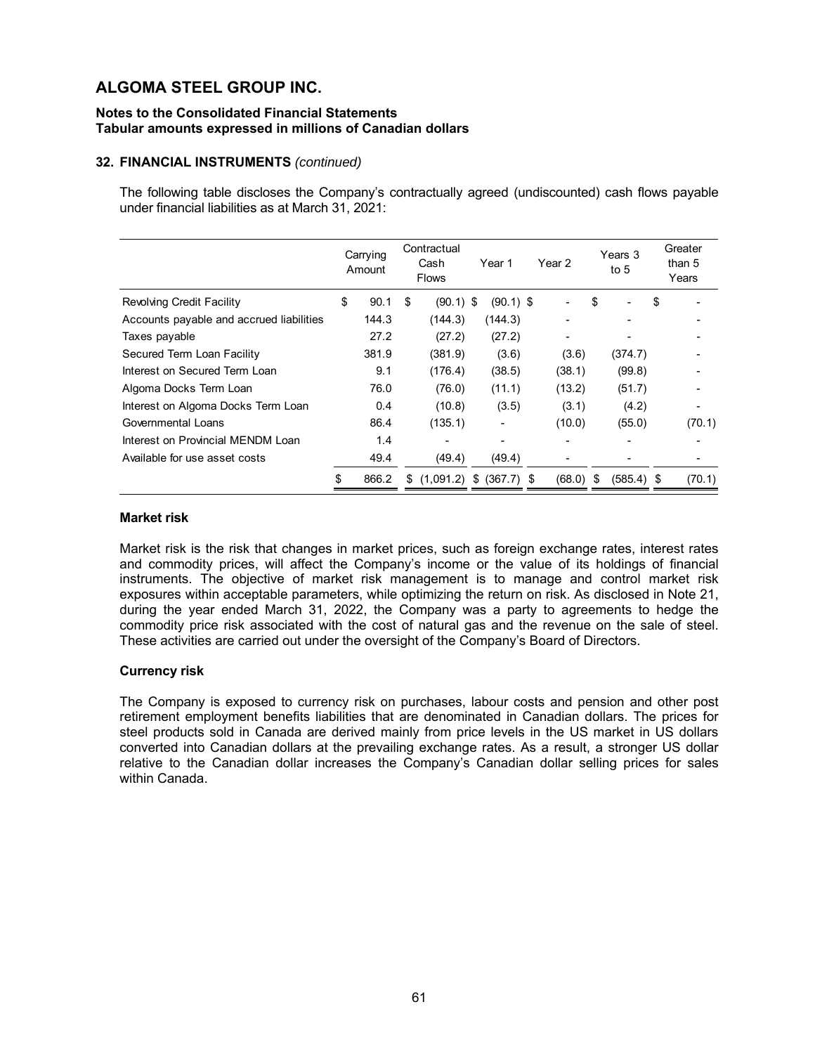# ALGOMA STEEL GROUP INC.

**Notes to the Consolidated Financial Statements**
**Tabular amounts expressed in millions of Canadian dollars**

### 32. FINANCIAL INSTRUMENTS *(continued)*

The following table discloses the Company's contractually agreed (undiscounted) cash flows payable under financial liabilities as at March 31, 2021:

| | Carrying Amount | Contractual Cash Flows | Year 1 | Year 2 | Years 3 to 5 | Greater than 5 Years |
|---|---|---|---|---|---|---|
| Revolving Credit Facility | $ 90.1 | $ (90.1) | $ (90.1) | $ - | $ - | $ - |
| Accounts payable and accrued liabilities | 144.3 | (144.3) | (144.3) | - | - | - |
| Taxes payable | 27.2 | (27.2) | (27.2) | - | - | - |
| Secured Term Loan Facility | 381.9 | (381.9) | (3.6) | (3.6) | (374.7) | - |
| Interest on Secured Term Loan | 9.1 | (176.4) | (38.5) | (38.1) | (99.8) | - |
| Algoma Docks Term Loan | 76.0 | (76.0) | (11.1) | (13.2) | (51.7) | - |
| Interest on Algoma Docks Term Loan | 0.4 | (10.8) | (3.5) | (3.1) | (4.2) | - |
| Governmental Loans | 86.4 | (135.1) | - | (10.0) | (55.0) | (70.1) |
| Interest on Provincial MENDM Loan | 1.4 | - | - | - | - | - |
| Available for use asset costs | 49.4 | (49.4) | (49.4) | - | - | - |
| | $ 866.2 | $ (1,091.2) | $ (367.7) | $ (68.0) | $ (585.4) | $ (70.1) |

#### Market risk

Market risk is the risk that changes in market prices, such as foreign exchange rates, interest rates and commodity prices, will affect the Company's income or the value of its holdings of financial instruments. The objective of market risk management is to manage and control market risk exposures within acceptable parameters, while optimizing the return on risk. As disclosed in Note 21, during the year ended March 31, 2022, the Company was a party to agreements to hedge the commodity price risk associated with the cost of natural gas and the revenue on the sale of steel. These activities are carried out under the oversight of the Company's Board of Directors.

#### Currency risk

The Company is exposed to currency risk on purchases, labour costs and pension and other post retirement employment benefits liabilities that are denominated in Canadian dollars. The prices for steel products sold in Canada are derived mainly from price levels in the US market in US dollars converted into Canadian dollars at the prevailing exchange rates. As a result, a stronger US dollar relative to the Canadian dollar increases the Company's Canadian dollar selling prices for sales within Canada.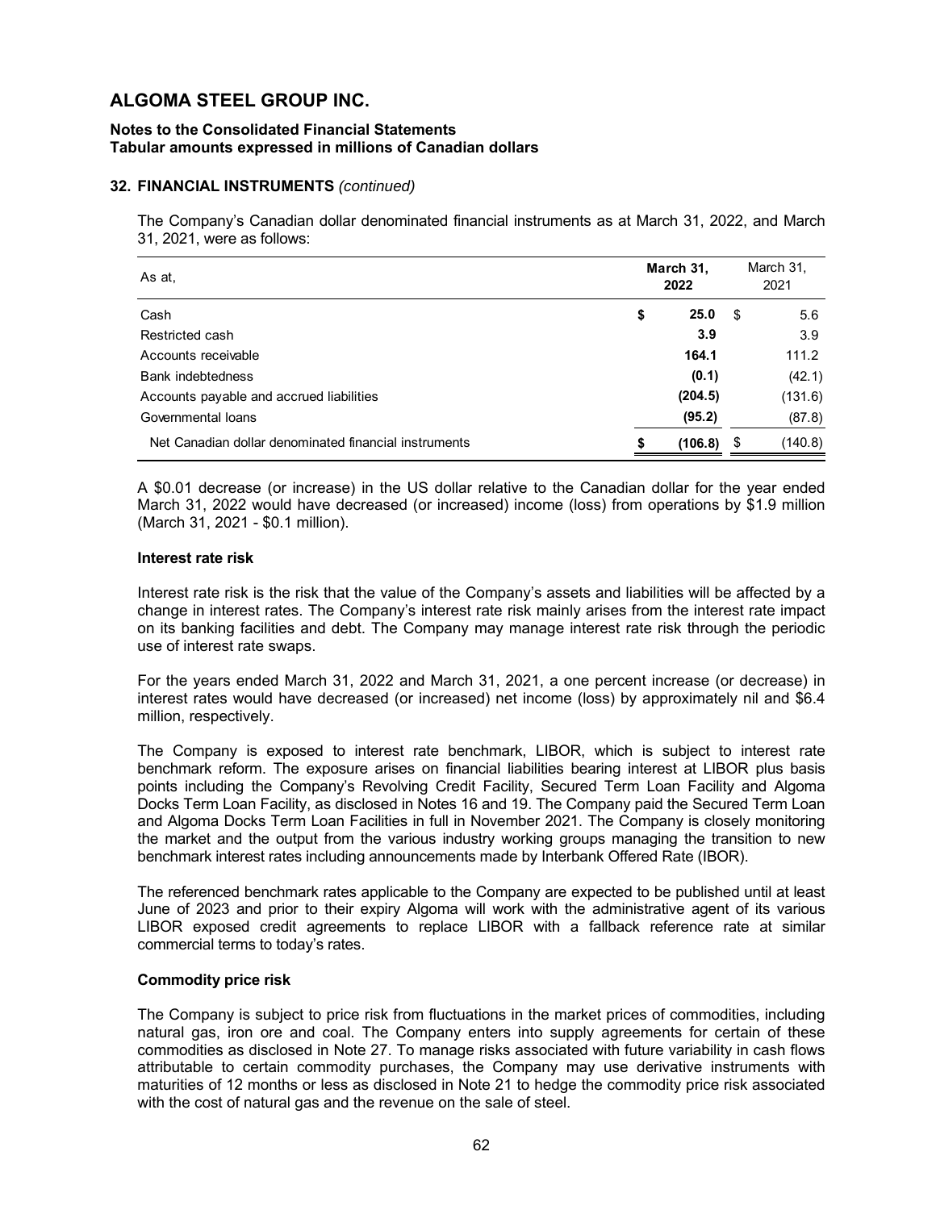# ALGOMA STEEL GROUP INC.

**Notes to the Consolidated Financial Statements**
**Tabular amounts expressed in millions of Canadian dollars**

**32. FINANCIAL INSTRUMENTS** *(continued)*

The Company's Canadian dollar denominated financial instruments as at March 31, 2022, and March 31, 2021, were as follows:

| As at, | **March 31, 2022** | March 31, 2021 |
|---|---|---|
| Cash | **$ 25.0** | $ 5.6 |
| Restricted cash | **3.9** | 3.9 |
| Accounts receivable | **164.1** | 111.2 |
| Bank indebtedness | **(0.1)** | (42.1) |
| Accounts payable and accrued liabilities | **(204.5)** | (131.6) |
| Governmental loans | **(95.2)** | (87.8) |
| Net Canadian dollar denominated financial instruments | **$ (106.8)** | $ (140.8) |

A $0.01 decrease (or increase) in the US dollar relative to the Canadian dollar for the year ended March 31, 2022 would have decreased (or increased) income (loss) from operations by $1.9 million (March 31, 2021 - $0.1 million).

**Interest rate risk**

Interest rate risk is the risk that the value of the Company's assets and liabilities will be affected by a change in interest rates. The Company's interest rate risk mainly arises from the interest rate impact on its banking facilities and debt. The Company may manage interest rate risk through the periodic use of interest rate swaps.

For the years ended March 31, 2022 and March 31, 2021, a one percent increase (or decrease) in interest rates would have decreased (or increased) net income (loss) by approximately nil and $6.4 million, respectively.

The Company is exposed to interest rate benchmark, LIBOR, which is subject to interest rate benchmark reform. The exposure arises on financial liabilities bearing interest at LIBOR plus basis points including the Company's Revolving Credit Facility, Secured Term Loan Facility and Algoma Docks Term Loan Facility, as disclosed in Notes 16 and 19. The Company paid the Secured Term Loan and Algoma Docks Term Loan Facilities in full in November 2021. The Company is closely monitoring the market and the output from the various industry working groups managing the transition to new benchmark interest rates including announcements made by Interbank Offered Rate (IBOR).

The referenced benchmark rates applicable to the Company are expected to be published until at least June of 2023 and prior to their expiry Algoma will work with the administrative agent of its various LIBOR exposed credit agreements to replace LIBOR with a fallback reference rate at similar commercial terms to today's rates.

**Commodity price risk**

The Company is subject to price risk from fluctuations in the market prices of commodities, including natural gas, iron ore and coal. The Company enters into supply agreements for certain of these commodities as disclosed in Note 27. To manage risks associated with future variability in cash flows attributable to certain commodity purchases, the Company may use derivative instruments with maturities of 12 months or less as disclosed in Note 21 to hedge the commodity price risk associated with the cost of natural gas and the revenue on the sale of steel.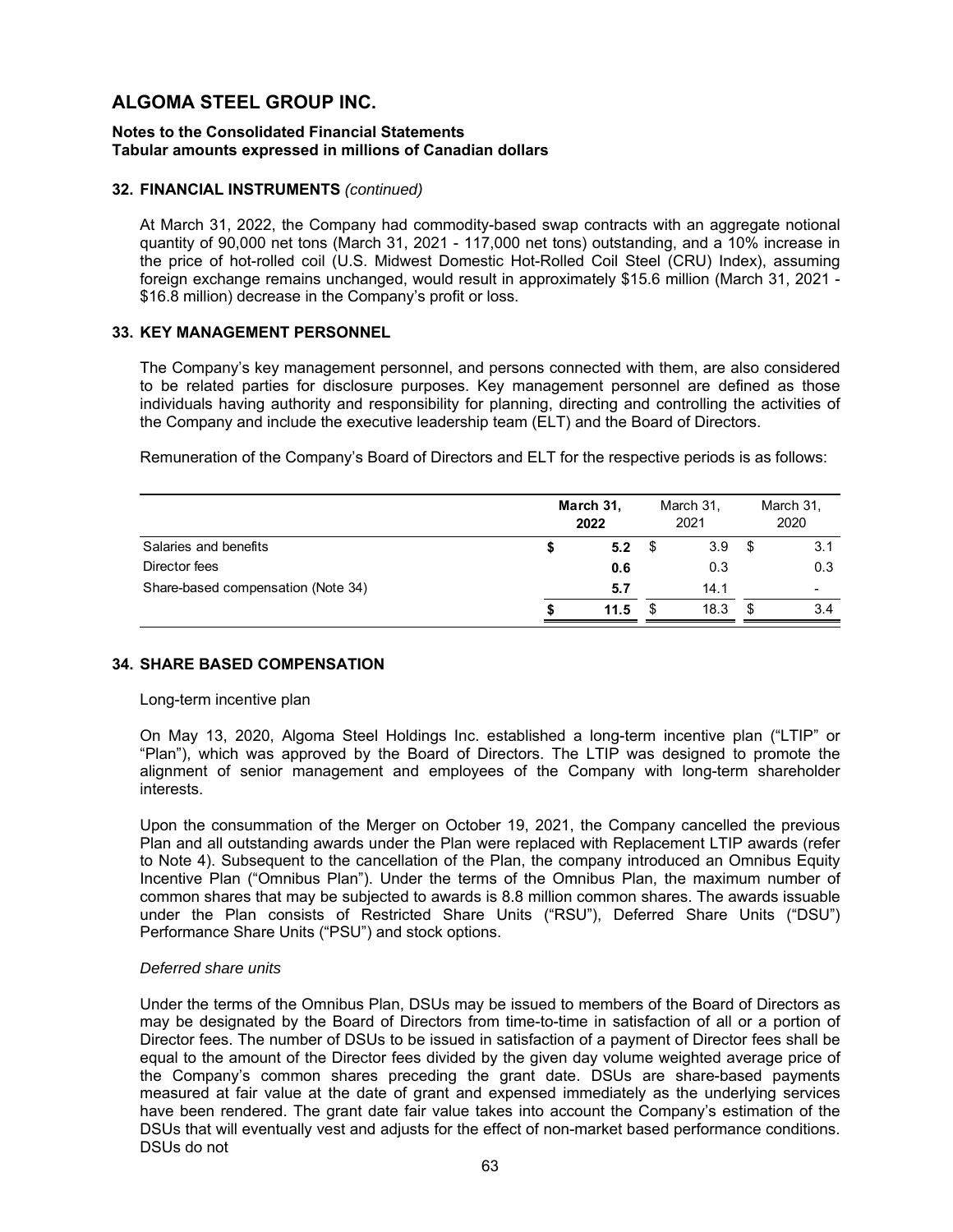# ALGOMA STEEL GROUP INC.

**Notes to the Consolidated Financial Statements**
**Tabular amounts expressed in millions of Canadian dollars**

## 32. FINANCIAL INSTRUMENTS *(continued)*

At March 31, 2022, the Company had commodity-based swap contracts with an aggregate notional quantity of 90,000 net tons (March 31, 2021 - 117,000 net tons) outstanding, and a 10% increase in the price of hot-rolled coil (U.S. Midwest Domestic Hot-Rolled Coil Steel (CRU) Index), assuming foreign exchange remains unchanged, would result in approximately $15.6 million (March 31, 2021 - $16.8 million) decrease in the Company's profit or loss.

## 33. KEY MANAGEMENT PERSONNEL

The Company's key management personnel, and persons connected with them, are also considered to be related parties for disclosure purposes. Key management personnel are defined as those individuals having authority and responsibility for planning, directing and controlling the activities of the Company and include the executive leadership team (ELT) and the Board of Directors.

Remuneration of the Company's Board of Directors and ELT for the respective periods is as follows:

| | **March 31, 2022** | March 31, 2021 | March 31, 2020 |
|---|---|---|---|
| Salaries and benefits | **$ 5.2** | $ 3.9 | $ 3.1 |
| Director fees | **0.6** | 0.3 | 0.3 |
| Share-based compensation (Note 34) | **5.7** | 14.1 | - |
| | **$ 11.5** | $ 18.3 | $ 3.4 |

## 34. SHARE BASED COMPENSATION

Long-term incentive plan

On May 13, 2020, Algoma Steel Holdings Inc. established a long-term incentive plan ("LTIP" or "Plan"), which was approved by the Board of Directors. The LTIP was designed to promote the alignment of senior management and employees of the Company with long-term shareholder interests.

Upon the consummation of the Merger on October 19, 2021, the Company cancelled the previous Plan and all outstanding awards under the Plan were replaced with Replacement LTIP awards (refer to Note 4). Subsequent to the cancellation of the Plan, the company introduced an Omnibus Equity Incentive Plan ("Omnibus Plan"). Under the terms of the Omnibus Plan, the maximum number of common shares that may be subjected to awards is 8.8 million common shares. The awards issuable under the Plan consists of Restricted Share Units ("RSU"), Deferred Share Units ("DSU") Performance Share Units ("PSU") and stock options.

*Deferred share units*

Under the terms of the Omnibus Plan, DSUs may be issued to members of the Board of Directors as may be designated by the Board of Directors from time-to-time in satisfaction of all or a portion of Director fees. The number of DSUs to be issued in satisfaction of a payment of Director fees shall be equal to the amount of the Director fees divided by the given day volume weighted average price of the Company's common shares preceding the grant date. DSUs are share-based payments measured at fair value at the date of grant and expensed immediately as the underlying services have been rendered. The grant date fair value takes into account the Company's estimation of the DSUs that will eventually vest and adjusts for the effect of non-market based performance conditions. DSUs do not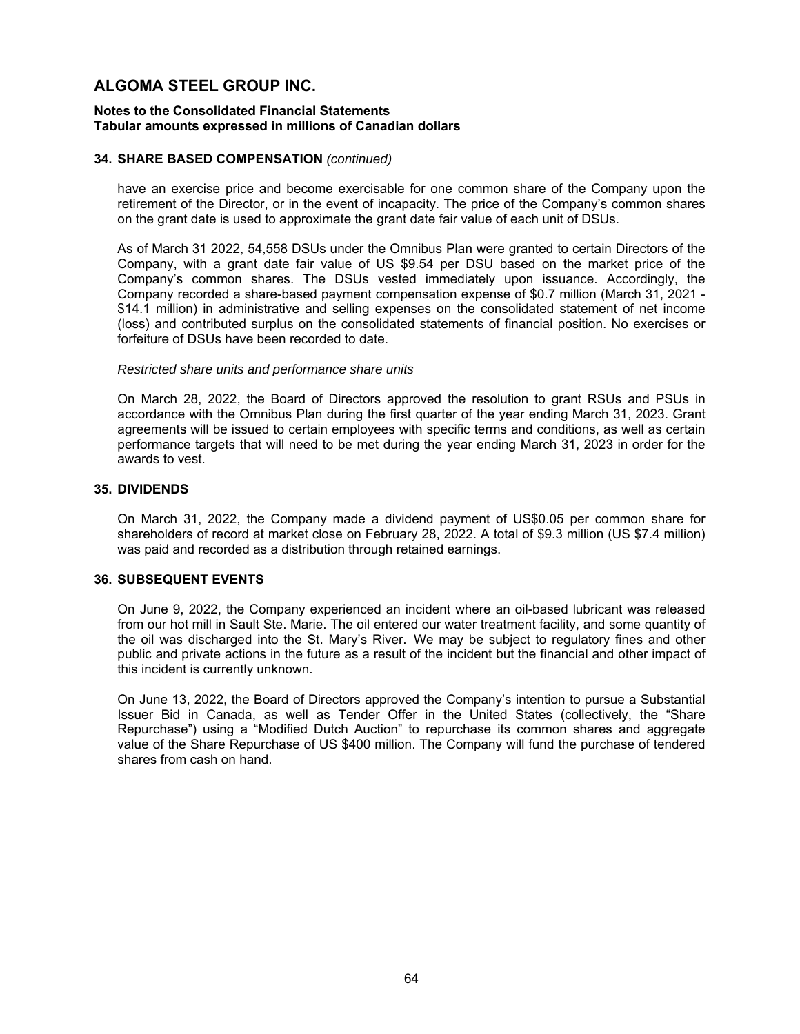### 34. SHARE BASED COMPENSATION *(continued)*

have an exercise price and become exercisable for one common share of the Company upon the retirement of the Director, or in the event of incapacity. The price of the Company's common shares on the grant date is used to approximate the grant date fair value of each unit of DSUs.

As of March 31 2022, 54,558 DSUs under the Omnibus Plan were granted to certain Directors of the Company, with a grant date fair value of US $9.54 per DSU based on the market price of the Company's common shares. The DSUs vested immediately upon issuance. Accordingly, the Company recorded a share-based payment compensation expense of $0.7 million (March 31, 2021 - $14.1 million) in administrative and selling expenses on the consolidated statement of net income (loss) and contributed surplus on the consolidated statements of financial position. No exercises or forfeiture of DSUs have been recorded to date.

*Restricted share units and performance share units*

On March 28, 2022, the Board of Directors approved the resolution to grant RSUs and PSUs in accordance with the Omnibus Plan during the first quarter of the year ending March 31, 2023. Grant agreements will be issued to certain employees with specific terms and conditions, as well as certain performance targets that will need to be met during the year ending March 31, 2023 in order for the awards to vest.

### 35. DIVIDENDS

On March 31, 2022, the Company made a dividend payment of US$0.05 per common share for shareholders of record at market close on February 28, 2022. A total of $9.3 million (US $7.4 million) was paid and recorded as a distribution through retained earnings.

### 36. SUBSEQUENT EVENTS

On June 9, 2022, the Company experienced an incident where an oil-based lubricant was released from our hot mill in Sault Ste. Marie. The oil entered our water treatment facility, and some quantity of the oil was discharged into the St. Mary's River. We may be subject to regulatory fines and other public and private actions in the future as a result of the incident but the financial and other impact of this incident is currently unknown.

On June 13, 2022, the Board of Directors approved the Company's intention to pursue a Substantial Issuer Bid in Canada, as well as Tender Offer in the United States (collectively, the "Share Repurchase") using a "Modified Dutch Auction" to repurchase its common shares and aggregate value of the Share Repurchase of US $400 million. The Company will fund the purchase of tendered shares from cash on hand.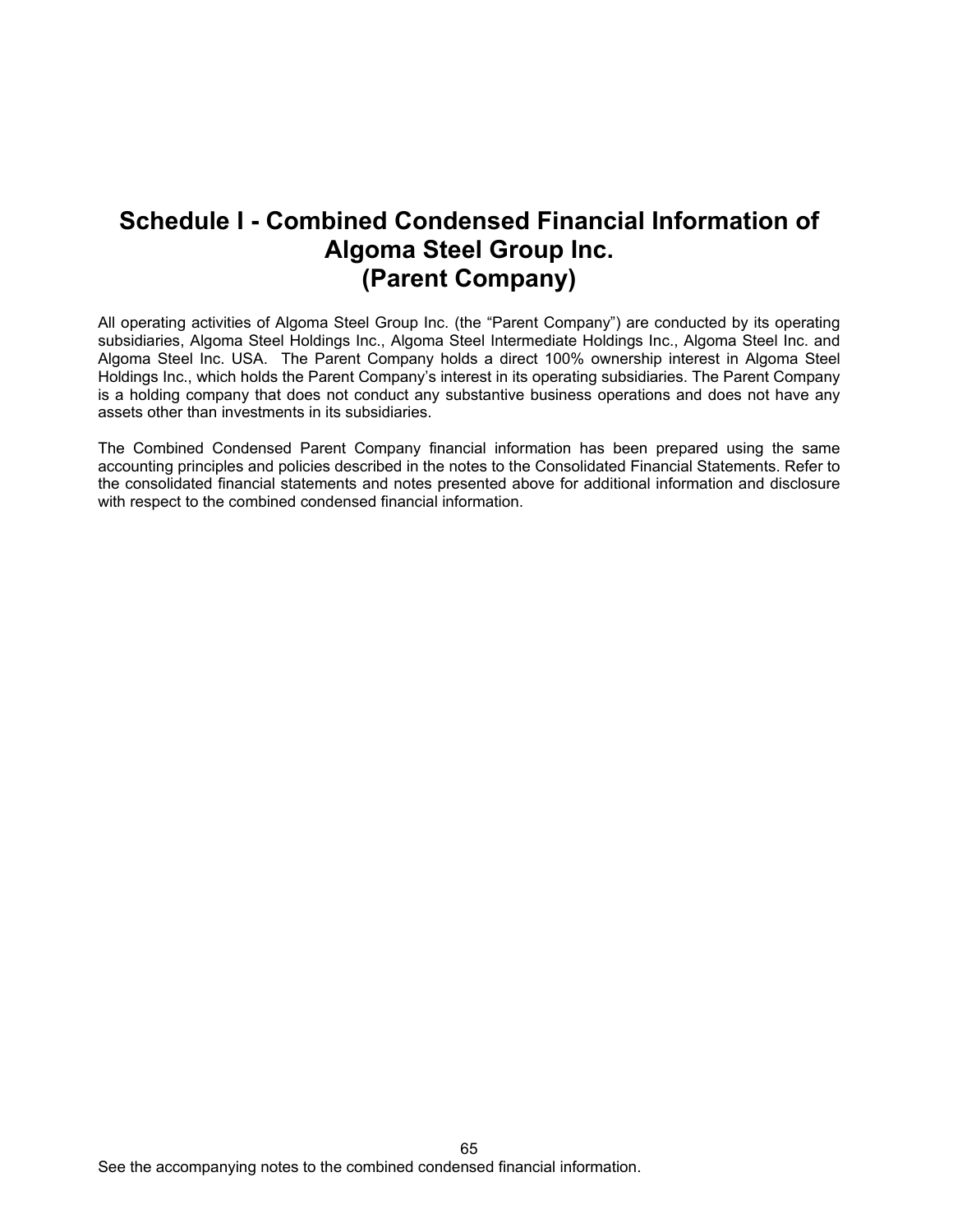# Schedule I - Combined Condensed Financial Information of Algoma Steel Group Inc. (Parent Company)

All operating activities of Algoma Steel Group Inc. (the "Parent Company") are conducted by its operating subsidiaries, Algoma Steel Holdings Inc., Algoma Steel Intermediate Holdings Inc., Algoma Steel Inc. and Algoma Steel Inc. USA. The Parent Company holds a direct 100% ownership interest in Algoma Steel Holdings Inc., which holds the Parent Company's interest in its operating subsidiaries. The Parent Company is a holding company that does not conduct any substantive business operations and does not have any assets other than investments in its subsidiaries.

The Combined Condensed Parent Company financial information has been prepared using the same accounting principles and policies described in the notes to the Consolidated Financial Statements. Refer to the consolidated financial statements and notes presented above for additional information and disclosure with respect to the combined condensed financial information.

See the accompanying notes to the combined condensed financial information.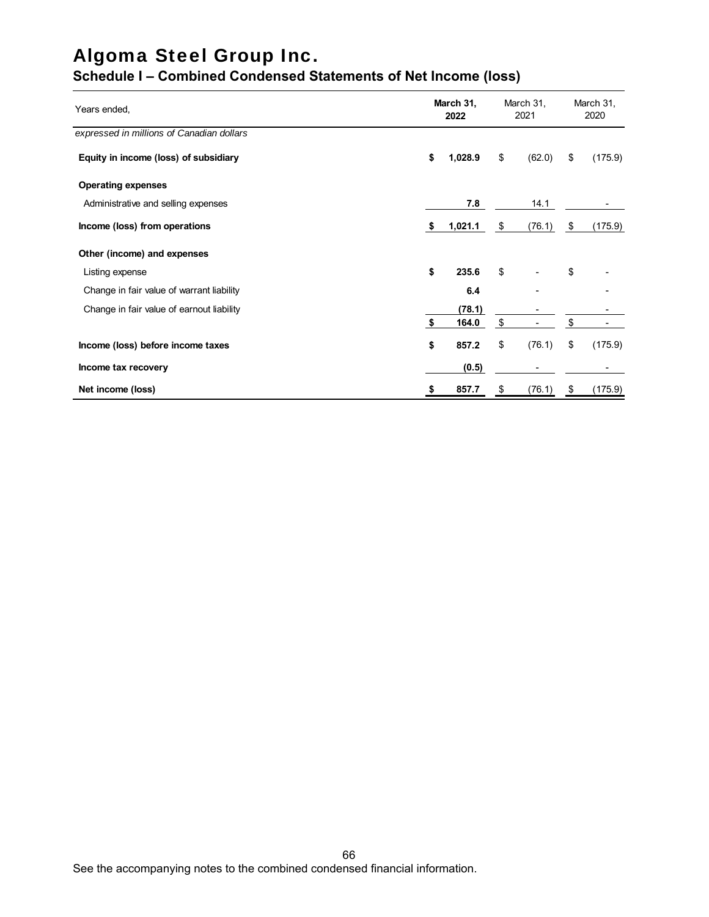# Algoma Steel Group Inc.

## Schedule I – Combined Condensed Statements of Net Income (loss)

| Years ended, | March 31, 2022 | March 31, 2021 | March 31, 2020 |
|---|---|---|---|
| *expressed in millions of Canadian dollars* | | | |
| **Equity in income (loss) of subsidiary** | **$ 1,028.9** | $ (62.0) | $ (175.9) |
| **Operating expenses** | | | |
| Administrative and selling expenses | **7.8** | 14.1 | - |
| **Income (loss) from operations** | **$ 1,021.1** | $ (76.1) | $ (175.9) |
| **Other (income) and expenses** | | | |
| Listing expense | **$ 235.6** | $ - | $ - |
| Change in fair value of warrant liability | **6.4** | - | - |
| Change in fair value of earnout liability | **(78.1)** | - | - |
| | **$ 164.0** | $ - | $ - |
| **Income (loss) before income taxes** | **$ 857.2** | $ (76.1) | $ (175.9) |
| **Income tax recovery** | **(0.5)** | - | - |
| **Net income (loss)** | **$ 857.7** | $ (76.1) | $ (175.9) |

See the accompanying notes to the combined condensed financial information.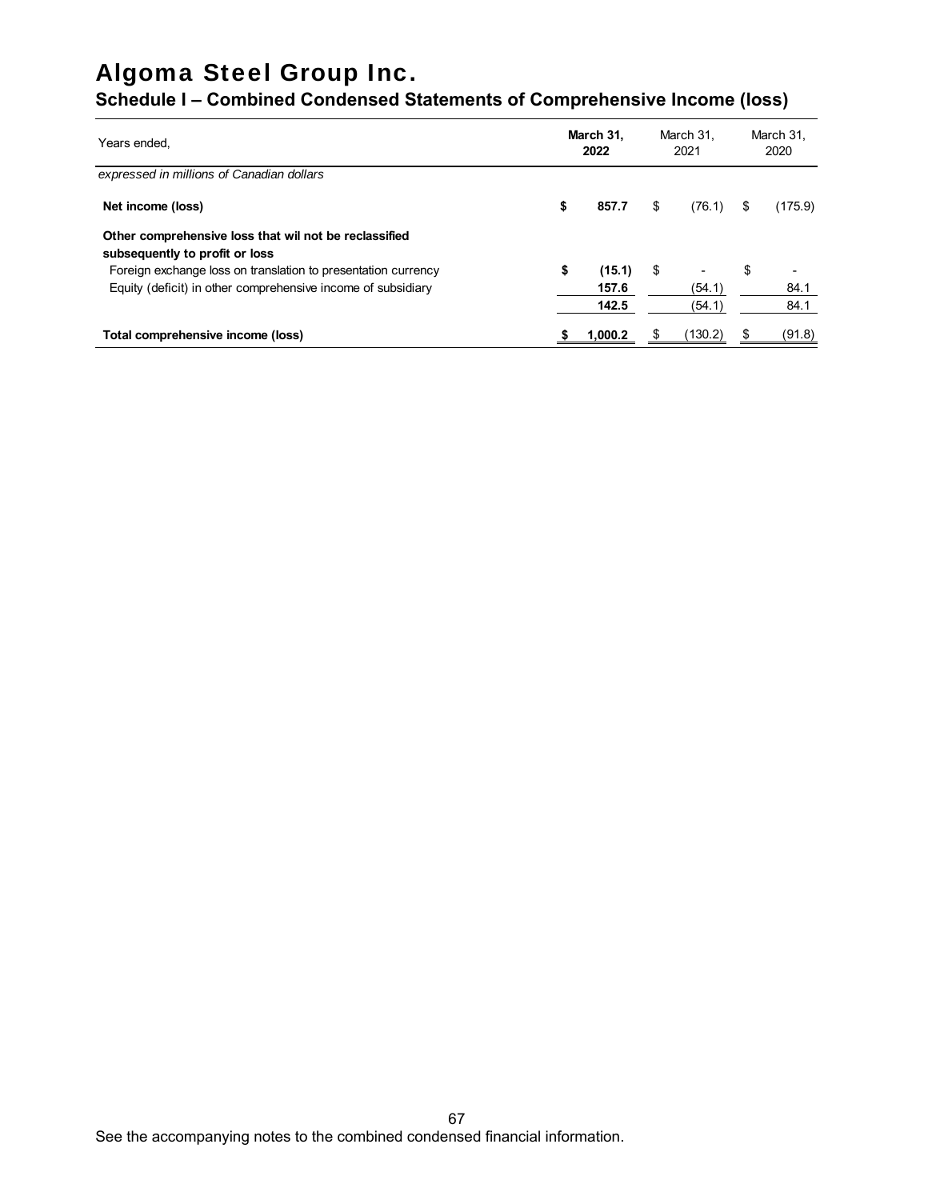# Algoma Steel Group Inc.

## Schedule I – Combined Condensed Statements of Comprehensive Income (loss)

| Years ended, | **March 31, 2022** | March 31, 2021 | March 31, 2020 |
|---|---|---|---|
| *expressed in millions of Canadian dollars* | | | |
| **Net income (loss)** | **$ 857.7** | $ (76.1) | $ (175.9) |
| **Other comprehensive loss that wil not be reclassified subsequently to profit or loss** | | | |
| Foreign exchange loss on translation to presentation currency | **$ (15.1)** | $ - | $ - |
| Equity (deficit) in other comprehensive income of subsidiary | **157.6** | (54.1) | 84.1 |
| | **142.5** | (54.1) | 84.1 |
| **Total comprehensive income (loss)** | **$ 1,000.2** | $ (130.2) | $ (91.8) |

See the accompanying notes to the combined condensed financial information.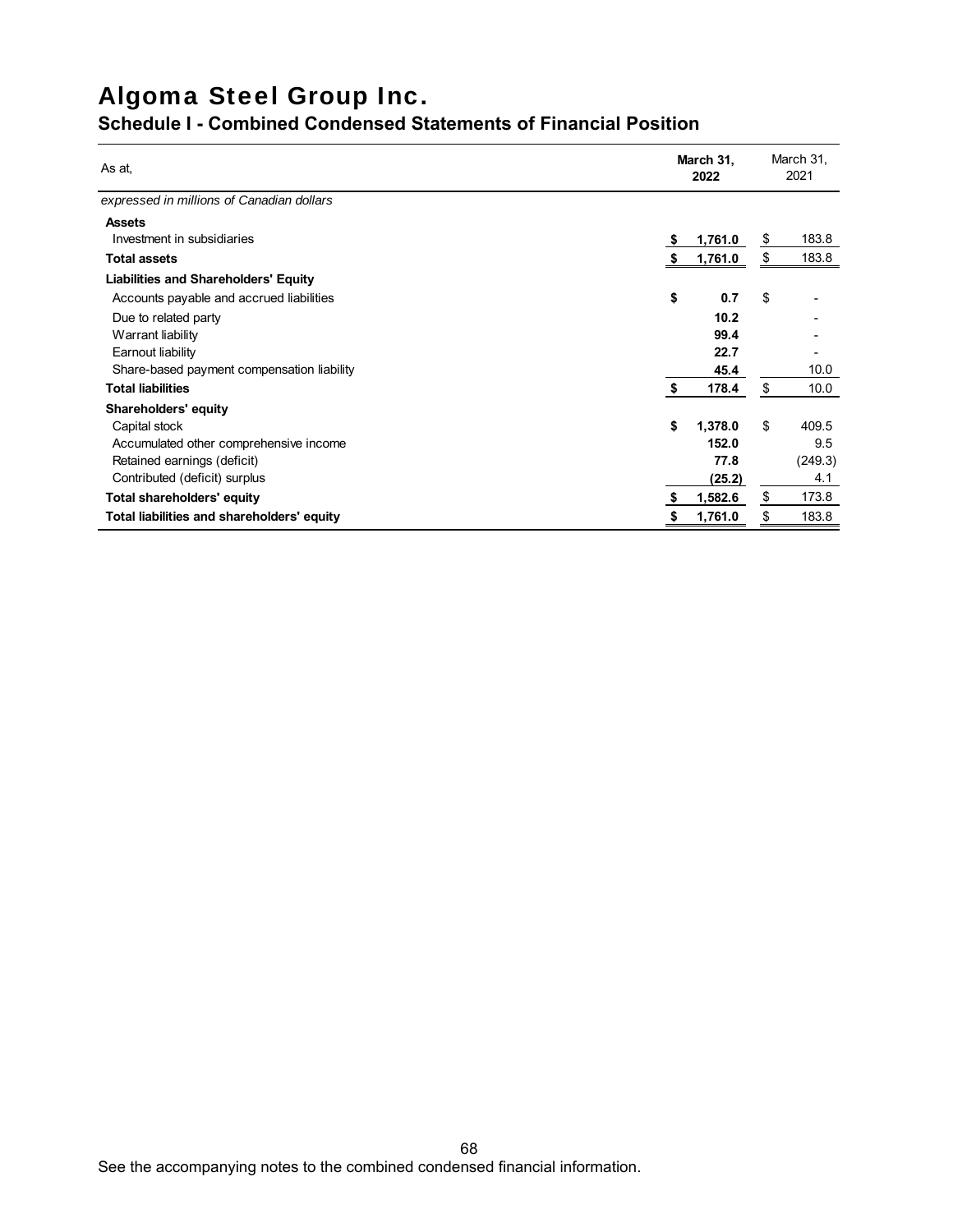# Algoma Steel Group Inc.

## Schedule I - Combined Condensed Statements of Financial Position

| As at, | March 31, 2022 | March 31, 2021 |
|---|---|---|
| *expressed in millions of Canadian dollars* | | |
| **Assets** | | |
| Investment in subsidiaries | $ 1,761.0 | $ 183.8 |
| **Total assets** | $ 1,761.0 | $ 183.8 |
| **Liabilities and Shareholders' Equity** | | |
| Accounts payable and accrued liabilities | $ 0.7 | $ - |
| Due to related party | 10.2 | - |
| Warrant liability | 99.4 | - |
| Earnout liability | 22.7 | - |
| Share-based payment compensation liability | 45.4 | 10.0 |
| **Total liabilities** | $ 178.4 | $ 10.0 |
| **Shareholders' equity** | | |
| Capital stock | $ 1,378.0 | $ 409.5 |
| Accumulated other comprehensive income | 152.0 | 9.5 |
| Retained earnings (deficit) | 77.8 | (249.3) |
| Contributed (deficit) surplus | (25.2) | 4.1 |
| **Total shareholders' equity** | $ 1,582.6 | $ 173.8 |
| **Total liabilities and shareholders' equity** | $ 1,761.0 | $ 183.8 |

See the accompanying notes to the combined condensed financial information.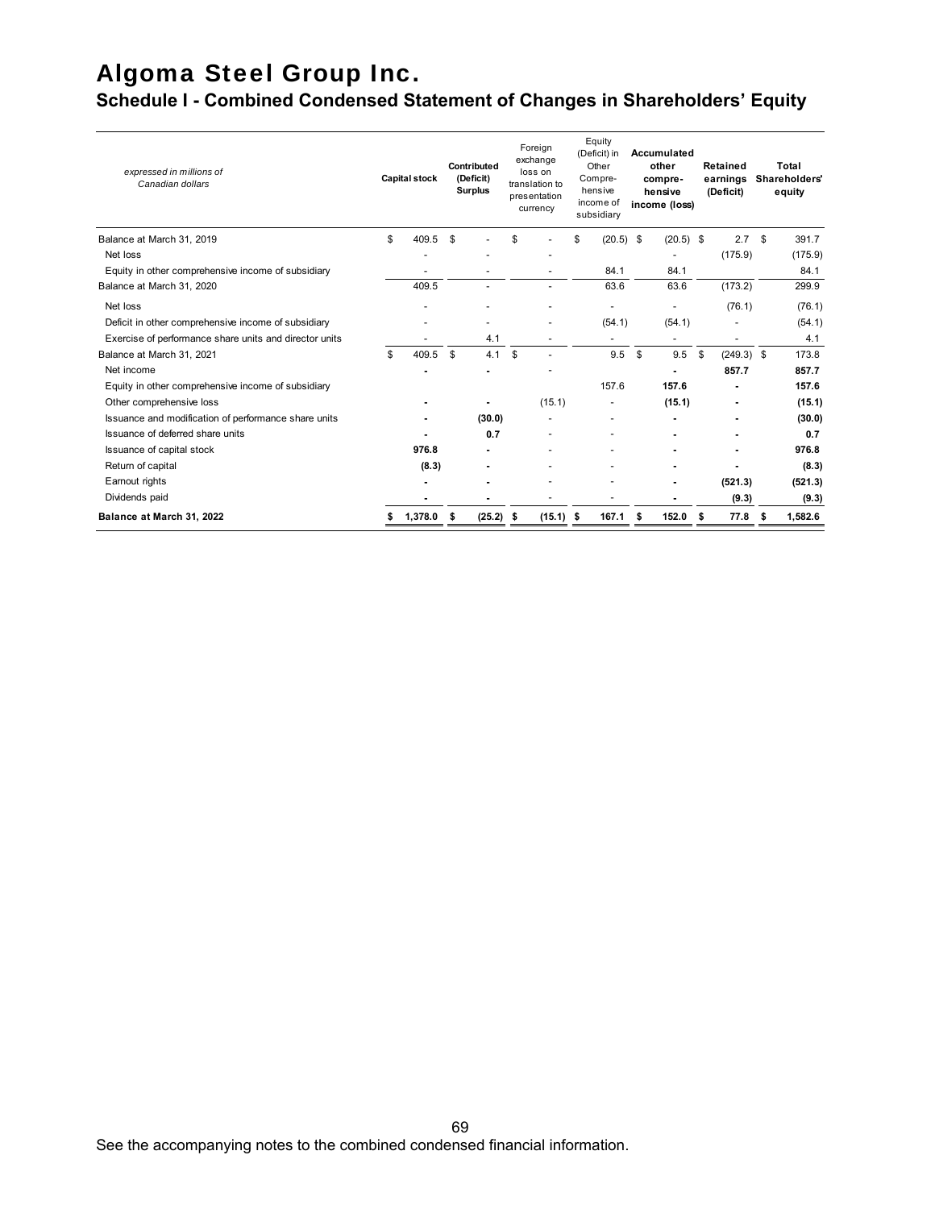# Algoma Steel Group Inc.

## Schedule I - Combined Condensed Statement of Changes in Shareholders' Equity

| *expressed in millions of Canadian dollars* | Capital stock | Contributed (Deficit) Surplus | Foreign exchange loss on translation to presentation currency | Equity (Deficit) in Other Comprehensive income of subsidiary | Accumulated other comprehensive income (loss) | Retained earnings (Deficit) | Total Shareholders' equity |
|---|---|---|---|---|---|---|---|
| Balance at March 31, 2019 | $ 409.5 | $ - | $ - | $ (20.5) | $ (20.5) | $ 2.7 | $ 391.7 |
| Net loss | - | - | - | | - | (175.9) | (175.9) |
| Equity in other comprehensive income of subsidiary | - | - | - | 84.1 | 84.1 | | 84.1 |
| Balance at March 31, 2020 | 409.5 | - | - | 63.6 | 63.6 | (173.2) | 299.9 |
| Net loss | - | - | - | - | - | (76.1) | (76.1) |
| Deficit in other comprehensive income of subsidiary | - | - | - | (54.1) | (54.1) | - | (54.1) |
| Exercise of performance share units and director units | - | 4.1 | - | - | - | - | 4.1 |
| Balance at March 31, 2021 | $ 409.5 | $ 4.1 | $ - | 9.5 | $ 9.5 | $ (249.3) | $ 173.8 |
| Net income | **-** | **-** | - | | **-** | **857.7** | **857.7** |
| Equity in other comprehensive income of subsidiary | | | | 157.6 | **157.6** | **-** | **157.6** |
| Other comprehensive loss | **-** | **-** | (15.1) | - | **(15.1)** | **-** | **(15.1)** |
| Issuance and modification of performance share units | **-** | **(30.0)** | - | - | **-** | **-** | **(30.0)** |
| Issuance of deferred share units | **-** | **0.7** | - | - | **-** | **-** | **0.7** |
| Issuance of capital stock | **976.8** | **-** | - | - | **-** | **-** | **976.8** |
| Return of capital | **(8.3)** | **-** | - | - | **-** | **-** | **(8.3)** |
| Earnout rights | **-** | **-** | - | - | **-** | **(521.3)** | **(521.3)** |
| Dividends paid | **-** | **-** | - | - | **-** | **(9.3)** | **(9.3)** |
| **Balance at March 31, 2022** | **$ 1,378.0** | **$ (25.2)** | **$ (15.1)** | **$ 167.1** | **$ 152.0** | **$ 77.8** | **$ 1,582.6** |

See the accompanying notes to the combined condensed financial information.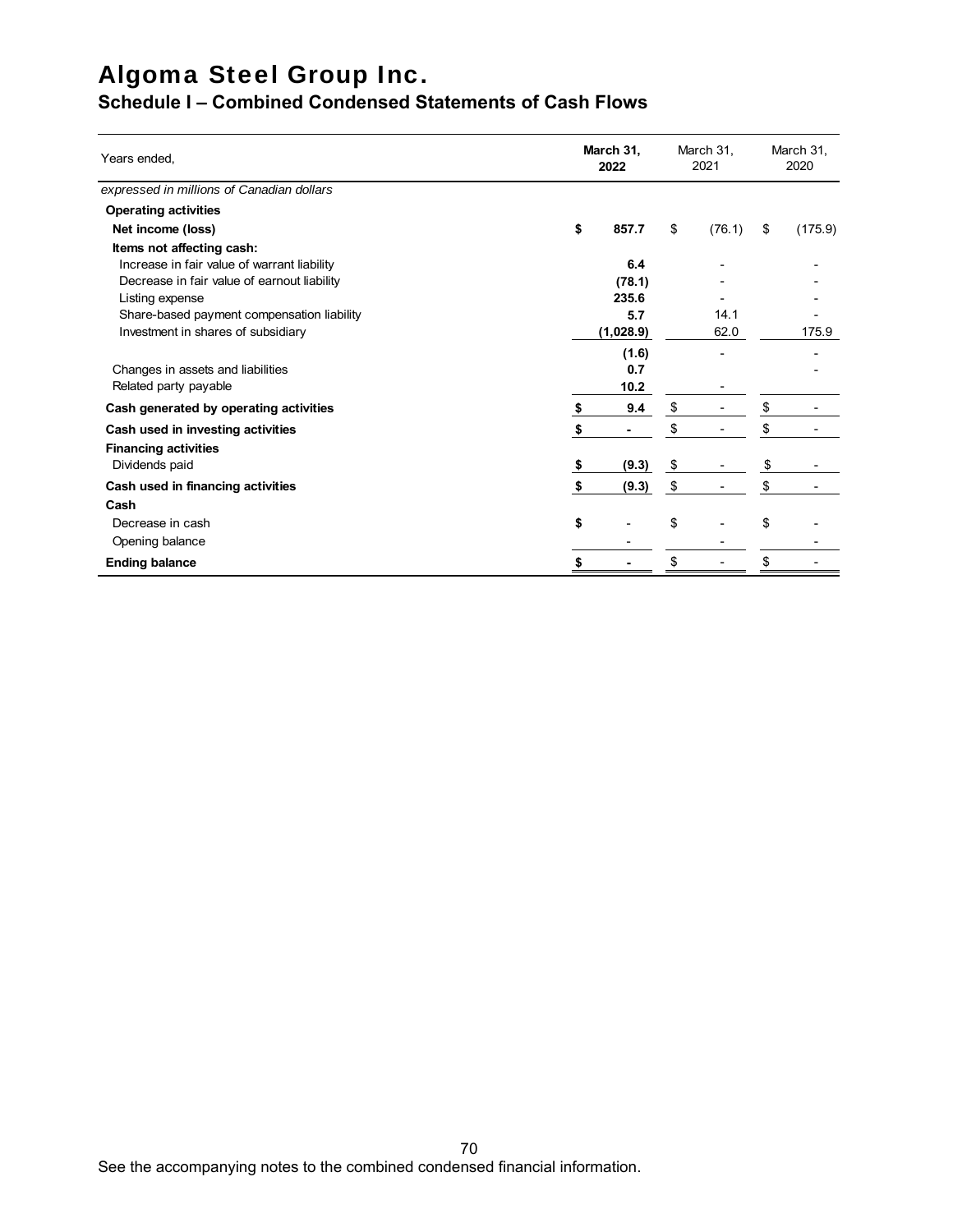# Algoma Steel Group Inc.

## Schedule I – Combined Condensed Statements of Cash Flows

| Years ended, | **March 31, 2022** | March 31, 2021 | March 31, 2020 |
|---|---|---|---|
| *expressed in millions of Canadian dollars* | | | |
| **Operating activities** | | | |
| **Net income (loss)** | **$ 857.7** | $ (76.1) | $ (175.9) |
| **Items not affecting cash:** | | | |
| Increase in fair value of warrant liability | **6.4** | - | - |
| Decrease in fair value of earnout liability | **(78.1)** | - | - |
| Listing expense | **235.6** | - | - |
| Share-based payment compensation liability | **5.7** | 14.1 | - |
| Investment in shares of subsidiary | **(1,028.9)** | 62.0 | 175.9 |
| | **(1.6)** | - | - |
| Changes in assets and liabilities | **0.7** | | - |
| Related party payable | **10.2** | - | |
| **Cash generated by operating activities** | **$ 9.4** | $ - | $ - |
| **Cash used in investing activities** | **$ -** | $ - | $ - |
| **Financing activities** | | | |
| Dividends paid | **$ (9.3)** | $ - | $ - |
| **Cash used in financing activities** | **$ (9.3)** | $ - | $ - |
| **Cash** | | | |
| Decrease in cash | **$ -** | $ - | $ - |
| Opening balance | - | - | - |
| **Ending balance** | **$ -** | $ - | $ - |

See the accompanying notes to the combined condensed financial information.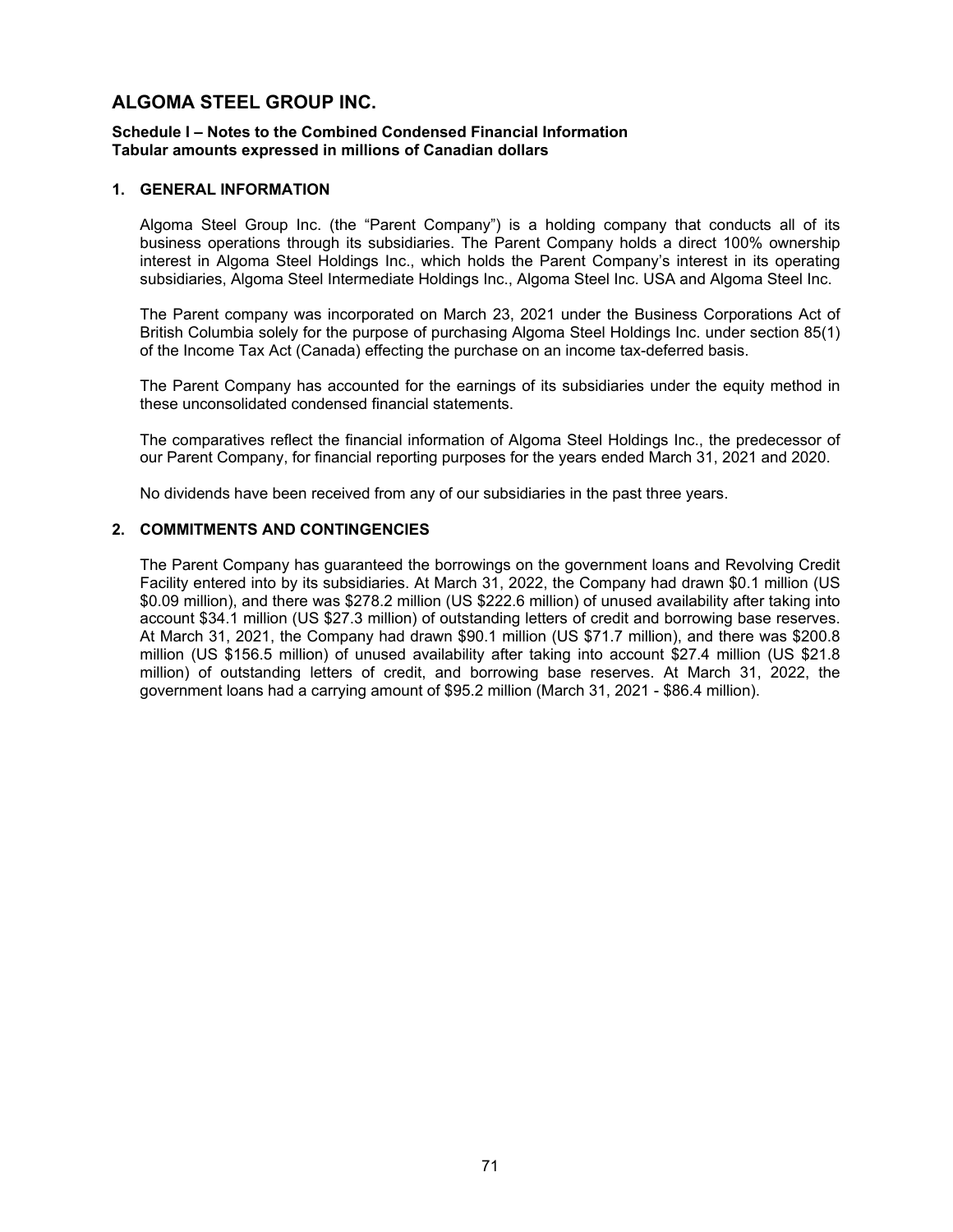# ALGOMA STEEL GROUP INC.

**Schedule I – Notes to the Combined Condensed Financial Information**
**Tabular amounts expressed in millions of Canadian dollars**

## 1. GENERAL INFORMATION

Algoma Steel Group Inc. (the "Parent Company") is a holding company that conducts all of its business operations through its subsidiaries. The Parent Company holds a direct 100% ownership interest in Algoma Steel Holdings Inc., which holds the Parent Company's interest in its operating subsidiaries, Algoma Steel Intermediate Holdings Inc., Algoma Steel Inc. USA and Algoma Steel Inc.

The Parent company was incorporated on March 23, 2021 under the Business Corporations Act of British Columbia solely for the purpose of purchasing Algoma Steel Holdings Inc. under section 85(1) of the Income Tax Act (Canada) effecting the purchase on an income tax-deferred basis.

The Parent Company has accounted for the earnings of its subsidiaries under the equity method in these unconsolidated condensed financial statements.

The comparatives reflect the financial information of Algoma Steel Holdings Inc., the predecessor of our Parent Company, for financial reporting purposes for the years ended March 31, 2021 and 2020.

No dividends have been received from any of our subsidiaries in the past three years.

## 2. COMMITMENTS AND CONTINGENCIES

The Parent Company has guaranteed the borrowings on the government loans and Revolving Credit Facility entered into by its subsidiaries. At March 31, 2022, the Company had drawn $0.1 million (US $0.09 million), and there was $278.2 million (US $222.6 million) of unused availability after taking into account $34.1 million (US $27.3 million) of outstanding letters of credit and borrowing base reserves. At March 31, 2021, the Company had drawn $90.1 million (US $71.7 million), and there was $200.8 million (US $156.5 million) of unused availability after taking into account $27.4 million (US $21.8 million) of outstanding letters of credit, and borrowing base reserves. At March 31, 2022, the government loans had a carrying amount of $95.2 million (March 31, 2021 - $86.4 million).